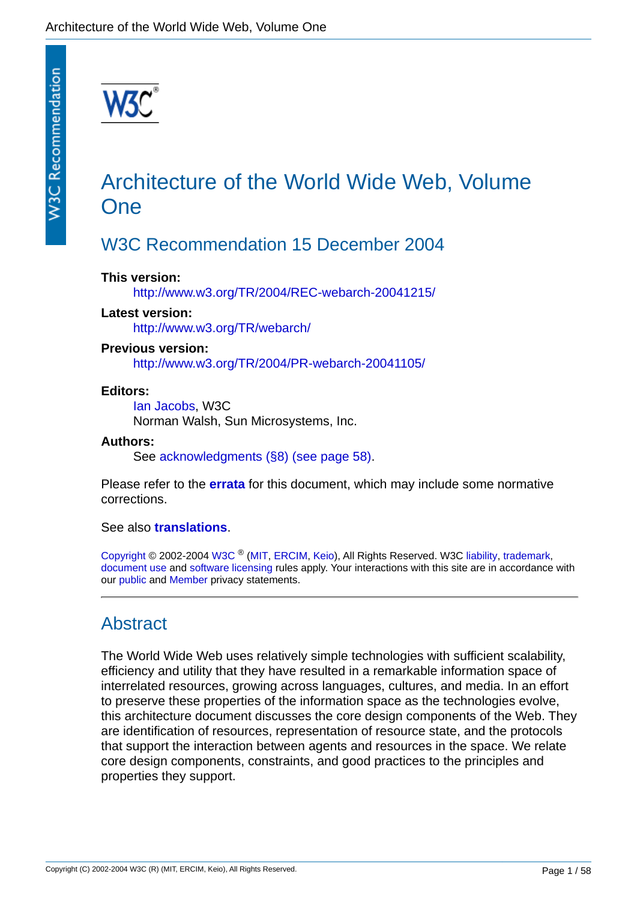# Architecture of the World Wide Web, Volume One

## W3C Recommendation 15 December 2004

**This version:**
http://www.w3.org/TR/2004/REC-webarch-20041215/

**Latest version:**
http://www.w3.org/TR/webarch/

**Previous version:**
http://www.w3.org/TR/2004/PR-webarch-20041105/

**Editors:**
Ian Jacobs, W3C
Norman Walsh, Sun Microsystems, Inc.

**Authors:**
See acknowledgments (§8) (see page 58).

Please refer to the **errata** for this document, which may include some normative corrections.

See also **translations**.

Copyright © 2002-2004 W3C ® (MIT, ERCIM, Keio), All Rights Reserved. W3C liability, trademark, document use and software licensing rules apply. Your interactions with this site are in accordance with our public and Member privacy statements.

---

## Abstract

The World Wide Web uses relatively simple technologies with sufficient scalability, efficiency and utility that they have resulted in a remarkable information space of interrelated resources, growing across languages, cultures, and media. In an effort to preserve these properties of the information space as the technologies evolve, this architecture document discusses the core design components of the Web. They are identification of resources, representation of resource state, and the protocols that support the interaction between agents and resources in the space. We relate core design components, constraints, and good practices to the principles and properties they support.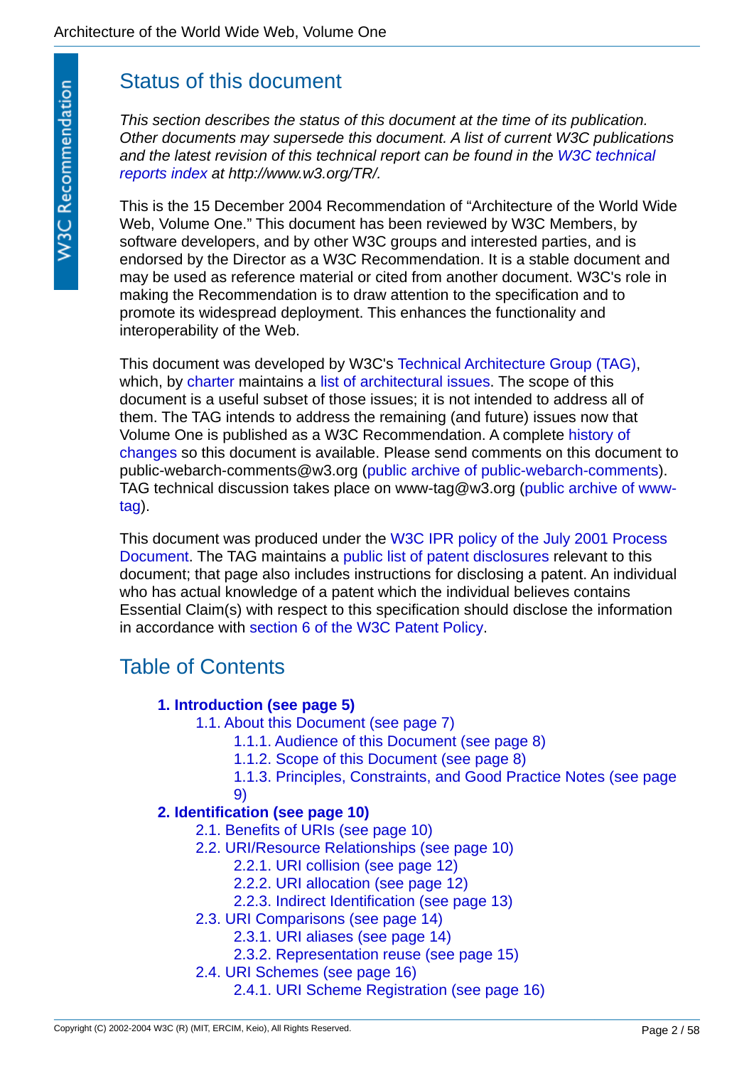## Status of this document

*This section describes the status of this document at the time of its publication. Other documents may supersede this document. A list of current W3C publications and the latest revision of this technical report can be found in the W3C technical reports index at http://www.w3.org/TR/.*

This is the 15 December 2004 Recommendation of "Architecture of the World Wide Web, Volume One." This document has been reviewed by W3C Members, by software developers, and by other W3C groups and interested parties, and is endorsed by the Director as a W3C Recommendation. It is a stable document and may be used as reference material or cited from another document. W3C's role in making the Recommendation is to draw attention to the specification and to promote its widespread deployment. This enhances the functionality and interoperability of the Web.

This document was developed by W3C's Technical Architecture Group (TAG), which, by charter maintains a list of architectural issues. The scope of this document is a useful subset of those issues; it is not intended to address all of them. The TAG intends to address the remaining (and future) issues now that Volume One is published as a W3C Recommendation. A complete history of changes so this document is available. Please send comments on this document to public-webarch-comments@w3.org (public archive of public-webarch-comments). TAG technical discussion takes place on www-tag@w3.org (public archive of www-tag).

This document was produced under the W3C IPR policy of the July 2001 Process Document. The TAG maintains a public list of patent disclosures relevant to this document; that page also includes instructions for disclosing a patent. An individual who has actual knowledge of a patent which the individual believes contains Essential Claim(s) with respect to this specification should disclose the information in accordance with section 6 of the W3C Patent Policy.

## Table of Contents

- **1. Introduction (see page 5)**
  - 1.1. About this Document (see page 7)
    - 1.1.1. Audience of this Document (see page 8)
    - 1.1.2. Scope of this Document (see page 8)
    - 1.1.3. Principles, Constraints, and Good Practice Notes (see page 9)
- **2. Identification (see page 10)**
  - 2.1. Benefits of URIs (see page 10)
  - 2.2. URI/Resource Relationships (see page 10)
    - 2.2.1. URI collision (see page 12)
    - 2.2.2. URI allocation (see page 12)
    - 2.2.3. Indirect Identification (see page 13)
  - 2.3. URI Comparisons (see page 14)
    - 2.3.1. URI aliases (see page 14)
    - 2.3.2. Representation reuse (see page 15)
  - 2.4. URI Schemes (see page 16)
    - 2.4.1. URI Scheme Registration (see page 16)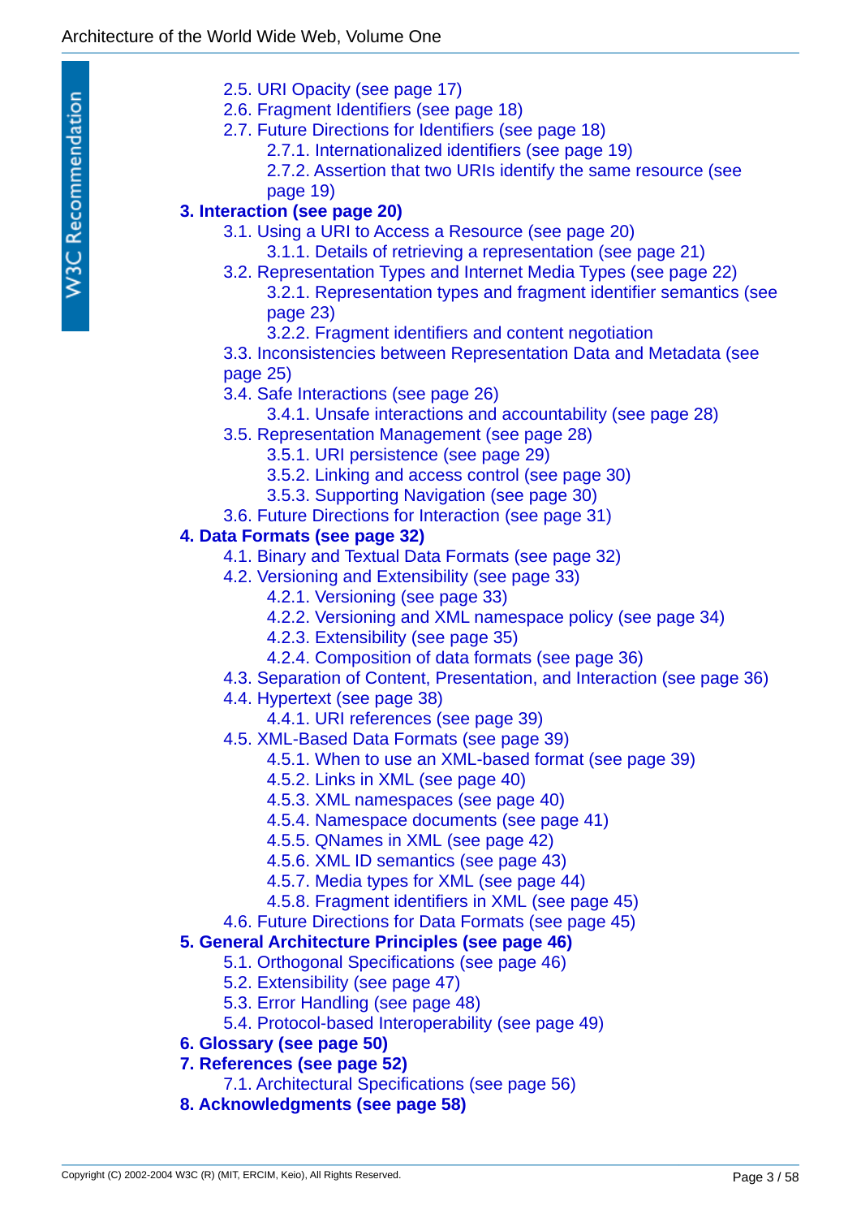- 2.5. URI Opacity (see page 17)
- 2.6. Fragment Identifiers (see page 18)
- 2.7. Future Directions for Identifiers (see page 18)
    - 2.7.1. Internationalized identifiers (see page 19)
    - 2.7.2. Assertion that two URIs identify the same resource (see page 19)

**3. Interaction (see page 20)**

- 3.1. Using a URI to Access a Resource (see page 20)
    - 3.1.1. Details of retrieving a representation (see page 21)
- 3.2. Representation Types and Internet Media Types (see page 22)
    - 3.2.1. Representation types and fragment identifier semantics (see page 23)
    - 3.2.2. Fragment identifiers and content negotiation
- 3.3. Inconsistencies between Representation Data and Metadata (see page 25)
- 3.4. Safe Interactions (see page 26)
    - 3.4.1. Unsafe interactions and accountability (see page 28)
- 3.5. Representation Management (see page 28)
    - 3.5.1. URI persistence (see page 29)
    - 3.5.2. Linking and access control (see page 30)
    - 3.5.3. Supporting Navigation (see page 30)
- 3.6. Future Directions for Interaction (see page 31)

**4. Data Formats (see page 32)**

- 4.1. Binary and Textual Data Formats (see page 32)
- 4.2. Versioning and Extensibility (see page 33)
    - 4.2.1. Versioning (see page 33)
    - 4.2.2. Versioning and XML namespace policy (see page 34)
    - 4.2.3. Extensibility (see page 35)
    - 4.2.4. Composition of data formats (see page 36)
- 4.3. Separation of Content, Presentation, and Interaction (see page 36)
- 4.4. Hypertext (see page 38)
    - 4.4.1. URI references (see page 39)
- 4.5. XML-Based Data Formats (see page 39)
    - 4.5.1. When to use an XML-based format (see page 39)
    - 4.5.2. Links in XML (see page 40)
    - 4.5.3. XML namespaces (see page 40)
    - 4.5.4. Namespace documents (see page 41)
    - 4.5.5. QNames in XML (see page 42)
    - 4.5.6. XML ID semantics (see page 43)
    - 4.5.7. Media types for XML (see page 44)
    - 4.5.8. Fragment identifiers in XML (see page 45)
- 4.6. Future Directions for Data Formats (see page 45)

**5. General Architecture Principles (see page 46)**

- 5.1. Orthogonal Specifications (see page 46)
- 5.2. Extensibility (see page 47)
- 5.3. Error Handling (see page 48)
- 5.4. Protocol-based Interoperability (see page 49)

**6. Glossary (see page 50)**

**7. References (see page 52)**

- 7.1. Architectural Specifications (see page 56)

**8. Acknowledgments (see page 58)**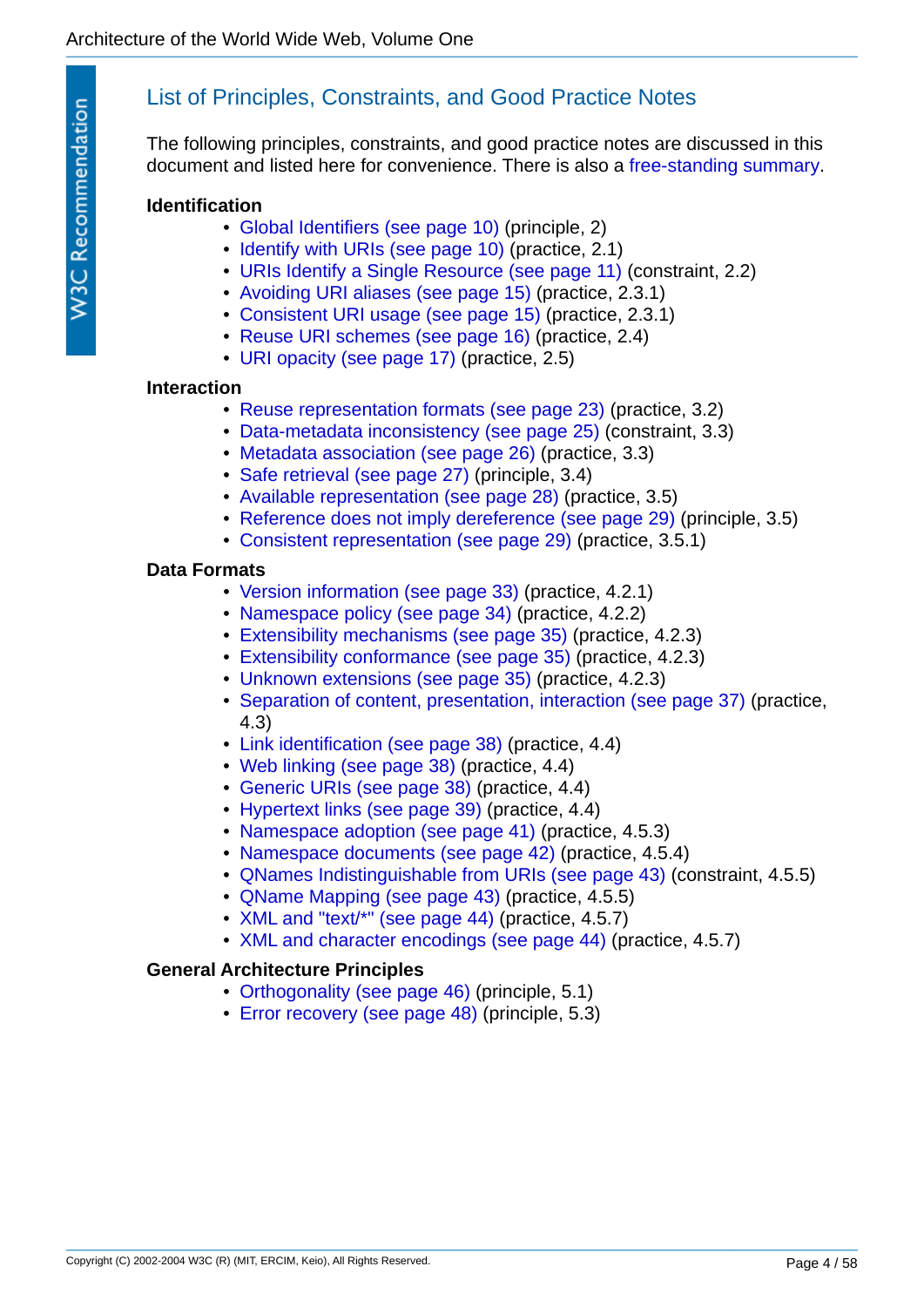## List of Principles, Constraints, and Good Practice Notes

The following principles, constraints, and good practice notes are discussed in this document and listed here for convenience. There is also a free-standing summary.

**Identification**

- Global Identifiers (see page 10) (principle, 2)
- Identify with URIs (see page 10) (practice, 2.1)
- URIs Identify a Single Resource (see page 11) (constraint, 2.2)
- Avoiding URI aliases (see page 15) (practice, 2.3.1)
- Consistent URI usage (see page 15) (practice, 2.3.1)
- Reuse URI schemes (see page 16) (practice, 2.4)
- URI opacity (see page 17) (practice, 2.5)

**Interaction**

- Reuse representation formats (see page 23) (practice, 3.2)
- Data-metadata inconsistency (see page 25) (constraint, 3.3)
- Metadata association (see page 26) (practice, 3.3)
- Safe retrieval (see page 27) (principle, 3.4)
- Available representation (see page 28) (practice, 3.5)
- Reference does not imply dereference (see page 29) (principle, 3.5)
- Consistent representation (see page 29) (practice, 3.5.1)

**Data Formats**

- Version information (see page 33) (practice, 4.2.1)
- Namespace policy (see page 34) (practice, 4.2.2)
- Extensibility mechanisms (see page 35) (practice, 4.2.3)
- Extensibility conformance (see page 35) (practice, 4.2.3)
- Unknown extensions (see page 35) (practice, 4.2.3)
- Separation of content, presentation, interaction (see page 37) (practice, 4.3)
- Link identification (see page 38) (practice, 4.4)
- Web linking (see page 38) (practice, 4.4)
- Generic URIs (see page 38) (practice, 4.4)
- Hypertext links (see page 39) (practice, 4.4)
- Namespace adoption (see page 41) (practice, 4.5.3)
- Namespace documents (see page 42) (practice, 4.5.4)
- QNames Indistinguishable from URIs (see page 43) (constraint, 4.5.5)
- QName Mapping (see page 43) (practice, 4.5.5)
- XML and "text/*" (see page 44) (practice, 4.5.7)
- XML and character encodings (see page 44) (practice, 4.5.7)

**General Architecture Principles**

- Orthogonality (see page 46) (principle, 5.1)
- Error recovery (see page 48) (principle, 5.3)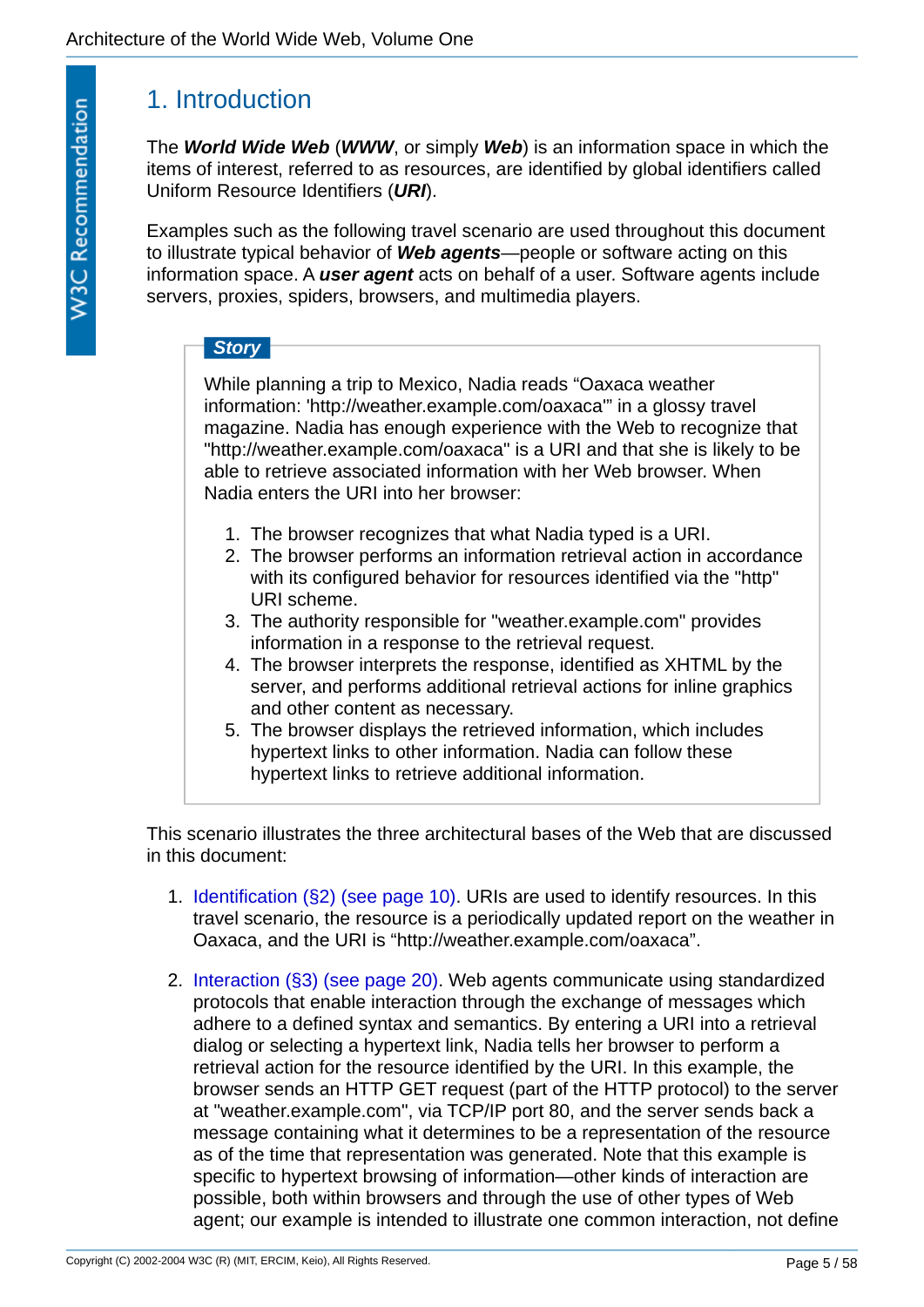# 1. Introduction

The ***World Wide Web*** (***WWW***, or simply ***Web***) is an information space in which the items of interest, referred to as resources, are identified by global identifiers called Uniform Resource Identifiers (***URI***).

Examples such as the following travel scenario are used throughout this document to illustrate typical behavior of ***Web agents***—people or software acting on this information space. A ***user agent*** acts on behalf of a user. Software agents include servers, proxies, spiders, browsers, and multimedia players.

> ***Story***
>
> While planning a trip to Mexico, Nadia reads “Oaxaca weather information: 'http://weather.example.com/oaxaca'” in a glossy travel magazine. Nadia has enough experience with the Web to recognize that "http://weather.example.com/oaxaca" is a URI and that she is likely to be able to retrieve associated information with her Web browser. When Nadia enters the URI into her browser:
>
> 1. The browser recognizes that what Nadia typed is a URI.
> 2. The browser performs an information retrieval action in accordance with its configured behavior for resources identified via the "http" URI scheme.
> 3. The authority responsible for "weather.example.com" provides information in a response to the retrieval request.
> 4. The browser interprets the response, identified as XHTML by the server, and performs additional retrieval actions for inline graphics and other content as necessary.
> 5. The browser displays the retrieved information, which includes hypertext links to other information. Nadia can follow these hypertext links to retrieve additional information.

This scenario illustrates the three architectural bases of the Web that are discussed in this document:

1. Identification (§2) (see page 10). URIs are used to identify resources. In this travel scenario, the resource is a periodically updated report on the weather in Oaxaca, and the URI is “http://weather.example.com/oaxaca”.

2. Interaction (§3) (see page 20). Web agents communicate using standardized protocols that enable interaction through the exchange of messages which adhere to a defined syntax and semantics. By entering a URI into a retrieval dialog or selecting a hypertext link, Nadia tells her browser to perform a retrieval action for the resource identified by the URI. In this example, the browser sends an HTTP GET request (part of the HTTP protocol) to the server at "weather.example.com", via TCP/IP port 80, and the server sends back a message containing what it determines to be a representation of the resource as of the time that representation was generated. Note that this example is specific to hypertext browsing of information—other kinds of interaction are possible, both within browsers and through the use of other types of Web agent; our example is intended to illustrate one common interaction, not define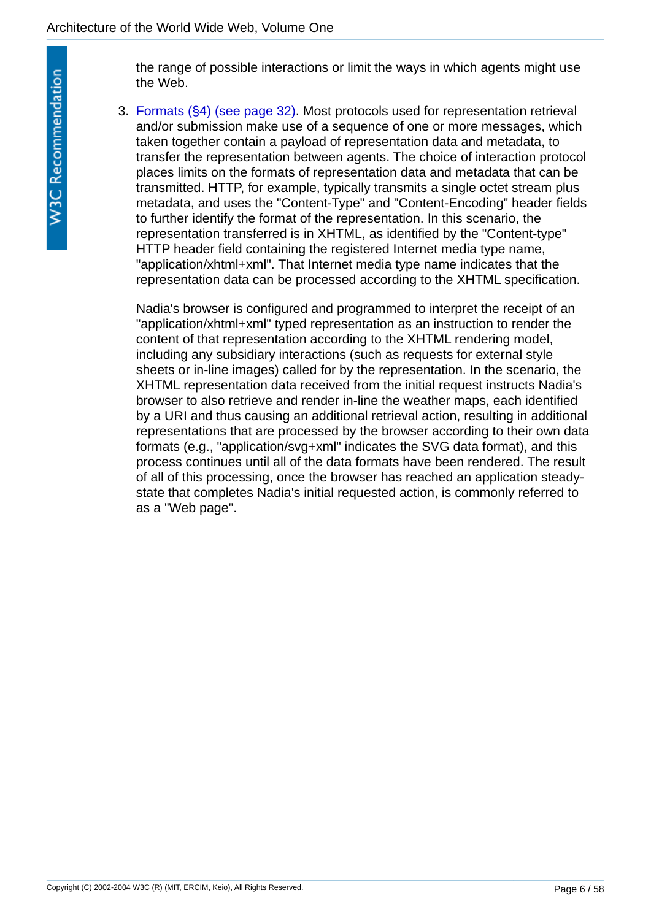the range of possible interactions or limit the ways in which agents might use the Web.

3. Formats (§4) (see page 32). Most protocols used for representation retrieval and/or submission make use of a sequence of one or more messages, which taken together contain a payload of representation data and metadata, to transfer the representation between agents. The choice of interaction protocol places limits on the formats of representation data and metadata that can be transmitted. HTTP, for example, typically transmits a single octet stream plus metadata, and uses the "Content-Type" and "Content-Encoding" header fields to further identify the format of the representation. In this scenario, the representation transferred is in XHTML, as identified by the "Content-type" HTTP header field containing the registered Internet media type name, "application/xhtml+xml". That Internet media type name indicates that the representation data can be processed according to the XHTML specification.

   Nadia's browser is configured and programmed to interpret the receipt of an "application/xhtml+xml" typed representation as an instruction to render the content of that representation according to the XHTML rendering model, including any subsidiary interactions (such as requests for external style sheets or in-line images) called for by the representation. In the scenario, the XHTML representation data received from the initial request instructs Nadia's browser to also retrieve and render in-line the weather maps, each identified by a URI and thus causing an additional retrieval action, resulting in additional representations that are processed by the browser according to their own data formats (e.g., "application/svg+xml" indicates the SVG data format), and this process continues until all of the data formats have been rendered. The result of all of this processing, once the browser has reached an application steady-state that completes Nadia's initial requested action, is commonly referred to as a "Web page".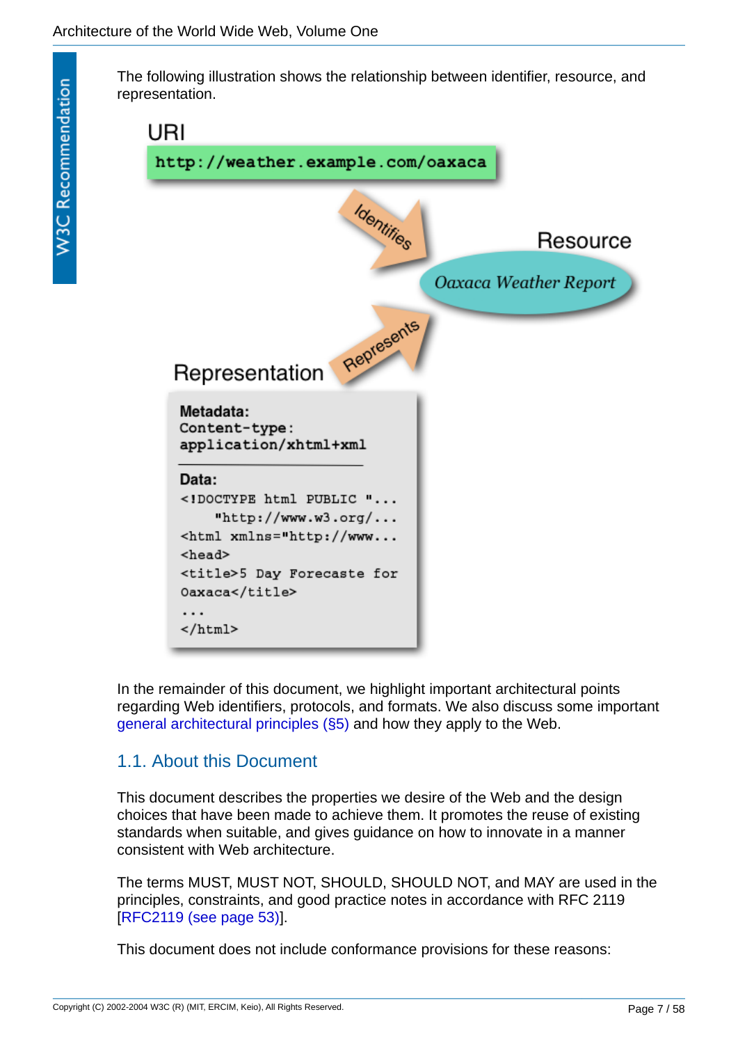The following illustration shows the relationship between identifier, resource, and representation.

URI

`http://weather.example.com/oaxaca`

Identifies

Resource

*Oaxaca Weather Report*

Represents

Representation

**Metadata:**

```
Content-type:
application/xhtml+xml
```

**Data:**

```
<!DOCTYPE html PUBLIC "...
    "http://www.w3.org/...
<html xmlns="http://www...
<head>
<title>5 Day Forecaste for
Oaxaca</title>
...
</html>
```

In the remainder of this document, we highlight important architectural points regarding Web identifiers, protocols, and formats. We also discuss some important general architectural principles (§5) and how they apply to the Web.

## 1.1. About this Document

This document describes the properties we desire of the Web and the design choices that have been made to achieve them. It promotes the reuse of existing standards when suitable, and gives guidance on how to innovate in a manner consistent with Web architecture.

The terms MUST, MUST NOT, SHOULD, SHOULD NOT, and MAY are used in the principles, constraints, and good practice notes in accordance with RFC 2119 [RFC2119 (see page 53)].

This document does not include conformance provisions for these reasons: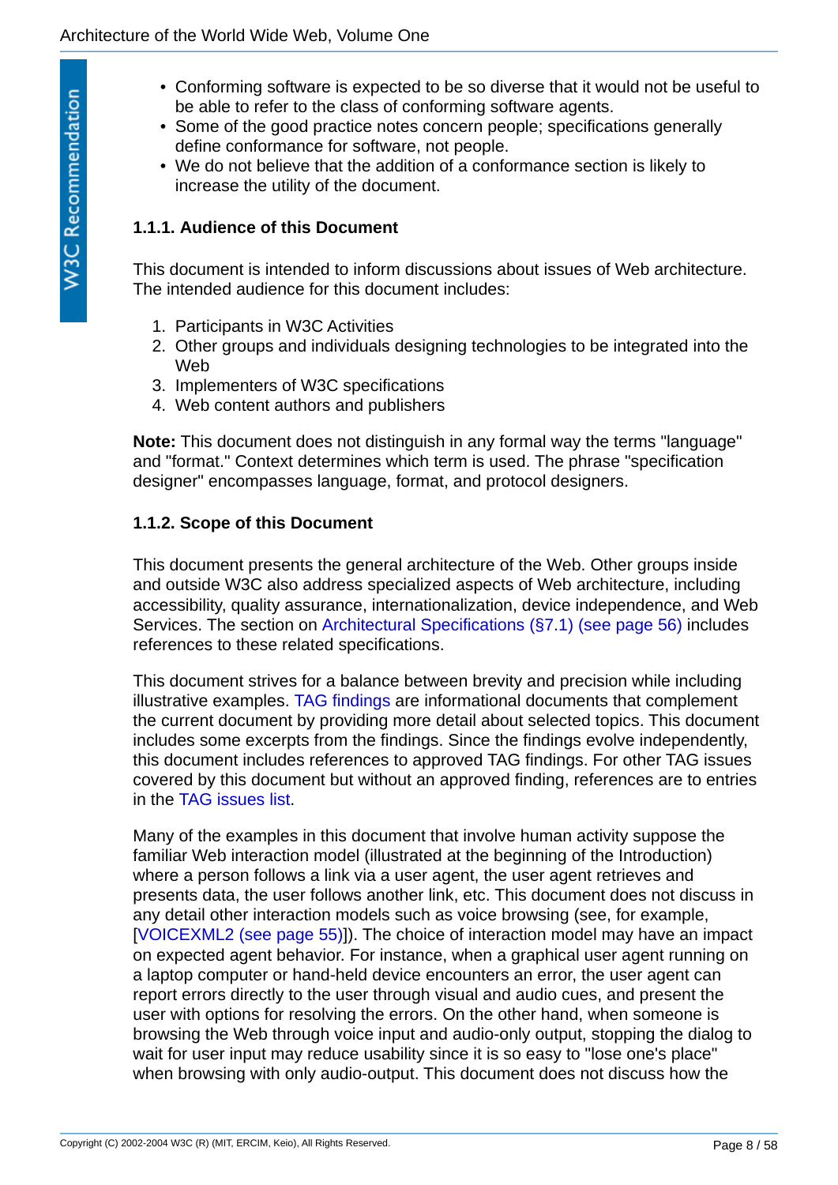- Conforming software is expected to be so diverse that it would not be useful to be able to refer to the class of conforming software agents.
- Some of the good practice notes concern people; specifications generally define conformance for software, not people.
- We do not believe that the addition of a conformance section is likely to increase the utility of the document.

### 1.1.1. Audience of this Document

This document is intended to inform discussions about issues of Web architecture. The intended audience for this document includes:

1. Participants in W3C Activities
2. Other groups and individuals designing technologies to be integrated into the Web
3. Implementers of W3C specifications
4. Web content authors and publishers

**Note:** This document does not distinguish in any formal way the terms "language" and "format." Context determines which term is used. The phrase "specification designer" encompasses language, format, and protocol designers.

### 1.1.2. Scope of this Document

This document presents the general architecture of the Web. Other groups inside and outside W3C also address specialized aspects of Web architecture, including accessibility, quality assurance, internationalization, device independence, and Web Services. The section on Architectural Specifications (§7.1) (see page 56) includes references to these related specifications.

This document strives for a balance between brevity and precision while including illustrative examples. TAG findings are informational documents that complement the current document by providing more detail about selected topics. This document includes some excerpts from the findings. Since the findings evolve independently, this document includes references to approved TAG findings. For other TAG issues covered by this document but without an approved finding, references are to entries in the TAG issues list.

Many of the examples in this document that involve human activity suppose the familiar Web interaction model (illustrated at the beginning of the Introduction) where a person follows a link via a user agent, the user agent retrieves and presents data, the user follows another link, etc. This document does not discuss in any detail other interaction models such as voice browsing (see, for example, [VOICEXML2 (see page 55)]). The choice of interaction model may have an impact on expected agent behavior. For instance, when a graphical user agent running on a laptop computer or hand-held device encounters an error, the user agent can report errors directly to the user through visual and audio cues, and present the user with options for resolving the errors. On the other hand, when someone is browsing the Web through voice input and audio-only output, stopping the dialog to wait for user input may reduce usability since it is so easy to "lose one's place" when browsing with only audio-output. This document does not discuss how the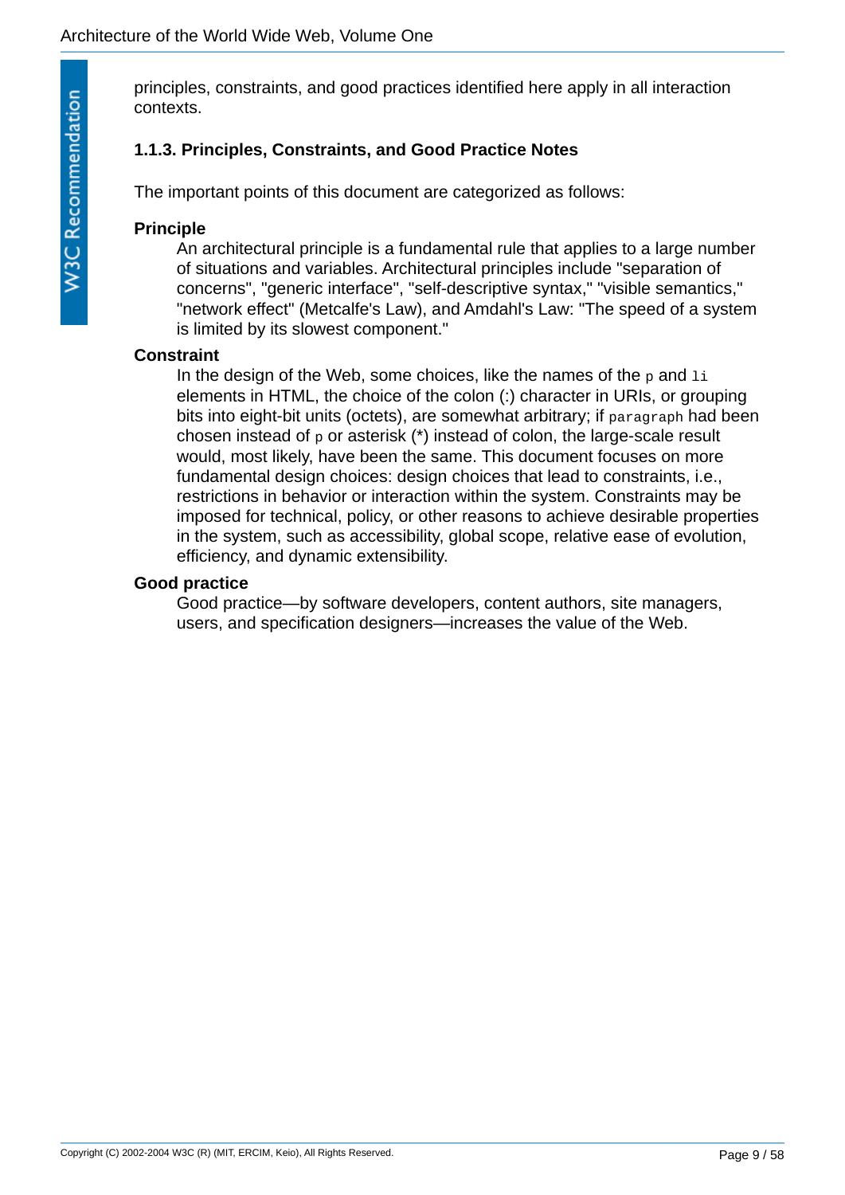principles, constraints, and good practices identified here apply in all interaction contexts.

### 1.1.3. Principles, Constraints, and Good Practice Notes

The important points of this document are categorized as follows:

**Principle**
: An architectural principle is a fundamental rule that applies to a large number of situations and variables. Architectural principles include "separation of concerns", "generic interface", "self-descriptive syntax," "visible semantics," "network effect" (Metcalfe's Law), and Amdahl's Law: "The speed of a system is limited by its slowest component."

**Constraint**
: In the design of the Web, some choices, like the names of the `p` and `li` elements in HTML, the choice of the colon (:) character in URIs, or grouping bits into eight-bit units (octets), are somewhat arbitrary; if `paragraph` had been chosen instead of `p` or asterisk (*) instead of colon, the large-scale result would, most likely, have been the same. This document focuses on more fundamental design choices: design choices that lead to constraints, i.e., restrictions in behavior or interaction within the system. Constraints may be imposed for technical, policy, or other reasons to achieve desirable properties in the system, such as accessibility, global scope, relative ease of evolution, efficiency, and dynamic extensibility.

**Good practice**
: Good practice—by software developers, content authors, site managers, users, and specification designers—increases the value of the Web.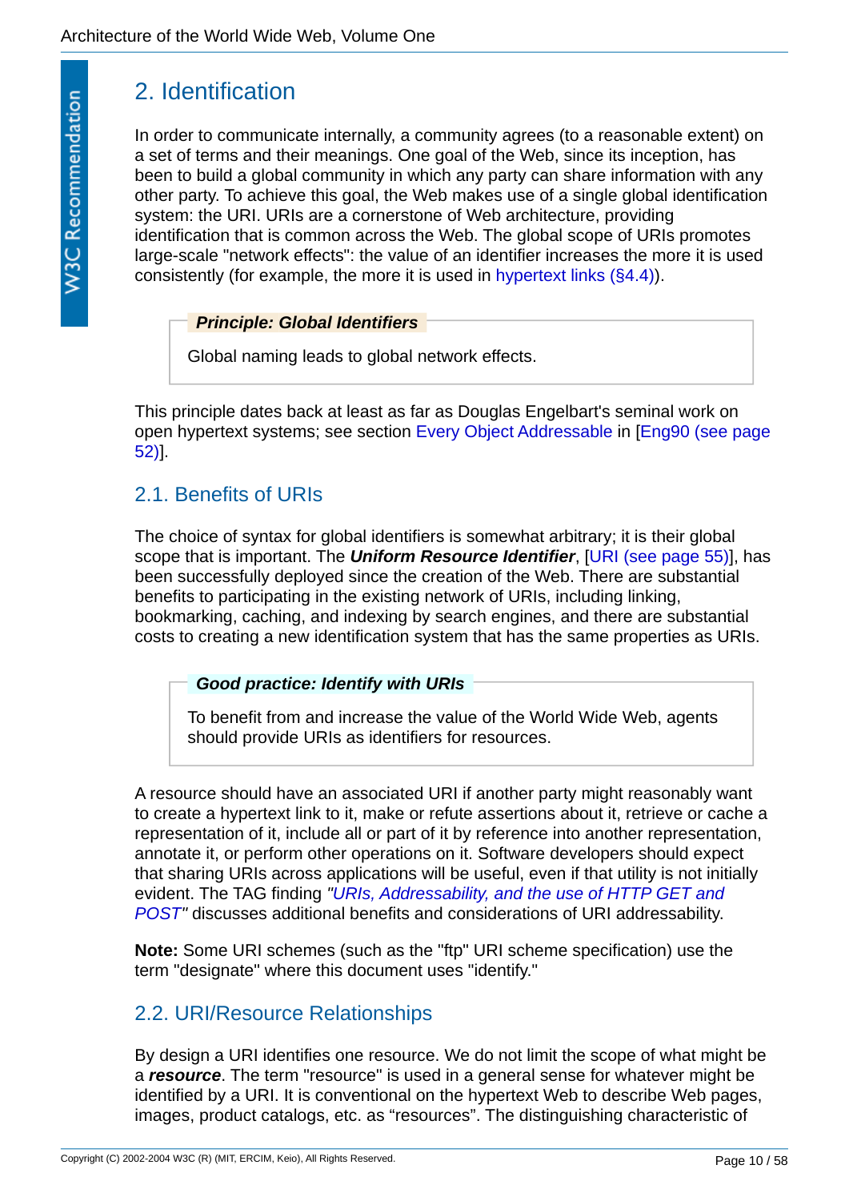## 2. Identification

In order to communicate internally, a community agrees (to a reasonable extent) on a set of terms and their meanings. One goal of the Web, since its inception, has been to build a global community in which any party can share information with any other party. To achieve this goal, the Web makes use of a single global identification system: the URI. URIs are a cornerstone of Web architecture, providing identification that is common across the Web. The global scope of URIs promotes large-scale "network effects": the value of an identifier increases the more it is used consistently (for example, the more it is used in hypertext links (§4.4)).

> ***Principle: Global Identifiers***
>
> Global naming leads to global network effects.

This principle dates back at least as far as Douglas Engelbart's seminal work on open hypertext systems; see section Every Object Addressable in [Eng90 (see page 52)].

### 2.1. Benefits of URIs

The choice of syntax for global identifiers is somewhat arbitrary; it is their global scope that is important. The ***Uniform Resource Identifier***, [URI (see page 55)], has been successfully deployed since the creation of the Web. There are substantial benefits to participating in the existing network of URIs, including linking, bookmarking, caching, and indexing by search engines, and there are substantial costs to creating a new identification system that has the same properties as URIs.

> ***Good practice: Identify with URIs***
>
> To benefit from and increase the value of the World Wide Web, agents should provide URIs as identifiers for resources.

A resource should have an associated URI if another party might reasonably want to create a hypertext link to it, make or refute assertions about it, retrieve or cache a representation of it, include all or part of it by reference into another representation, annotate it, or perform other operations on it. Software developers should expect that sharing URIs across applications will be useful, even if that utility is not initially evident. The TAG finding *"URIs, Addressability, and the use of HTTP GET and POST"* discusses additional benefits and considerations of URI addressability.

**Note:** Some URI schemes (such as the "ftp" URI scheme specification) use the term "designate" where this document uses "identify."

### 2.2. URI/Resource Relationships

By design a URI identifies one resource. We do not limit the scope of what might be a ***resource***. The term "resource" is used in a general sense for whatever might be identified by a URI. It is conventional on the hypertext Web to describe Web pages, images, product catalogs, etc. as “resources”. The distinguishing characteristic of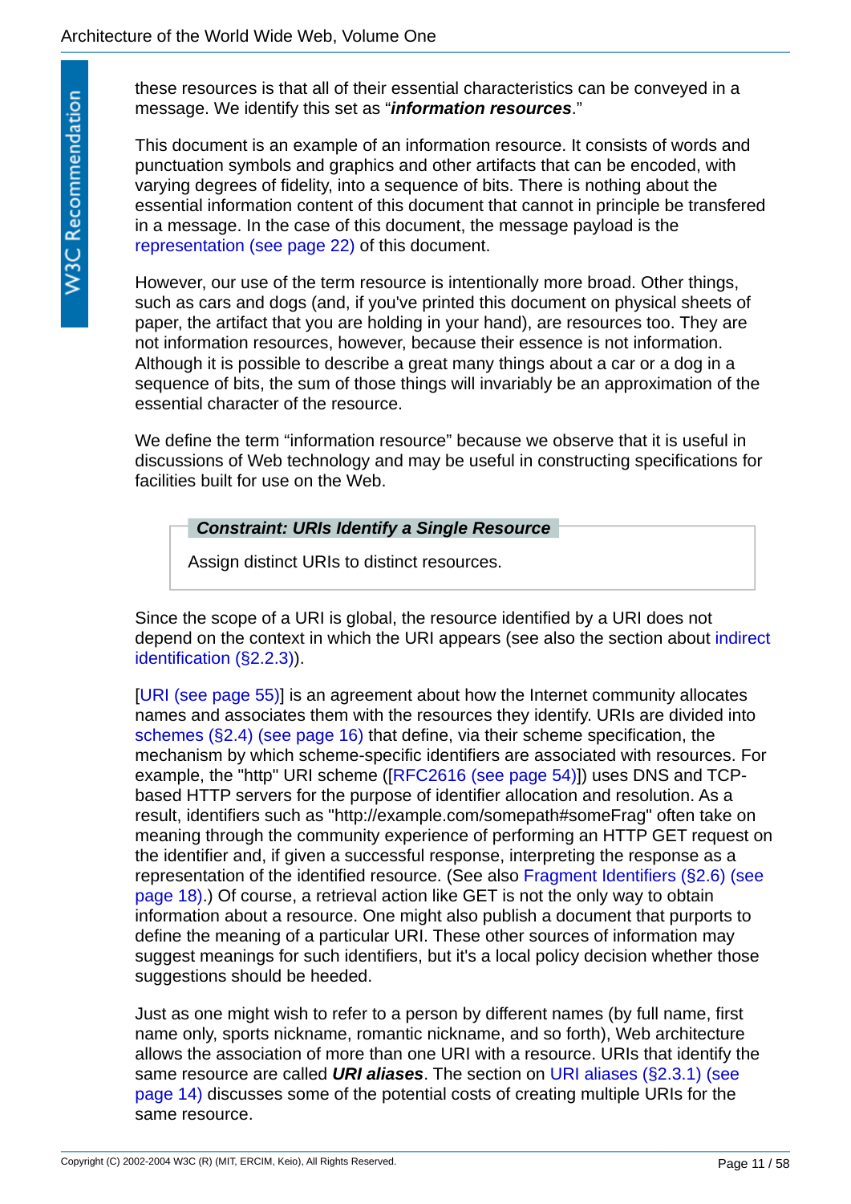these resources is that all of their essential characteristics can be conveyed in a message. We identify this set as "***information resources***."

This document is an example of an information resource. It consists of words and punctuation symbols and graphics and other artifacts that can be encoded, with varying degrees of fidelity, into a sequence of bits. There is nothing about the essential information content of this document that cannot in principle be transfered in a message. In the case of this document, the message payload is the representation (see page 22) of this document.

However, our use of the term resource is intentionally more broad. Other things, such as cars and dogs (and, if you've printed this document on physical sheets of paper, the artifact that you are holding in your hand), are resources too. They are not information resources, however, because their essence is not information. Although it is possible to describe a great many things about a car or a dog in a sequence of bits, the sum of those things will invariably be an approximation of the essential character of the resource.

We define the term "information resource" because we observe that it is useful in discussions of Web technology and may be useful in constructing specifications for facilities built for use on the Web.

> ***Constraint: URIs Identify a Single Resource***
>
> Assign distinct URIs to distinct resources.

Since the scope of a URI is global, the resource identified by a URI does not depend on the context in which the URI appears (see also the section about indirect identification (§2.2.3)).

[URI (see page 55)] is an agreement about how the Internet community allocates names and associates them with the resources they identify. URIs are divided into schemes (§2.4) (see page 16) that define, via their scheme specification, the mechanism by which scheme-specific identifiers are associated with resources. For example, the "http" URI scheme ([RFC2616 (see page 54)]) uses DNS and TCP-based HTTP servers for the purpose of identifier allocation and resolution. As a result, identifiers such as "http://example.com/somepath#someFrag" often take on meaning through the community experience of performing an HTTP GET request on the identifier and, if given a successful response, interpreting the response as a representation of the identified resource. (See also Fragment Identifiers (§2.6) (see page 18).) Of course, a retrieval action like GET is not the only way to obtain information about a resource. One might also publish a document that purports to define the meaning of a particular URI. These other sources of information may suggest meanings for such identifiers, but it's a local policy decision whether those suggestions should be heeded.

Just as one might wish to refer to a person by different names (by full name, first name only, sports nickname, romantic nickname, and so forth), Web architecture allows the association of more than one URI with a resource. URIs that identify the same resource are called ***URI aliases***. The section on URI aliases (§2.3.1) (see page 14) discusses some of the potential costs of creating multiple URIs for the same resource.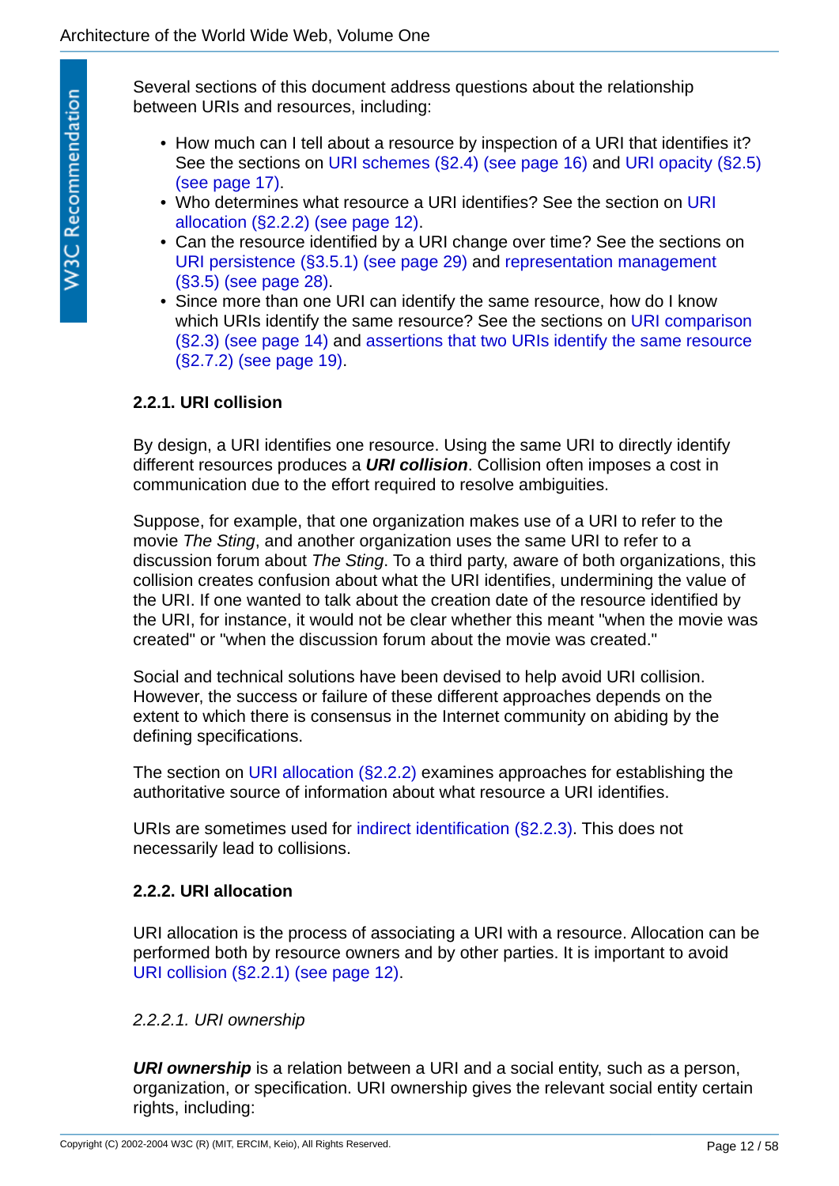Several sections of this document address questions about the relationship between URIs and resources, including:

- How much can I tell about a resource by inspection of a URI that identifies it? See the sections on URI schemes (§2.4) (see page 16) and URI opacity (§2.5) (see page 17).
- Who determines what resource a URI identifies? See the section on URI allocation (§2.2.2) (see page 12).
- Can the resource identified by a URI change over time? See the sections on URI persistence (§3.5.1) (see page 29) and representation management (§3.5) (see page 28).
- Since more than one URI can identify the same resource, how do I know which URIs identify the same resource? See the sections on URI comparison (§2.3) (see page 14) and assertions that two URIs identify the same resource (§2.7.2) (see page 19).

#### 2.2.1. URI collision

By design, a URI identifies one resource. Using the same URI to directly identify different resources produces a ***URI collision***. Collision often imposes a cost in communication due to the effort required to resolve ambiguities.

Suppose, for example, that one organization makes use of a URI to refer to the movie *The Sting*, and another organization uses the same URI to refer to a discussion forum about *The Sting*. To a third party, aware of both organizations, this collision creates confusion about what the URI identifies, undermining the value of the URI. If one wanted to talk about the creation date of the resource identified by the URI, for instance, it would not be clear whether this meant "when the movie was created" or "when the discussion forum about the movie was created."

Social and technical solutions have been devised to help avoid URI collision. However, the success or failure of these different approaches depends on the extent to which there is consensus in the Internet community on abiding by the defining specifications.

The section on URI allocation (§2.2.2) examines approaches for establishing the authoritative source of information about what resource a URI identifies.

URIs are sometimes used for indirect identification (§2.2.3). This does not necessarily lead to collisions.

#### 2.2.2. URI allocation

URI allocation is the process of associating a URI with a resource. Allocation can be performed both by resource owners and by other parties. It is important to avoid URI collision (§2.2.1) (see page 12).

##### *2.2.2.1. URI ownership*

***URI ownership*** is a relation between a URI and a social entity, such as a person, organization, or specification. URI ownership gives the relevant social entity certain rights, including: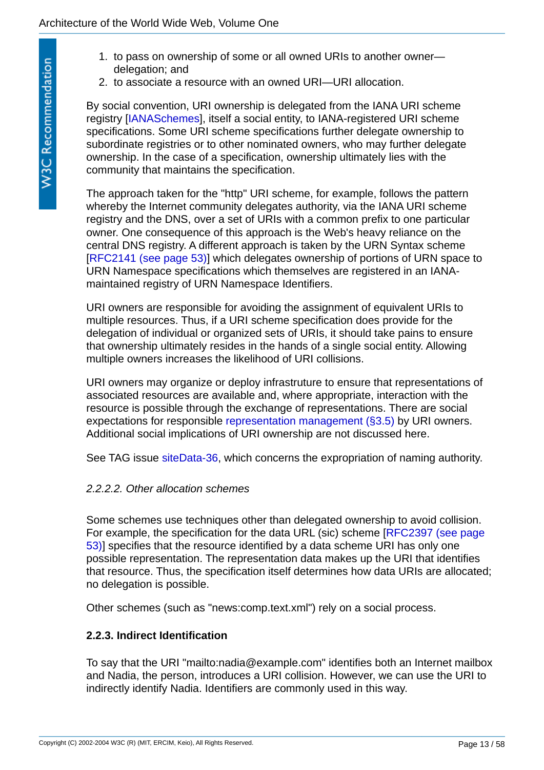1. to pass on ownership of some or all owned URIs to another owner—delegation; and
2. to associate a resource with an owned URI—URI allocation.

By social convention, URI ownership is delegated from the IANA URI scheme registry [IANASchemes], itself a social entity, to IANA-registered URI scheme specifications. Some URI scheme specifications further delegate ownership to subordinate registries or to other nominated owners, who may further delegate ownership. In the case of a specification, ownership ultimately lies with the community that maintains the specification.

The approach taken for the "http" URI scheme, for example, follows the pattern whereby the Internet community delegates authority, via the IANA URI scheme registry and the DNS, over a set of URIs with a common prefix to one particular owner. One consequence of this approach is the Web's heavy reliance on the central DNS registry. A different approach is taken by the URN Syntax scheme [RFC2141 (see page 53)] which delegates ownership of portions of URN space to URN Namespace specifications which themselves are registered in an IANA-maintained registry of URN Namespace Identifiers.

URI owners are responsible for avoiding the assignment of equivalent URIs to multiple resources. Thus, if a URI scheme specification does provide for the delegation of individual or organized sets of URIs, it should take pains to ensure that ownership ultimately resides in the hands of a single social entity. Allowing multiple owners increases the likelihood of URI collisions.

URI owners may organize or deploy infrastruture to ensure that representations of associated resources are available and, where appropriate, interaction with the resource is possible through the exchange of representations. There are social expectations for responsible representation management (§3.5) by URI owners. Additional social implications of URI ownership are not discussed here.

See TAG issue siteData-36, which concerns the expropriation of naming authority.

#### *2.2.2.2. Other allocation schemes*

Some schemes use techniques other than delegated ownership to avoid collision. For example, the specification for the data URL (sic) scheme [RFC2397 (see page 53)] specifies that the resource identified by a data scheme URI has only one possible representation. The representation data makes up the URI that identifies that resource. Thus, the specification itself determines how data URIs are allocated; no delegation is possible.

Other schemes (such as "news:comp.text.xml") rely on a social process.

### 2.2.3. Indirect Identification

To say that the URI "mailto:nadia@example.com" identifies both an Internet mailbox and Nadia, the person, introduces a URI collision. However, we can use the URI to indirectly identify Nadia. Identifiers are commonly used in this way.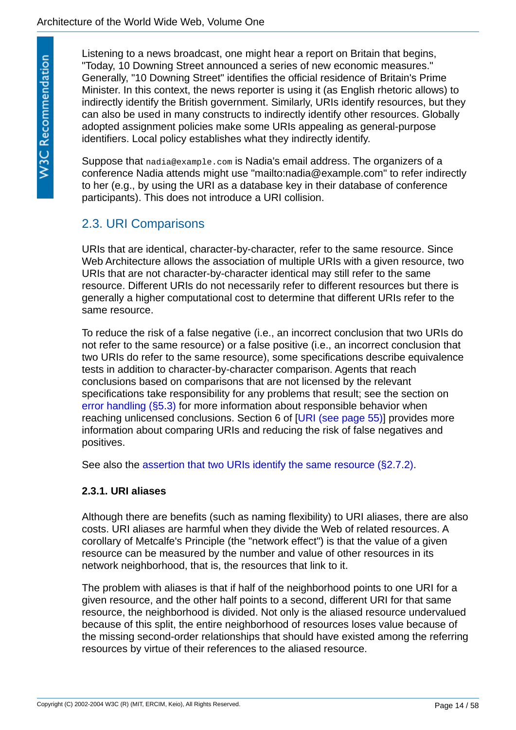Listening to a news broadcast, one might hear a report on Britain that begins, "Today, 10 Downing Street announced a series of new economic measures." Generally, "10 Downing Street" identifies the official residence of Britain's Prime Minister. In this context, the news reporter is using it (as English rhetoric allows) to indirectly identify the British government. Similarly, URIs identify resources, but they can also be used in many constructs to indirectly identify other resources. Globally adopted assignment policies make some URIs appealing as general-purpose identifiers. Local policy establishes what they indirectly identify.

Suppose that `nadia@example.com` is Nadia's email address. The organizers of a conference Nadia attends might use "mailto:nadia@example.com" to refer indirectly to her (e.g., by using the URI as a database key in their database of conference participants). This does not introduce a URI collision.

## 2.3. URI Comparisons

URIs that are identical, character-by-character, refer to the same resource. Since Web Architecture allows the association of multiple URIs with a given resource, two URIs that are not character-by-character identical may still refer to the same resource. Different URIs do not necessarily refer to different resources but there is generally a higher computational cost to determine that different URIs refer to the same resource.

To reduce the risk of a false negative (i.e., an incorrect conclusion that two URIs do not refer to the same resource) or a false positive (i.e., an incorrect conclusion that two URIs do refer to the same resource), some specifications describe equivalence tests in addition to character-by-character comparison. Agents that reach conclusions based on comparisons that are not licensed by the relevant specifications take responsibility for any problems that result; see the section on error handling (§5.3) for more information about responsible behavior when reaching unlicensed conclusions. Section 6 of [URI (see page 55)] provides more information about comparing URIs and reducing the risk of false negatives and positives.

See also the assertion that two URIs identify the same resource (§2.7.2).

### 2.3.1. URI aliases

Although there are benefits (such as naming flexibility) to URI aliases, there are also costs. URI aliases are harmful when they divide the Web of related resources. A corollary of Metcalfe's Principle (the "network effect") is that the value of a given resource can be measured by the number and value of other resources in its network neighborhood, that is, the resources that link to it.

The problem with aliases is that if half of the neighborhood points to one URI for a given resource, and the other half points to a second, different URI for that same resource, the neighborhood is divided. Not only is the aliased resource undervalued because of this split, the entire neighborhood of resources loses value because of the missing second-order relationships that should have existed among the referring resources by virtue of their references to the aliased resource.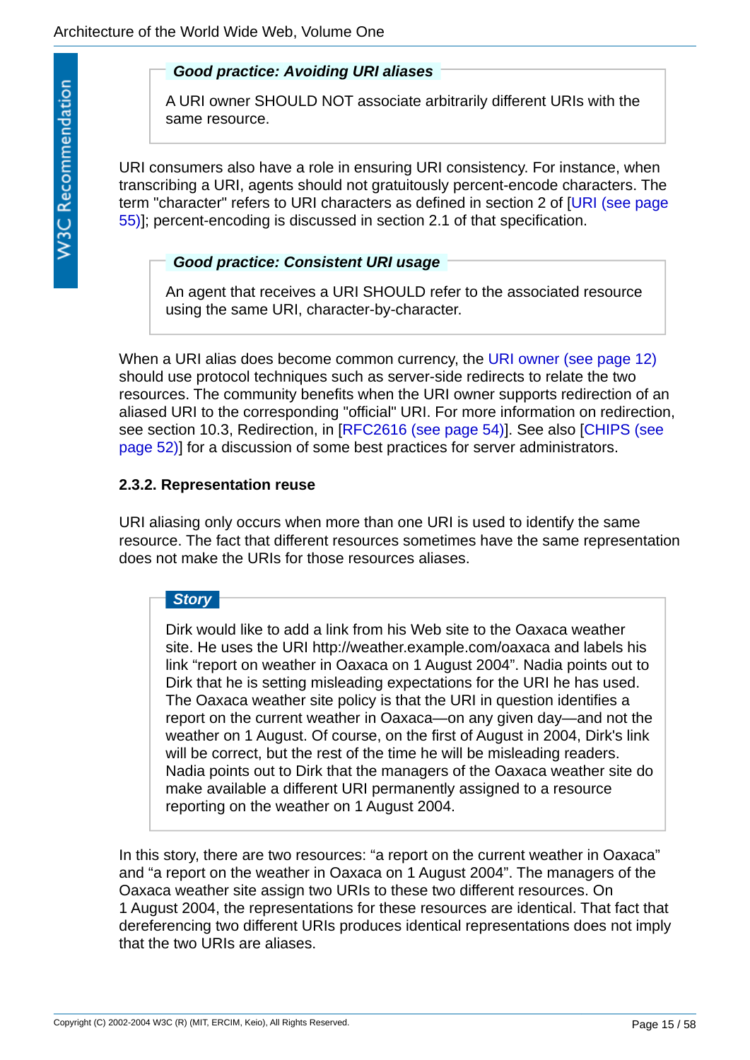> ***Good practice: Avoiding URI aliases***
>
> A URI owner SHOULD NOT associate arbitrarily different URIs with the same resource.

URI consumers also have a role in ensuring URI consistency. For instance, when transcribing a URI, agents should not gratuitously percent-encode characters. The term "character" refers to URI characters as defined in section 2 of [URI (see page 55)]; percent-encoding is discussed in section 2.1 of that specification.

> ***Good practice: Consistent URI usage***
>
> An agent that receives a URI SHOULD refer to the associated resource using the same URI, character-by-character.

When a URI alias does become common currency, the URI owner (see page 12) should use protocol techniques such as server-side redirects to relate the two resources. The community benefits when the URI owner supports redirection of an aliased URI to the corresponding "official" URI. For more information on redirection, see section 10.3, Redirection, in [RFC2616 (see page 54)]. See also [CHIPS (see page 52)] for a discussion of some best practices for server administrators.

#### 2.3.2. Representation reuse

URI aliasing only occurs when more than one URI is used to identify the same resource. The fact that different resources sometimes have the same representation does not make the URIs for those resources aliases.

> ***Story***
>
> Dirk would like to add a link from his Web site to the Oaxaca weather site. He uses the URI http://weather.example.com/oaxaca and labels his link “report on weather in Oaxaca on 1 August 2004”. Nadia points out to Dirk that he is setting misleading expectations for the URI he has used. The Oaxaca weather site policy is that the URI in question identifies a report on the current weather in Oaxaca—on any given day—and not the weather on 1 August. Of course, on the first of August in 2004, Dirk's link will be correct, but the rest of the time he will be misleading readers. Nadia points out to Dirk that the managers of the Oaxaca weather site do make available a different URI permanently assigned to a resource reporting on the weather on 1 August 2004.

In this story, there are two resources: “a report on the current weather in Oaxaca” and “a report on the weather in Oaxaca on 1 August 2004”. The managers of the Oaxaca weather site assign two URIs to these two different resources. On 1 August 2004, the representations for these resources are identical. That fact that dereferencing two different URIs produces identical representations does not imply that the two URIs are aliases.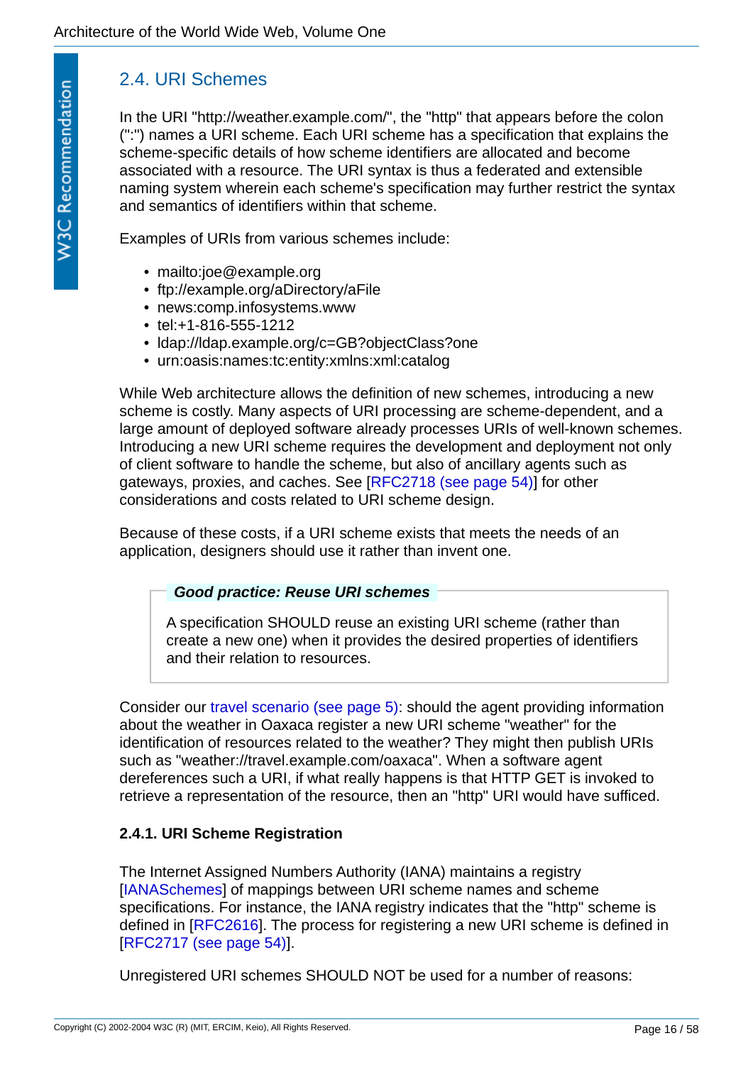## 2.4. URI Schemes

In the URI "http://weather.example.com/", the "http" that appears before the colon (":") names a URI scheme. Each URI scheme has a specification that explains the scheme-specific details of how scheme identifiers are allocated and become associated with a resource. The URI syntax is thus a federated and extensible naming system wherein each scheme's specification may further restrict the syntax and semantics of identifiers within that scheme.

Examples of URIs from various schemes include:

- mailto:joe@example.org
- ftp://example.org/aDirectory/aFile
- news:comp.infosystems.www
- tel:+1-816-555-1212
- ldap://ldap.example.org/c=GB?objectClass?one
- urn:oasis:names:tc:entity:xmlns:xml:catalog

While Web architecture allows the definition of new schemes, introducing a new scheme is costly. Many aspects of URI processing are scheme-dependent, and a large amount of deployed software already processes URIs of well-known schemes. Introducing a new URI scheme requires the development and deployment not only of client software to handle the scheme, but also of ancillary agents such as gateways, proxies, and caches. See [RFC2718 (see page 54)] for other considerations and costs related to URI scheme design.

Because of these costs, if a URI scheme exists that meets the needs of an application, designers should use it rather than invent one.

> ***Good practice: Reuse URI schemes***
>
> A specification SHOULD reuse an existing URI scheme (rather than create a new one) when it provides the desired properties of identifiers and their relation to resources.

Consider our travel scenario (see page 5): should the agent providing information about the weather in Oaxaca register a new URI scheme "weather" for the identification of resources related to the weather? They might then publish URIs such as "weather://travel.example.com/oaxaca". When a software agent dereferences such a URI, if what really happens is that HTTP GET is invoked to retrieve a representation of the resource, then an "http" URI would have sufficed.

### 2.4.1. URI Scheme Registration

The Internet Assigned Numbers Authority (IANA) maintains a registry [IANASchemes] of mappings between URI scheme names and scheme specifications. For instance, the IANA registry indicates that the "http" scheme is defined in [RFC2616]. The process for registering a new URI scheme is defined in [RFC2717 (see page 54)].

Unregistered URI schemes SHOULD NOT be used for a number of reasons: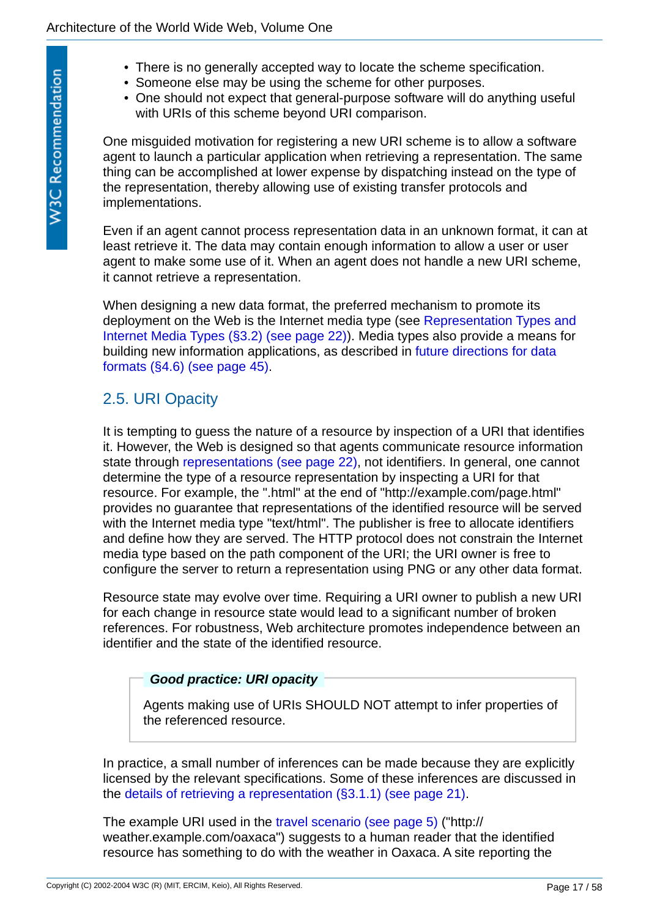- There is no generally accepted way to locate the scheme specification.
- Someone else may be using the scheme for other purposes.
- One should not expect that general-purpose software will do anything useful with URIs of this scheme beyond URI comparison.

One misguided motivation for registering a new URI scheme is to allow a software agent to launch a particular application when retrieving a representation. The same thing can be accomplished at lower expense by dispatching instead on the type of the representation, thereby allowing use of existing transfer protocols and implementations.

Even if an agent cannot process representation data in an unknown format, it can at least retrieve it. The data may contain enough information to allow a user or user agent to make some use of it. When an agent does not handle a new URI scheme, it cannot retrieve a representation.

When designing a new data format, the preferred mechanism to promote its deployment on the Web is the Internet media type (see Representation Types and Internet Media Types (§3.2) (see page 22)). Media types also provide a means for building new information applications, as described in future directions for data formats (§4.6) (see page 45).

## 2.5. URI Opacity

It is tempting to guess the nature of a resource by inspection of a URI that identifies it. However, the Web is designed so that agents communicate resource information state through representations (see page 22), not identifiers. In general, one cannot determine the type of a resource representation by inspecting a URI for that resource. For example, the ".html" at the end of "http://example.com/page.html" provides no guarantee that representations of the identified resource will be served with the Internet media type "text/html". The publisher is free to allocate identifiers and define how they are served. The HTTP protocol does not constrain the Internet media type based on the path component of the URI; the URI owner is free to configure the server to return a representation using PNG or any other data format.

Resource state may evolve over time. Requiring a URI owner to publish a new URI for each change in resource state would lead to a significant number of broken references. For robustness, Web architecture promotes independence between an identifier and the state of the identified resource.

> ***Good practice: URI opacity***
>
> Agents making use of URIs SHOULD NOT attempt to infer properties of the referenced resource.

In practice, a small number of inferences can be made because they are explicitly licensed by the relevant specifications. Some of these inferences are discussed in the details of retrieving a representation (§3.1.1) (see page 21).

The example URI used in the travel scenario (see page 5) ("http://weather.example.com/oaxaca") suggests to a human reader that the identified resource has something to do with the weather in Oaxaca. A site reporting the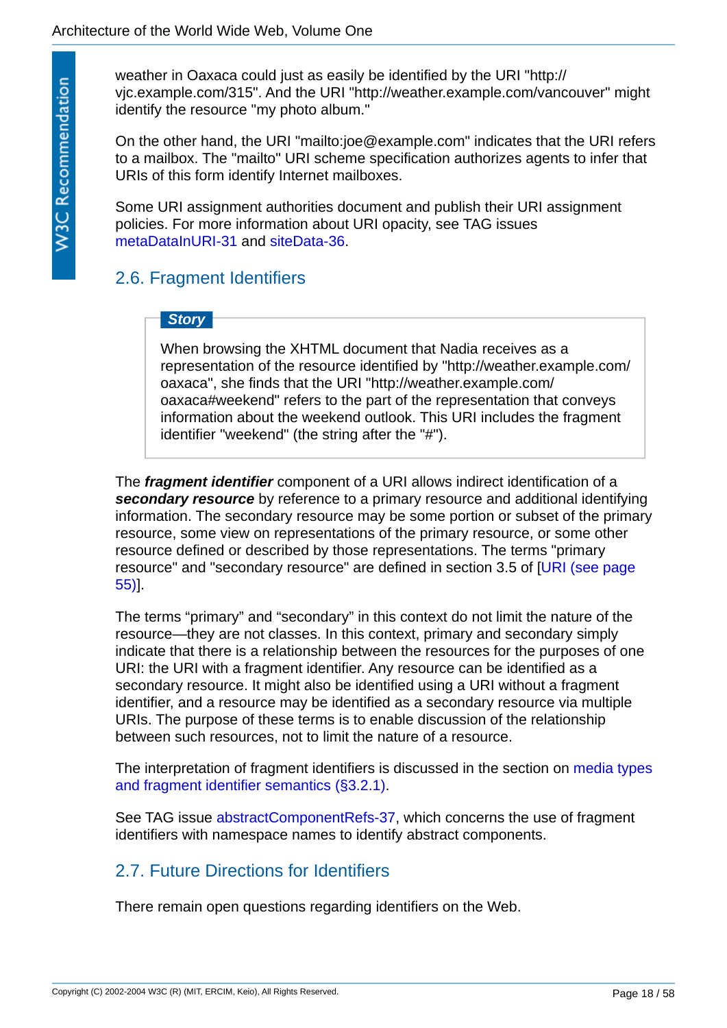weather in Oaxaca could just as easily be identified by the URI "http://vjc.example.com/315". And the URI "http://weather.example.com/vancouver" might identify the resource "my photo album."

On the other hand, the URI "mailto:joe@example.com" indicates that the URI refers to a mailbox. The "mailto" URI scheme specification authorizes agents to infer that URIs of this form identify Internet mailboxes.

Some URI assignment authorities document and publish their URI assignment policies. For more information about URI opacity, see TAG issues metaDataInURI-31 and siteData-36.

## 2.6. Fragment Identifiers

> **Story**
>
> When browsing the XHTML document that Nadia receives as a representation of the resource identified by "http://weather.example.com/oaxaca", she finds that the URI "http://weather.example.com/oaxaca#weekend" refers to the part of the representation that conveys information about the weekend outlook. This URI includes the fragment identifier "weekend" (the string after the "#").

The ***fragment identifier*** component of a URI allows indirect identification of a ***secondary resource*** by reference to a primary resource and additional identifying information. The secondary resource may be some portion or subset of the primary resource, some view on representations of the primary resource, or some other resource defined or described by those representations. The terms "primary resource" and "secondary resource" are defined in section 3.5 of [URI (see page 55)].

The terms “primary” and “secondary” in this context do not limit the nature of the resource—they are not classes. In this context, primary and secondary simply indicate that there is a relationship between the resources for the purposes of one URI: the URI with a fragment identifier. Any resource can be identified as a secondary resource. It might also be identified using a URI without a fragment identifier, and a resource may be identified as a secondary resource via multiple URIs. The purpose of these terms is to enable discussion of the relationship between such resources, not to limit the nature of a resource.

The interpretation of fragment identifiers is discussed in the section on media types and fragment identifier semantics (§3.2.1).

See TAG issue abstractComponentRefs-37, which concerns the use of fragment identifiers with namespace names to identify abstract components.

## 2.7. Future Directions for Identifiers

There remain open questions regarding identifiers on the Web.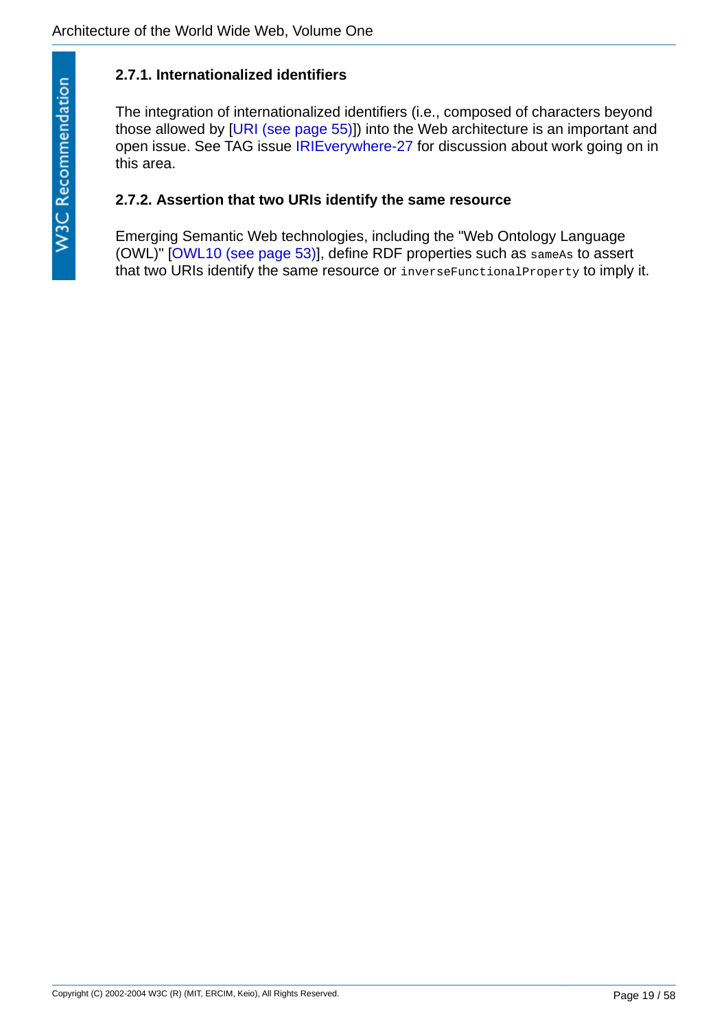#### 2.7.1. Internationalized identifiers

The integration of internationalized identifiers (i.e., composed of characters beyond those allowed by [URI (see page 55)]) into the Web architecture is an important and open issue. See TAG issue IRIEverywhere-27 for discussion about work going on in this area.

#### 2.7.2. Assertion that two URIs identify the same resource

Emerging Semantic Web technologies, including the "Web Ontology Language (OWL)" [OWL10 (see page 53)], define RDF properties such as `sameAs` to assert that two URIs identify the same resource or `inverseFunctionalProperty` to imply it.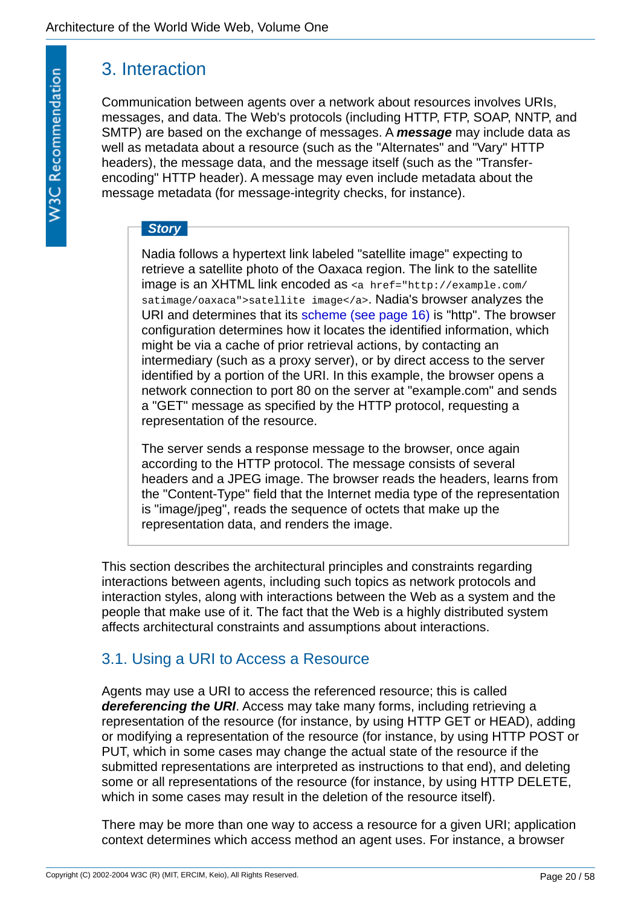## 3. Interaction

Communication between agents over a network about resources involves URIs, messages, and data. The Web's protocols (including HTTP, FTP, SOAP, NNTP, and SMTP) are based on the exchange of messages. A ***message*** may include data as well as metadata about a resource (such as the "Alternates" and "Vary" HTTP headers), the message data, and the message itself (such as the "Transfer-encoding" HTTP header). A message may even include metadata about the message metadata (for message-integrity checks, for instance).

> ***Story***
>
> Nadia follows a hypertext link labeled "satellite image" expecting to retrieve a satellite photo of the Oaxaca region. The link to the satellite image is an XHTML link encoded as `<a href="http://example.com/satimage/oaxaca">satellite image</a>`. Nadia's browser analyzes the URI and determines that its scheme (see page 16) is "http". The browser configuration determines how it locates the identified information, which might be via a cache of prior retrieval actions, by contacting an intermediary (such as a proxy server), or by direct access to the server identified by a portion of the URI. In this example, the browser opens a network connection to port 80 on the server at "example.com" and sends a "GET" message as specified by the HTTP protocol, requesting a representation of the resource.
>
> The server sends a response message to the browser, once again according to the HTTP protocol. The message consists of several headers and a JPEG image. The browser reads the headers, learns from the "Content-Type" field that the Internet media type of the representation is "image/jpeg", reads the sequence of octets that make up the representation data, and renders the image.

This section describes the architectural principles and constraints regarding interactions between agents, including such topics as network protocols and interaction styles, along with interactions between the Web as a system and the people that make use of it. The fact that the Web is a highly distributed system affects architectural constraints and assumptions about interactions.

### 3.1. Using a URI to Access a Resource

Agents may use a URI to access the referenced resource; this is called ***dereferencing the URI***. Access may take many forms, including retrieving a representation of the resource (for instance, by using HTTP GET or HEAD), adding or modifying a representation of the resource (for instance, by using HTTP POST or PUT, which in some cases may change the actual state of the resource if the submitted representations are interpreted as instructions to that end), and deleting some or all representations of the resource (for instance, by using HTTP DELETE, which in some cases may result in the deletion of the resource itself).

There may be more than one way to access a resource for a given URI; application context determines which access method an agent uses. For instance, a browser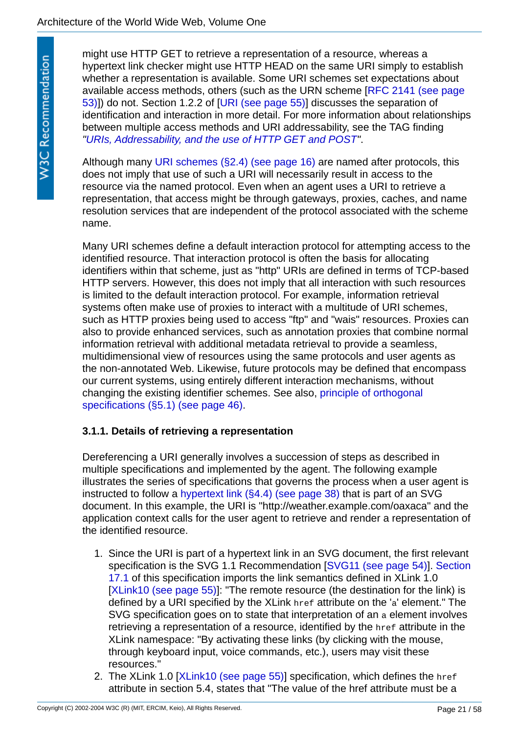might use HTTP GET to retrieve a representation of a resource, whereas a hypertext link checker might use HTTP HEAD on the same URI simply to establish whether a representation is available. Some URI schemes set expectations about available access methods, others (such as the URN scheme [RFC 2141 (see page 53)]) do not. Section 1.2.2 of [URI (see page 55)] discusses the separation of identification and interaction in more detail. For more information about relationships between multiple access methods and URI addressability, see the TAG finding *"URIs, Addressability, and the use of HTTP GET and POST"*.

Although many URI schemes (§2.4) (see page 16) are named after protocols, this does not imply that use of such a URI will necessarily result in access to the resource via the named protocol. Even when an agent uses a URI to retrieve a representation, that access might be through gateways, proxies, caches, and name resolution services that are independent of the protocol associated with the scheme name.

Many URI schemes define a default interaction protocol for attempting access to the identified resource. That interaction protocol is often the basis for allocating identifiers within that scheme, just as "http" URIs are defined in terms of TCP-based HTTP servers. However, this does not imply that all interaction with such resources is limited to the default interaction protocol. For example, information retrieval systems often make use of proxies to interact with a multitude of URI schemes, such as HTTP proxies being used to access "ftp" and "wais" resources. Proxies can also to provide enhanced services, such as annotation proxies that combine normal information retrieval with additional metadata retrieval to provide a seamless, multidimensional view of resources using the same protocols and user agents as the non-annotated Web. Likewise, future protocols may be defined that encompass our current systems, using entirely different interaction mechanisms, without changing the existing identifier schemes. See also, principle of orthogonal specifications (§5.1) (see page 46).

### 3.1.1. Details of retrieving a representation

Dereferencing a URI generally involves a succession of steps as described in multiple specifications and implemented by the agent. The following example illustrates the series of specifications that governs the process when a user agent is instructed to follow a hypertext link (§4.4) (see page 38) that is part of an SVG document. In this example, the URI is "http://weather.example.com/oaxaca" and the application context calls for the user agent to retrieve and render a representation of the identified resource.

1. Since the URI is part of a hypertext link in an SVG document, the first relevant specification is the SVG 1.1 Recommendation [SVG11 (see page 54)]. Section 17.1 of this specification imports the link semantics defined in XLink 1.0 [XLink10 (see page 55)]: "The remote resource (the destination for the link) is defined by a URI specified by the XLink `href` attribute on the 'a' element." The SVG specification goes on to state that interpretation of an `a` element involves retrieving a representation of a resource, identified by the `href` attribute in the XLink namespace: "By activating these links (by clicking with the mouse, through keyboard input, voice commands, etc.), users may visit these resources."
2. The XLink 1.0 [XLink10 (see page 55)] specification, which defines the `href` attribute in section 5.4, states that "The value of the href attribute must be a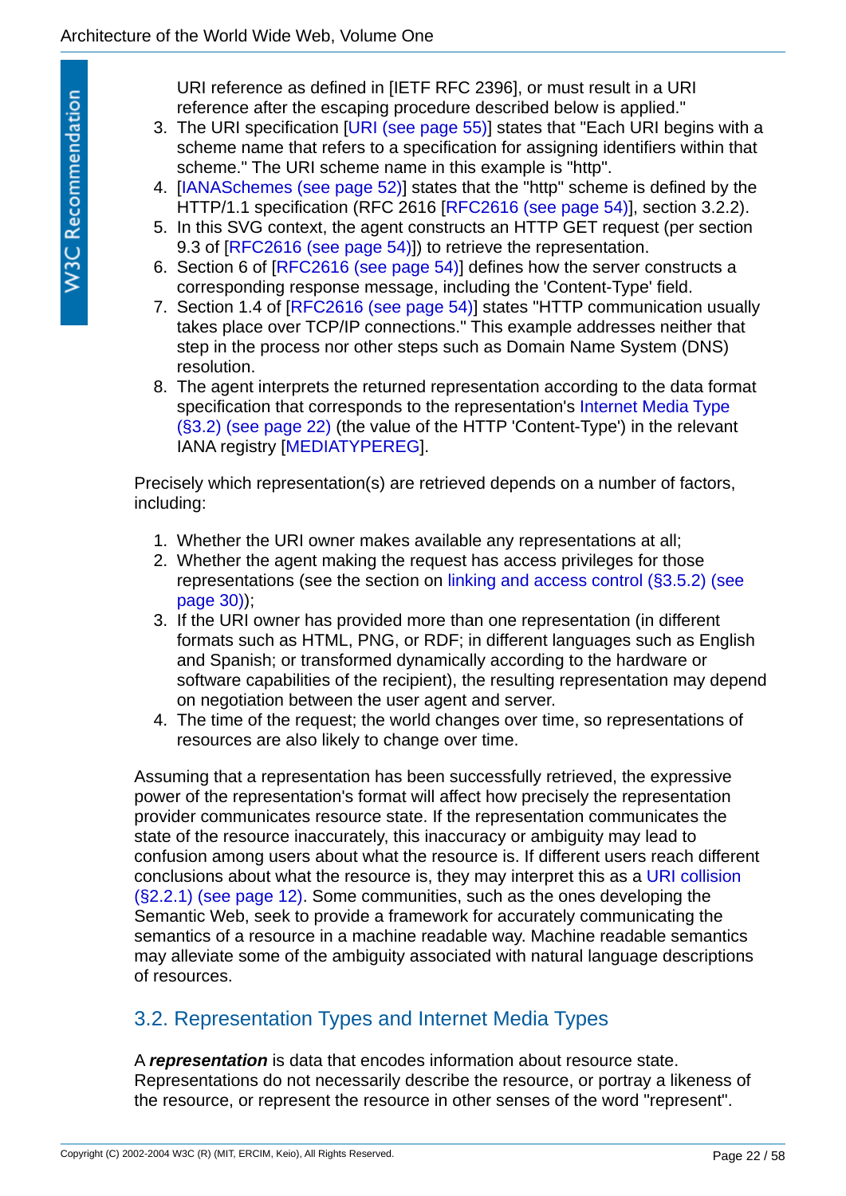URI reference as defined in [IETF RFC 2396], or must result in a URI reference after the escaping procedure described below is applied."

3. The URI specification [URI (see page 55)] states that "Each URI begins with a scheme name that refers to a specification for assigning identifiers within that scheme." The URI scheme name in this example is "http".
4. [IANASchemes (see page 52)] states that the "http" scheme is defined by the HTTP/1.1 specification (RFC 2616 [RFC2616 (see page 54)], section 3.2.2).
5. In this SVG context, the agent constructs an HTTP GET request (per section 9.3 of [RFC2616 (see page 54)]) to retrieve the representation.
6. Section 6 of [RFC2616 (see page 54)] defines how the server constructs a corresponding response message, including the 'Content-Type' field.
7. Section 1.4 of [RFC2616 (see page 54)] states "HTTP communication usually takes place over TCP/IP connections." This example addresses neither that step in the process nor other steps such as Domain Name System (DNS) resolution.
8. The agent interprets the returned representation according to the data format specification that corresponds to the representation's Internet Media Type (§3.2) (see page 22) (the value of the HTTP 'Content-Type') in the relevant IANA registry [MEDIATYPEREG].

Precisely which representation(s) are retrieved depends on a number of factors, including:

1. Whether the URI owner makes available any representations at all;
2. Whether the agent making the request has access privileges for those representations (see the section on linking and access control (§3.5.2) (see page 30));
3. If the URI owner has provided more than one representation (in different formats such as HTML, PNG, or RDF; in different languages such as English and Spanish; or transformed dynamically according to the hardware or software capabilities of the recipient), the resulting representation may depend on negotiation between the user agent and server.
4. The time of the request; the world changes over time, so representations of resources are also likely to change over time.

Assuming that a representation has been successfully retrieved, the expressive power of the representation's format will affect how precisely the representation provider communicates resource state. If the representation communicates the state of the resource inaccurately, this inaccuracy or ambiguity may lead to confusion among users about what the resource is. If different users reach different conclusions about what the resource is, they may interpret this as a URI collision (§2.2.1) (see page 12). Some communities, such as the ones developing the Semantic Web, seek to provide a framework for accurately communicating the semantics of a resource in a machine readable way. Machine readable semantics may alleviate some of the ambiguity associated with natural language descriptions of resources.

## 3.2. Representation Types and Internet Media Types

A ***representation*** is data that encodes information about resource state. Representations do not necessarily describe the resource, or portray a likeness of the resource, or represent the resource in other senses of the word "represent".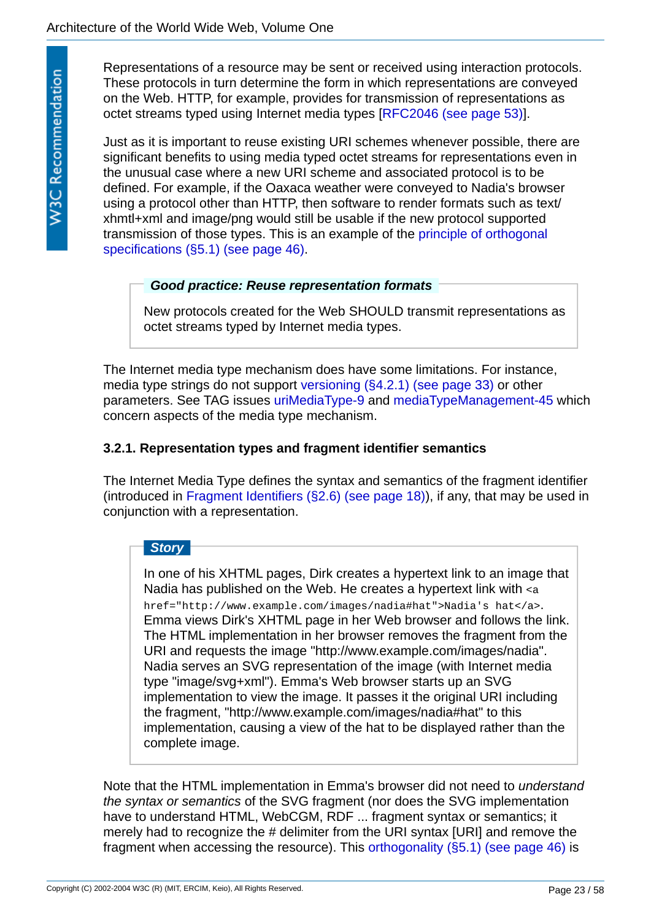Representations of a resource may be sent or received using interaction protocols. These protocols in turn determine the form in which representations are conveyed on the Web. HTTP, for example, provides for transmission of representations as octet streams typed using Internet media types [RFC2046 (see page 53)].

Just as it is important to reuse existing URI schemes whenever possible, there are significant benefits to using media typed octet streams for representations even in the unusual case where a new URI scheme and associated protocol is to be defined. For example, if the Oaxaca weather were conveyed to Nadia's browser using a protocol other than HTTP, then software to render formats such as text/xhmtl+xml and image/png would still be usable if the new protocol supported transmission of those types. This is an example of the principle of orthogonal specifications (§5.1) (see page 46).

> ***Good practice: Reuse representation formats***
>
> New protocols created for the Web SHOULD transmit representations as octet streams typed by Internet media types.

The Internet media type mechanism does have some limitations. For instance, media type strings do not support versioning (§4.2.1) (see page 33) or other parameters. See TAG issues uriMediaType-9 and mediaTypeManagement-45 which concern aspects of the media type mechanism.

### 3.2.1. Representation types and fragment identifier semantics

The Internet Media Type defines the syntax and semantics of the fragment identifier (introduced in Fragment Identifiers (§2.6) (see page 18)), if any, that may be used in conjunction with a representation.

> ***Story***
>
> In one of his XHTML pages, Dirk creates a hypertext link to an image that Nadia has published on the Web. He creates a hypertext link with `<a href="http://www.example.com/images/nadia#hat">Nadia's hat</a>`. Emma views Dirk's XHTML page in her Web browser and follows the link. The HTML implementation in her browser removes the fragment from the URI and requests the image "http://www.example.com/images/nadia". Nadia serves an SVG representation of the image (with Internet media type "image/svg+xml"). Emma's Web browser starts up an SVG implementation to view the image. It passes it the original URI including the fragment, "http://www.example.com/images/nadia#hat" to this implementation, causing a view of the hat to be displayed rather than the complete image.

Note that the HTML implementation in Emma's browser did not need to *understand the syntax or semantics* of the SVG fragment (nor does the SVG implementation have to understand HTML, WebCGM, RDF ... fragment syntax or semantics; it merely had to recognize the # delimiter from the URI syntax [URI] and remove the fragment when accessing the resource). This orthogonality (§5.1) (see page 46) is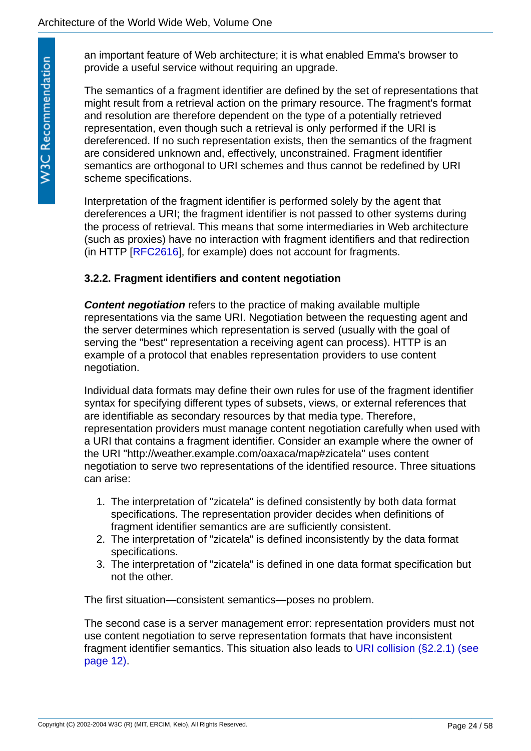an important feature of Web architecture; it is what enabled Emma's browser to provide a useful service without requiring an upgrade.

The semantics of a fragment identifier are defined by the set of representations that might result from a retrieval action on the primary resource. The fragment's format and resolution are therefore dependent on the type of a potentially retrieved representation, even though such a retrieval is only performed if the URI is dereferenced. If no such representation exists, then the semantics of the fragment are considered unknown and, effectively, unconstrained. Fragment identifier semantics are orthogonal to URI schemes and thus cannot be redefined by URI scheme specifications.

Interpretation of the fragment identifier is performed solely by the agent that dereferences a URI; the fragment identifier is not passed to other systems during the process of retrieval. This means that some intermediaries in Web architecture (such as proxies) have no interaction with fragment identifiers and that redirection (in HTTP [RFC2616], for example) does not account for fragments.

### 3.2.2. Fragment identifiers and content negotiation

***Content negotiation*** refers to the practice of making available multiple representations via the same URI. Negotiation between the requesting agent and the server determines which representation is served (usually with the goal of serving the "best" representation a receiving agent can process). HTTP is an example of a protocol that enables representation providers to use content negotiation.

Individual data formats may define their own rules for use of the fragment identifier syntax for specifying different types of subsets, views, or external references that are identifiable as secondary resources by that media type. Therefore, representation providers must manage content negotiation carefully when used with a URI that contains a fragment identifier. Consider an example where the owner of the URI "http://weather.example.com/oaxaca/map#zicatela" uses content negotiation to serve two representations of the identified resource. Three situations can arise:

1. The interpretation of "zicatela" is defined consistently by both data format specifications. The representation provider decides when definitions of fragment identifier semantics are are sufficiently consistent.
2. The interpretation of "zicatela" is defined inconsistently by the data format specifications.
3. The interpretation of "zicatela" is defined in one data format specification but not the other.

The first situation—consistent semantics—poses no problem.

The second case is a server management error: representation providers must not use content negotiation to serve representation formats that have inconsistent fragment identifier semantics. This situation also leads to URI collision (§2.2.1) (see page 12).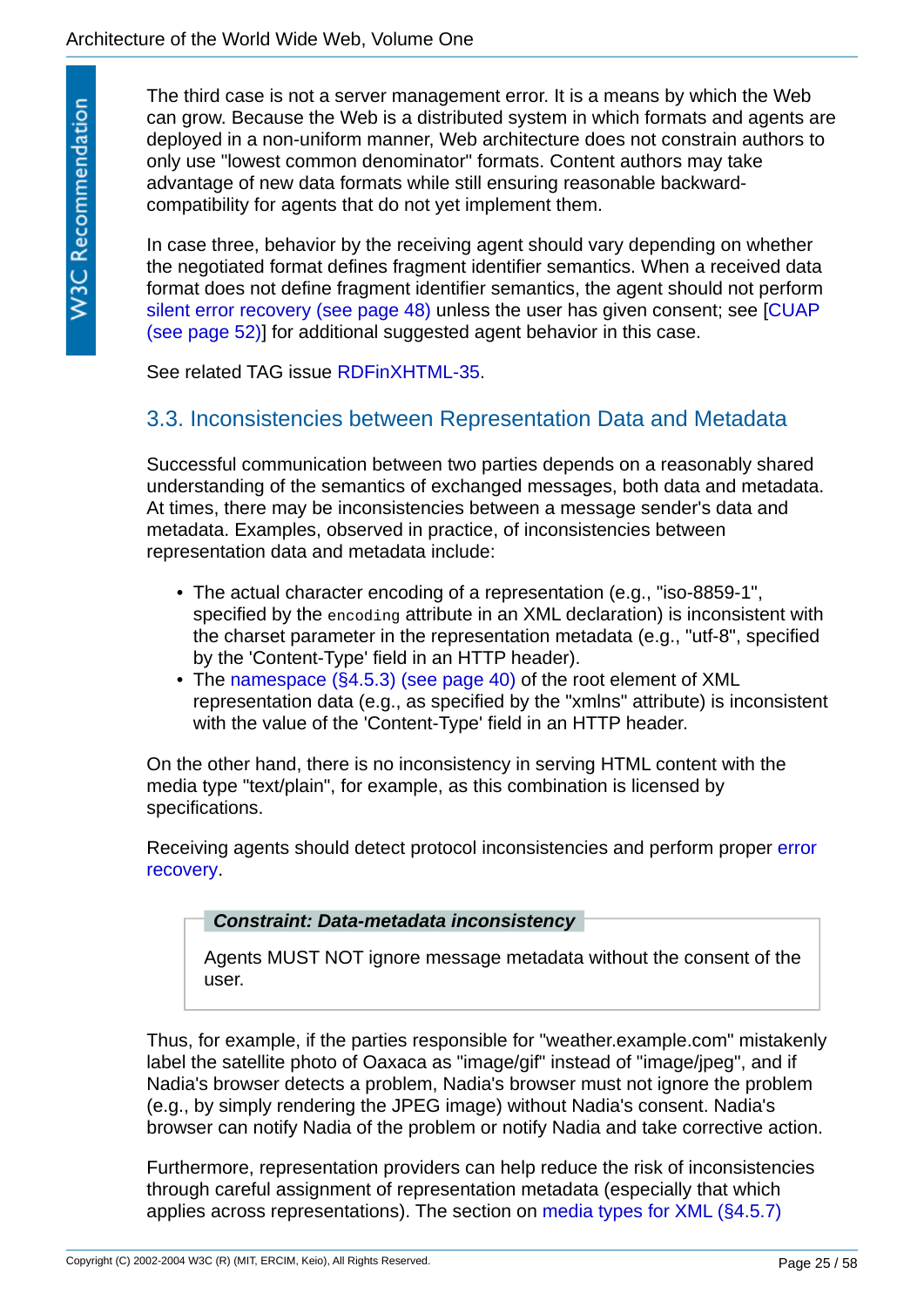The third case is not a server management error. It is a means by which the Web can grow. Because the Web is a distributed system in which formats and agents are deployed in a non-uniform manner, Web architecture does not constrain authors to only use "lowest common denominator" formats. Content authors may take advantage of new data formats while still ensuring reasonable backward-compatibility for agents that do not yet implement them.

In case three, behavior by the receiving agent should vary depending on whether the negotiated format defines fragment identifier semantics. When a received data format does not define fragment identifier semantics, the agent should not perform silent error recovery (see page 48) unless the user has given consent; see [CUAP (see page 52)] for additional suggested agent behavior in this case.

See related TAG issue RDFinXHTML-35.

## 3.3. Inconsistencies between Representation Data and Metadata

Successful communication between two parties depends on a reasonably shared understanding of the semantics of exchanged messages, both data and metadata. At times, there may be inconsistencies between a message sender's data and metadata. Examples, observed in practice, of inconsistencies between representation data and metadata include:

- The actual character encoding of a representation (e.g., "iso-8859-1", specified by the `encoding` attribute in an XML declaration) is inconsistent with the charset parameter in the representation metadata (e.g., "utf-8", specified by the 'Content-Type' field in an HTTP header).
- The namespace (§4.5.3) (see page 40) of the root element of XML representation data (e.g., as specified by the "xmlns" attribute) is inconsistent with the value of the 'Content-Type' field in an HTTP header.

On the other hand, there is no inconsistency in serving HTML content with the media type "text/plain", for example, as this combination is licensed by specifications.

Receiving agents should detect protocol inconsistencies and perform proper error recovery.

> ***Constraint: Data-metadata inconsistency***
>
> Agents MUST NOT ignore message metadata without the consent of the user.

Thus, for example, if the parties responsible for "weather.example.com" mistakenly label the satellite photo of Oaxaca as "image/gif" instead of "image/jpeg", and if Nadia's browser detects a problem, Nadia's browser must not ignore the problem (e.g., by simply rendering the JPEG image) without Nadia's consent. Nadia's browser can notify Nadia of the problem or notify Nadia and take corrective action.

Furthermore, representation providers can help reduce the risk of inconsistencies through careful assignment of representation metadata (especially that which applies across representations). The section on media types for XML (§4.5.7)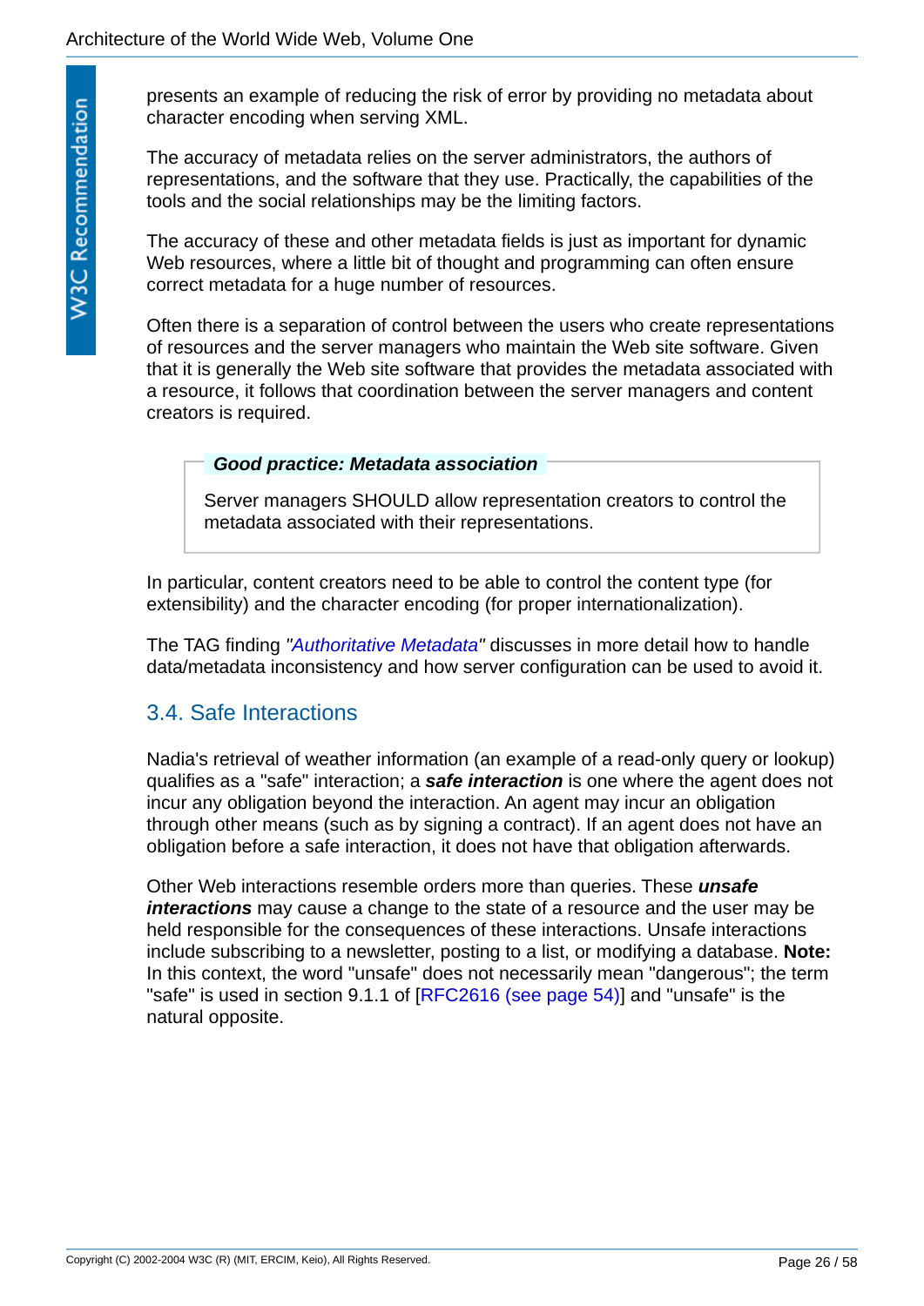presents an example of reducing the risk of error by providing no metadata about character encoding when serving XML.

The accuracy of metadata relies on the server administrators, the authors of representations, and the software that they use. Practically, the capabilities of the tools and the social relationships may be the limiting factors.

The accuracy of these and other metadata fields is just as important for dynamic Web resources, where a little bit of thought and programming can often ensure correct metadata for a huge number of resources.

Often there is a separation of control between the users who create representations of resources and the server managers who maintain the Web site software. Given that it is generally the Web site software that provides the metadata associated with a resource, it follows that coordination between the server managers and content creators is required.

> ***Good practice: Metadata association***
>
> Server managers SHOULD allow representation creators to control the metadata associated with their representations.

In particular, content creators need to be able to control the content type (for extensibility) and the character encoding (for proper internationalization).

The TAG finding *"Authoritative Metadata"* discusses in more detail how to handle data/metadata inconsistency and how server configuration can be used to avoid it.

## 3.4. Safe Interactions

Nadia's retrieval of weather information (an example of a read-only query or lookup) qualifies as a "safe" interaction; a ***safe interaction*** is one where the agent does not incur any obligation beyond the interaction. An agent may incur an obligation through other means (such as by signing a contract). If an agent does not have an obligation before a safe interaction, it does not have that obligation afterwards.

Other Web interactions resemble orders more than queries. These ***unsafe interactions*** may cause a change to the state of a resource and the user may be held responsible for the consequences of these interactions. Unsafe interactions include subscribing to a newsletter, posting to a list, or modifying a database. **Note:** In this context, the word "unsafe" does not necessarily mean "dangerous"; the term "safe" is used in section 9.1.1 of [RFC2616 (see page 54)] and "unsafe" is the natural opposite.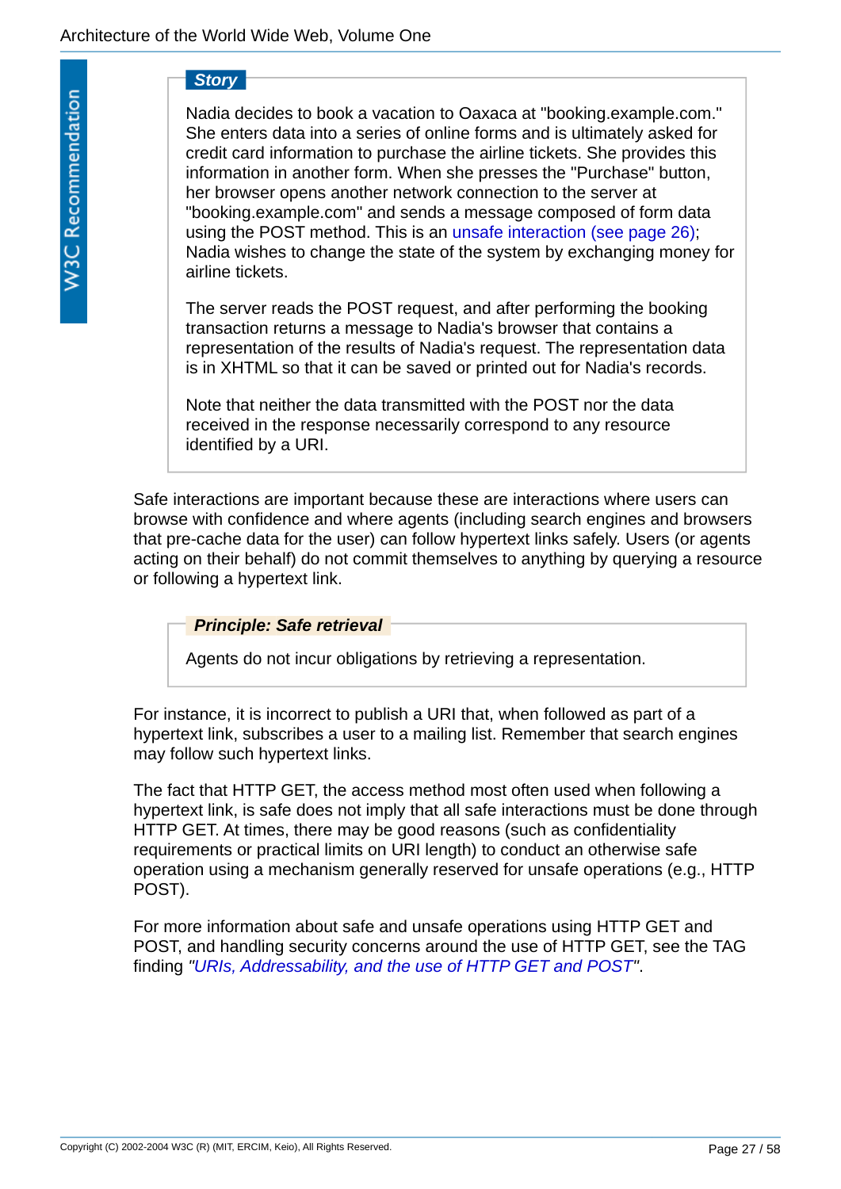**Story**

Nadia decides to book a vacation to Oaxaca at "booking.example.com." She enters data into a series of online forms and is ultimately asked for credit card information to purchase the airline tickets. She provides this information in another form. When she presses the "Purchase" button, her browser opens another network connection to the server at "booking.example.com" and sends a message composed of form data using the POST method. This is an unsafe interaction (see page 26); Nadia wishes to change the state of the system by exchanging money for airline tickets.

The server reads the POST request, and after performing the booking transaction returns a message to Nadia's browser that contains a representation of the results of Nadia's request. The representation data is in XHTML so that it can be saved or printed out for Nadia's records.

Note that neither the data transmitted with the POST nor the data received in the response necessarily correspond to any resource identified by a URI.

Safe interactions are important because these are interactions where users can browse with confidence and where agents (including search engines and browsers that pre-cache data for the user) can follow hypertext links safely. Users (or agents acting on their behalf) do not commit themselves to anything by querying a resource or following a hypertext link.

***Principle: Safe retrieval***

Agents do not incur obligations by retrieving a representation.

For instance, it is incorrect to publish a URI that, when followed as part of a hypertext link, subscribes a user to a mailing list. Remember that search engines may follow such hypertext links.

The fact that HTTP GET, the access method most often used when following a hypertext link, is safe does not imply that all safe interactions must be done through HTTP GET. At times, there may be good reasons (such as confidentiality requirements or practical limits on URI length) to conduct an otherwise safe operation using a mechanism generally reserved for unsafe operations (e.g., HTTP POST).

For more information about safe and unsafe operations using HTTP GET and POST, and handling security concerns around the use of HTTP GET, see the TAG finding *"URIs, Addressability, and the use of HTTP GET and POST"*.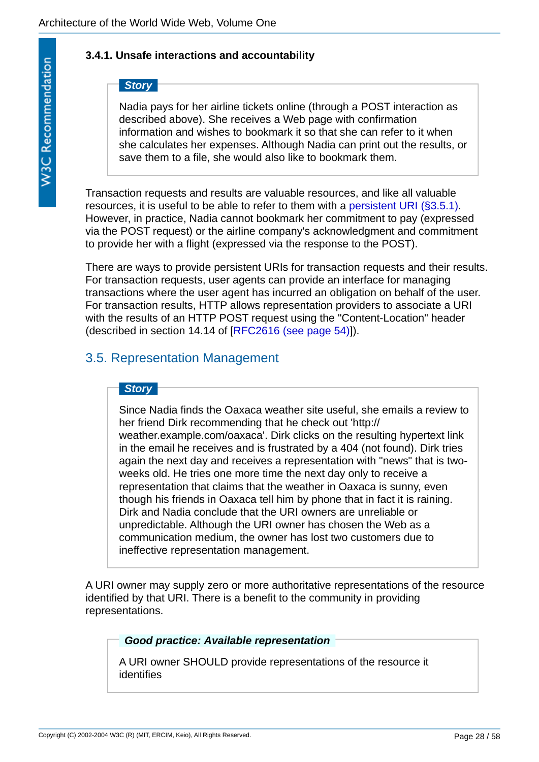### 3.4.1. Unsafe interactions and accountability

> ***Story***
>
> Nadia pays for her airline tickets online (through a POST interaction as described above). She receives a Web page with confirmation information and wishes to bookmark it so that she can refer to it when she calculates her expenses. Although Nadia can print out the results, or save them to a file, she would also like to bookmark them.

Transaction requests and results are valuable resources, and like all valuable resources, it is useful to be able to refer to them with a persistent URI (§3.5.1). However, in practice, Nadia cannot bookmark her commitment to pay (expressed via the POST request) or the airline company's acknowledgment and commitment to provide her with a flight (expressed via the response to the POST).

There are ways to provide persistent URIs for transaction requests and their results. For transaction requests, user agents can provide an interface for managing transactions where the user agent has incurred an obligation on behalf of the user. For transaction results, HTTP allows representation providers to associate a URI with the results of an HTTP POST request using the "Content-Location" header (described in section 14.14 of [RFC2616 (see page 54)]).

## 3.5. Representation Management

> ***Story***
>
> Since Nadia finds the Oaxaca weather site useful, she emails a review to her friend Dirk recommending that he check out 'http://weather.example.com/oaxaca'. Dirk clicks on the resulting hypertext link in the email he receives and is frustrated by a 404 (not found). Dirk tries again the next day and receives a representation with "news" that is two-weeks old. He tries one more time the next day only to receive a representation that claims that the weather in Oaxaca is sunny, even though his friends in Oaxaca tell him by phone that in fact it is raining. Dirk and Nadia conclude that the URI owners are unreliable or unpredictable. Although the URI owner has chosen the Web as a communication medium, the owner has lost two customers due to ineffective representation management.

A URI owner may supply zero or more authoritative representations of the resource identified by that URI. There is a benefit to the community in providing representations.

> ***Good practice: Available representation***
>
> A URI owner SHOULD provide representations of the resource it identifies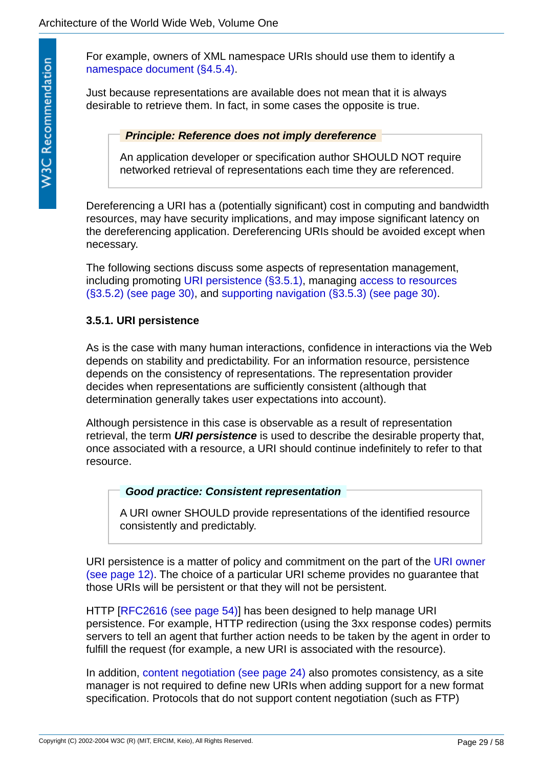For example, owners of XML namespace URIs should use them to identify a namespace document (§4.5.4).

Just because representations are available does not mean that it is always desirable to retrieve them. In fact, in some cases the opposite is true.

> ***Principle: Reference does not imply dereference***
>
> An application developer or specification author SHOULD NOT require networked retrieval of representations each time they are referenced.

Dereferencing a URI has a (potentially significant) cost in computing and bandwidth resources, may have security implications, and may impose significant latency on the dereferencing application. Dereferencing URIs should be avoided except when necessary.

The following sections discuss some aspects of representation management, including promoting URI persistence (§3.5.1), managing access to resources (§3.5.2) (see page 30), and supporting navigation (§3.5.3) (see page 30).

### 3.5.1. URI persistence

As is the case with many human interactions, confidence in interactions via the Web depends on stability and predictability. For an information resource, persistence depends on the consistency of representations. The representation provider decides when representations are sufficiently consistent (although that determination generally takes user expectations into account).

Although persistence in this case is observable as a result of representation retrieval, the term ***URI persistence*** is used to describe the desirable property that, once associated with a resource, a URI should continue indefinitely to refer to that resource.

> ***Good practice: Consistent representation***
>
> A URI owner SHOULD provide representations of the identified resource consistently and predictably.

URI persistence is a matter of policy and commitment on the part of the URI owner (see page 12). The choice of a particular URI scheme provides no guarantee that those URIs will be persistent or that they will not be persistent.

HTTP [RFC2616 (see page 54)] has been designed to help manage URI persistence. For example, HTTP redirection (using the 3xx response codes) permits servers to tell an agent that further action needs to be taken by the agent in order to fulfill the request (for example, a new URI is associated with the resource).

In addition, content negotiation (see page 24) also promotes consistency, as a site manager is not required to define new URIs when adding support for a new format specification. Protocols that do not support content negotiation (such as FTP)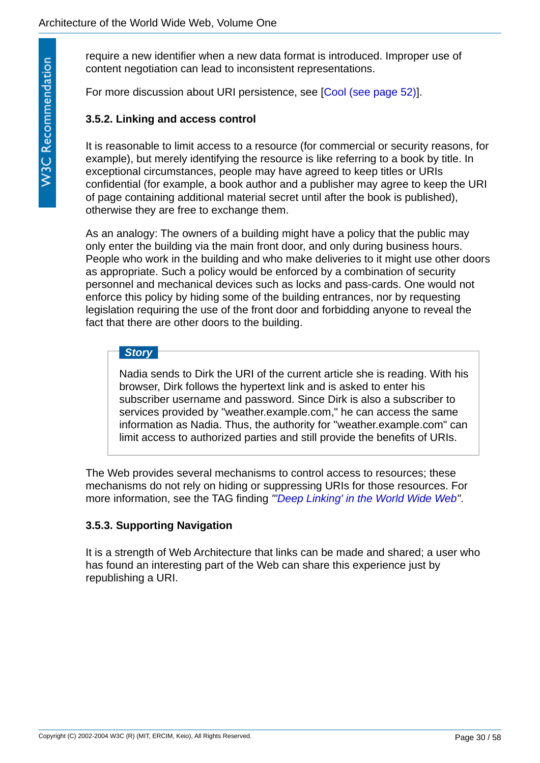require a new identifier when a new data format is introduced. Improper use of content negotiation can lead to inconsistent representations.

For more discussion about URI persistence, see [Cool (see page 52)].

#### 3.5.2. Linking and access control

It is reasonable to limit access to a resource (for commercial or security reasons, for example), but merely identifying the resource is like referring to a book by title. In exceptional circumstances, people may have agreed to keep titles or URIs confidential (for example, a book author and a publisher may agree to keep the URI of page containing additional material secret until after the book is published), otherwise they are free to exchange them.

As an analogy: The owners of a building might have a policy that the public may only enter the building via the main front door, and only during business hours. People who work in the building and who make deliveries to it might use other doors as appropriate. Such a policy would be enforced by a combination of security personnel and mechanical devices such as locks and pass-cards. One would not enforce this policy by hiding some of the building entrances, nor by requesting legislation requiring the use of the front door and forbidding anyone to reveal the fact that there are other doors to the building.

> ***Story***
>
> Nadia sends to Dirk the URI of the current article she is reading. With his browser, Dirk follows the hypertext link and is asked to enter his subscriber username and password. Since Dirk is also a subscriber to services provided by "weather.example.com," he can access the same information as Nadia. Thus, the authority for "weather.example.com" can limit access to authorized parties and still provide the benefits of URIs.

The Web provides several mechanisms to control access to resources; these mechanisms do not rely on hiding or suppressing URIs for those resources. For more information, see the TAG finding *"'Deep Linking' in the World Wide Web"*.

#### 3.5.3. Supporting Navigation

It is a strength of Web Architecture that links can be made and shared; a user who has found an interesting part of the Web can share this experience just by republishing a URI.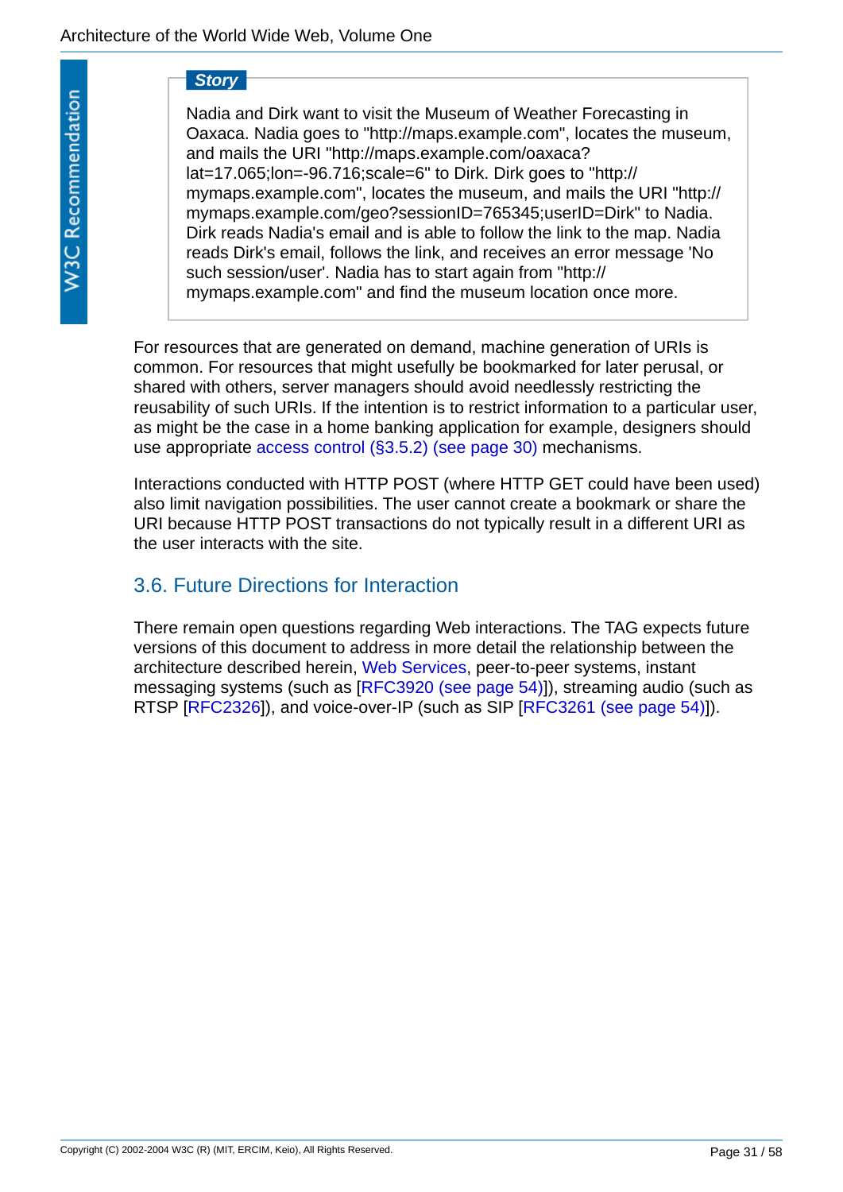**Story**

Nadia and Dirk want to visit the Museum of Weather Forecasting in Oaxaca. Nadia goes to "http://maps.example.com", locates the museum, and mails the URI "http://maps.example.com/oaxaca?lat=17.065;lon=-96.716;scale=6" to Dirk. Dirk goes to "http://mymaps.example.com", locates the museum, and mails the URI "http://mymaps.example.com/geo?sessionID=765345;userID=Dirk" to Nadia. Dirk reads Nadia's email and is able to follow the link to the map. Nadia reads Dirk's email, follows the link, and receives an error message 'No such session/user'. Nadia has to start again from "http://mymaps.example.com" and find the museum location once more.

For resources that are generated on demand, machine generation of URIs is common. For resources that might usefully be bookmarked for later perusal, or shared with others, server managers should avoid needlessly restricting the reusability of such URIs. If the intention is to restrict information to a particular user, as might be the case in a home banking application for example, designers should use appropriate access control (§3.5.2) (see page 30) mechanisms.

Interactions conducted with HTTP POST (where HTTP GET could have been used) also limit navigation possibilities. The user cannot create a bookmark or share the URI because HTTP POST transactions do not typically result in a different URI as the user interacts with the site.

## 3.6. Future Directions for Interaction

There remain open questions regarding Web interactions. The TAG expects future versions of this document to address in more detail the relationship between the architecture described herein, Web Services, peer-to-peer systems, instant messaging systems (such as [RFC3920 (see page 54)]), streaming audio (such as RTSP [RFC2326]), and voice-over-IP (such as SIP [RFC3261 (see page 54)]).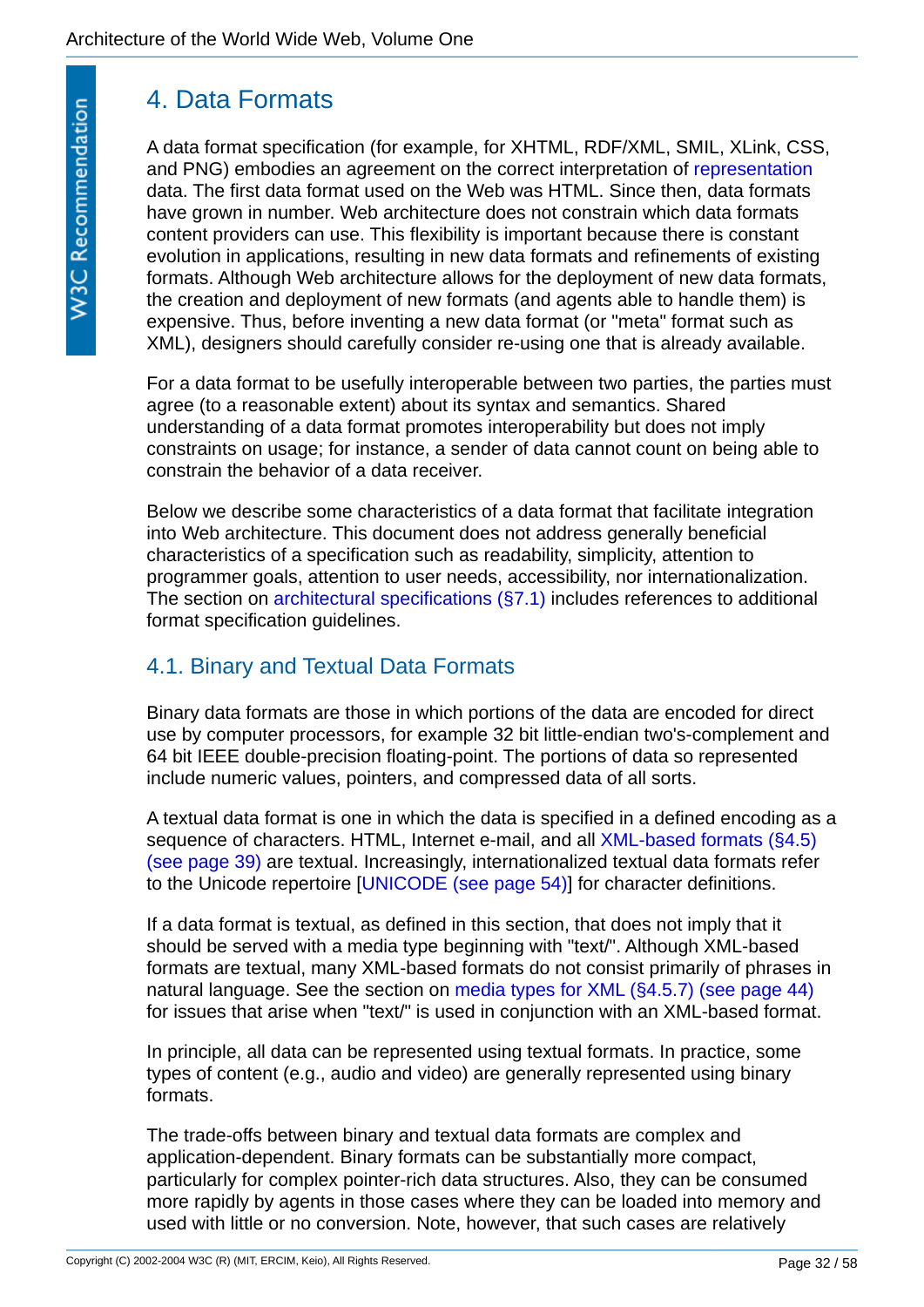# 4. Data Formats

A data format specification (for example, for XHTML, RDF/XML, SMIL, XLink, CSS, and PNG) embodies an agreement on the correct interpretation of representation data. The first data format used on the Web was HTML. Since then, data formats have grown in number. Web architecture does not constrain which data formats content providers can use. This flexibility is important because there is constant evolution in applications, resulting in new data formats and refinements of existing formats. Although Web architecture allows for the deployment of new data formats, the creation and deployment of new formats (and agents able to handle them) is expensive. Thus, before inventing a new data format (or "meta" format such as XML), designers should carefully consider re-using one that is already available.

For a data format to be usefully interoperable between two parties, the parties must agree (to a reasonable extent) about its syntax and semantics. Shared understanding of a data format promotes interoperability but does not imply constraints on usage; for instance, a sender of data cannot count on being able to constrain the behavior of a data receiver.

Below we describe some characteristics of a data format that facilitate integration into Web architecture. This document does not address generally beneficial characteristics of a specification such as readability, simplicity, attention to programmer goals, attention to user needs, accessibility, nor internationalization. The section on architectural specifications (§7.1) includes references to additional format specification guidelines.

## 4.1. Binary and Textual Data Formats

Binary data formats are those in which portions of the data are encoded for direct use by computer processors, for example 32 bit little-endian two's-complement and 64 bit IEEE double-precision floating-point. The portions of data so represented include numeric values, pointers, and compressed data of all sorts.

A textual data format is one in which the data is specified in a defined encoding as a sequence of characters. HTML, Internet e-mail, and all XML-based formats (§4.5) (see page 39) are textual. Increasingly, internationalized textual data formats refer to the Unicode repertoire [UNICODE (see page 54)] for character definitions.

If a data format is textual, as defined in this section, that does not imply that it should be served with a media type beginning with "text/". Although XML-based formats are textual, many XML-based formats do not consist primarily of phrases in natural language. See the section on media types for XML (§4.5.7) (see page 44) for issues that arise when "text/" is used in conjunction with an XML-based format.

In principle, all data can be represented using textual formats. In practice, some types of content (e.g., audio and video) are generally represented using binary formats.

The trade-offs between binary and textual data formats are complex and application-dependent. Binary formats can be substantially more compact, particularly for complex pointer-rich data structures. Also, they can be consumed more rapidly by agents in those cases where they can be loaded into memory and used with little or no conversion. Note, however, that such cases are relatively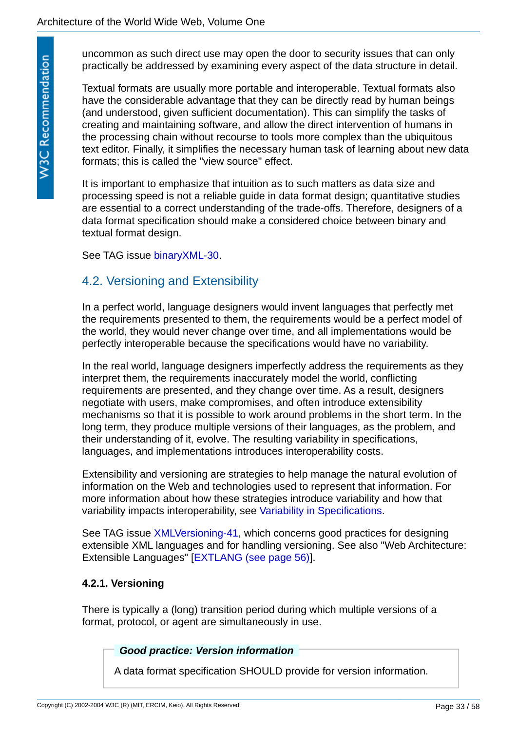uncommon as such direct use may open the door to security issues that can only practically be addressed by examining every aspect of the data structure in detail.

Textual formats are usually more portable and interoperable. Textual formats also have the considerable advantage that they can be directly read by human beings (and understood, given sufficient documentation). This can simplify the tasks of creating and maintaining software, and allow the direct intervention of humans in the processing chain without recourse to tools more complex than the ubiquitous text editor. Finally, it simplifies the necessary human task of learning about new data formats; this is called the "view source" effect.

It is important to emphasize that intuition as to such matters as data size and processing speed is not a reliable guide in data format design; quantitative studies are essential to a correct understanding of the trade-offs. Therefore, designers of a data format specification should make a considered choice between binary and textual format design.

See TAG issue binaryXML-30.

## 4.2. Versioning and Extensibility

In a perfect world, language designers would invent languages that perfectly met the requirements presented to them, the requirements would be a perfect model of the world, they would never change over time, and all implementations would be perfectly interoperable because the specifications would have no variability.

In the real world, language designers imperfectly address the requirements as they interpret them, the requirements inaccurately model the world, conflicting requirements are presented, and they change over time. As a result, designers negotiate with users, make compromises, and often introduce extensibility mechanisms so that it is possible to work around problems in the short term. In the long term, they produce multiple versions of their languages, as the problem, and their understanding of it, evolve. The resulting variability in specifications, languages, and implementations introduces interoperability costs.

Extensibility and versioning are strategies to help manage the natural evolution of information on the Web and technologies used to represent that information. For more information about how these strategies introduce variability and how that variability impacts interoperability, see Variability in Specifications.

See TAG issue XMLVersioning-41, which concerns good practices for designing extensible XML languages and for handling versioning. See also "Web Architecture: Extensible Languages" [EXTLANG (see page 56)].

### 4.2.1. Versioning

There is typically a (long) transition period during which multiple versions of a format, protocol, or agent are simultaneously in use.

> ***Good practice: Version information***
>
> A data format specification SHOULD provide for version information.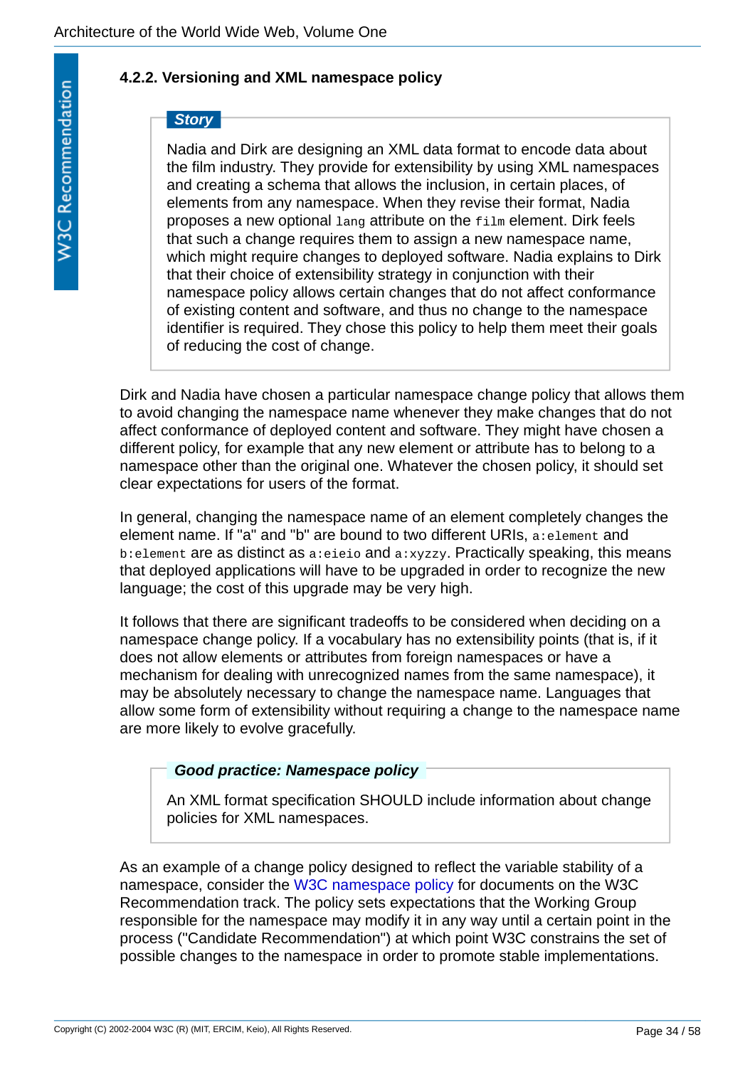#### 4.2.2. Versioning and XML namespace policy

> ***Story***
>
> Nadia and Dirk are designing an XML data format to encode data about the film industry. They provide for extensibility by using XML namespaces and creating a schema that allows the inclusion, in certain places, of elements from any namespace. When they revise their format, Nadia proposes a new optional `lang` attribute on the `film` element. Dirk feels that such a change requires them to assign a new namespace name, which might require changes to deployed software. Nadia explains to Dirk that their choice of extensibility strategy in conjunction with their namespace policy allows certain changes that do not affect conformance of existing content and software, and thus no change to the namespace identifier is required. They chose this policy to help them meet their goals of reducing the cost of change.

Dirk and Nadia have chosen a particular namespace change policy that allows them to avoid changing the namespace name whenever they make changes that do not affect conformance of deployed content and software. They might have chosen a different policy, for example that any new element or attribute has to belong to a namespace other than the original one. Whatever the chosen policy, it should set clear expectations for users of the format.

In general, changing the namespace name of an element completely changes the element name. If "a" and "b" are bound to two different URIs, `a:element` and `b:element` are as distinct as `a:eieio` and `a:xyzzy`. Practically speaking, this means that deployed applications will have to be upgraded in order to recognize the new language; the cost of this upgrade may be very high.

It follows that there are significant tradeoffs to be considered when deciding on a namespace change policy. If a vocabulary has no extensibility points (that is, if it does not allow elements or attributes from foreign namespaces or have a mechanism for dealing with unrecognized names from the same namespace), it may be absolutely necessary to change the namespace name. Languages that allow some form of extensibility without requiring a change to the namespace name are more likely to evolve gracefully.

> ***Good practice: Namespace policy***
>
> An XML format specification SHOULD include information about change policies for XML namespaces.

As an example of a change policy designed to reflect the variable stability of a namespace, consider the W3C namespace policy for documents on the W3C Recommendation track. The policy sets expectations that the Working Group responsible for the namespace may modify it in any way until a certain point in the process ("Candidate Recommendation") at which point W3C constrains the set of possible changes to the namespace in order to promote stable implementations.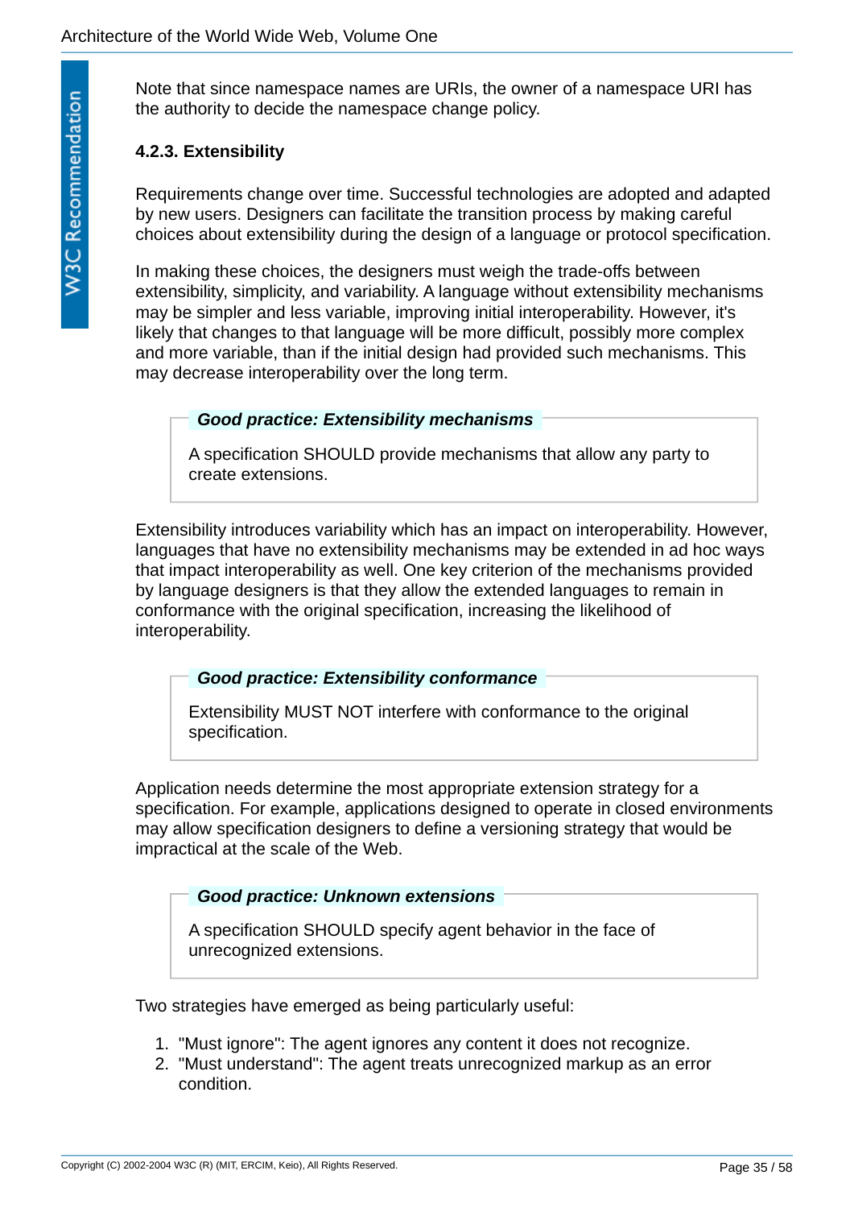Note that since namespace names are URIs, the owner of a namespace URI has the authority to decide the namespace change policy.

#### 4.2.3. Extensibility

Requirements change over time. Successful technologies are adopted and adapted by new users. Designers can facilitate the transition process by making careful choices about extensibility during the design of a language or protocol specification.

In making these choices, the designers must weigh the trade-offs between extensibility, simplicity, and variability. A language without extensibility mechanisms may be simpler and less variable, improving initial interoperability. However, it's likely that changes to that language will be more difficult, possibly more complex and more variable, than if the initial design had provided such mechanisms. This may decrease interoperability over the long term.

> ***Good practice: Extensibility mechanisms***
>
> A specification SHOULD provide mechanisms that allow any party to create extensions.

Extensibility introduces variability which has an impact on interoperability. However, languages that have no extensibility mechanisms may be extended in ad hoc ways that impact interoperability as well. One key criterion of the mechanisms provided by language designers is that they allow the extended languages to remain in conformance with the original specification, increasing the likelihood of interoperability.

> ***Good practice: Extensibility conformance***
>
> Extensibility MUST NOT interfere with conformance to the original specification.

Application needs determine the most appropriate extension strategy for a specification. For example, applications designed to operate in closed environments may allow specification designers to define a versioning strategy that would be impractical at the scale of the Web.

> ***Good practice: Unknown extensions***
>
> A specification SHOULD specify agent behavior in the face of unrecognized extensions.

Two strategies have emerged as being particularly useful:

1. "Must ignore": The agent ignores any content it does not recognize.
2. "Must understand": The agent treats unrecognized markup as an error condition.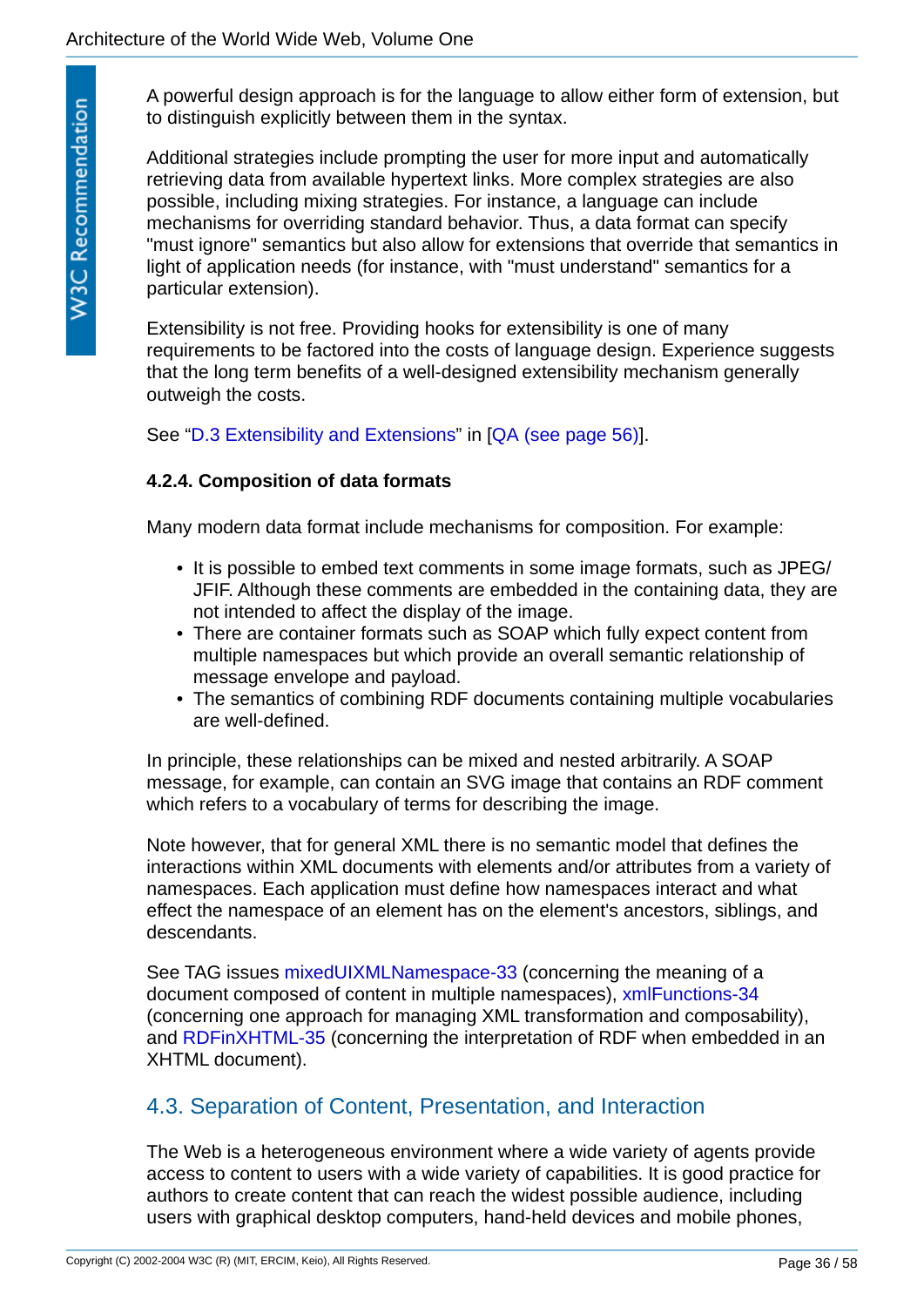A powerful design approach is for the language to allow either form of extension, but to distinguish explicitly between them in the syntax.

Additional strategies include prompting the user for more input and automatically retrieving data from available hypertext links. More complex strategies are also possible, including mixing strategies. For instance, a language can include mechanisms for overriding standard behavior. Thus, a data format can specify "must ignore" semantics but also allow for extensions that override that semantics in light of application needs (for instance, with "must understand" semantics for a particular extension).

Extensibility is not free. Providing hooks for extensibility is one of many requirements to be factored into the costs of language design. Experience suggests that the long term benefits of a well-designed extensibility mechanism generally outweigh the costs.

See "D.3 Extensibility and Extensions" in [QA (see page 56)].

#### 4.2.4. Composition of data formats

Many modern data format include mechanisms for composition. For example:

- It is possible to embed text comments in some image formats, such as JPEG/JFIF. Although these comments are embedded in the containing data, they are not intended to affect the display of the image.
- There are container formats such as SOAP which fully expect content from multiple namespaces but which provide an overall semantic relationship of message envelope and payload.
- The semantics of combining RDF documents containing multiple vocabularies are well-defined.

In principle, these relationships can be mixed and nested arbitrarily. A SOAP message, for example, can contain an SVG image that contains an RDF comment which refers to a vocabulary of terms for describing the image.

Note however, that for general XML there is no semantic model that defines the interactions within XML documents with elements and/or attributes from a variety of namespaces. Each application must define how namespaces interact and what effect the namespace of an element has on the element's ancestors, siblings, and descendants.

See TAG issues mixedUIXMLNamespace-33 (concerning the meaning of a document composed of content in multiple namespaces), xmlFunctions-34 (concerning one approach for managing XML transformation and composability), and RDFinXHTML-35 (concerning the interpretation of RDF when embedded in an XHTML document).

## 4.3. Separation of Content, Presentation, and Interaction

The Web is a heterogeneous environment where a wide variety of agents provide access to content to users with a wide variety of capabilities. It is good practice for authors to create content that can reach the widest possible audience, including users with graphical desktop computers, hand-held devices and mobile phones,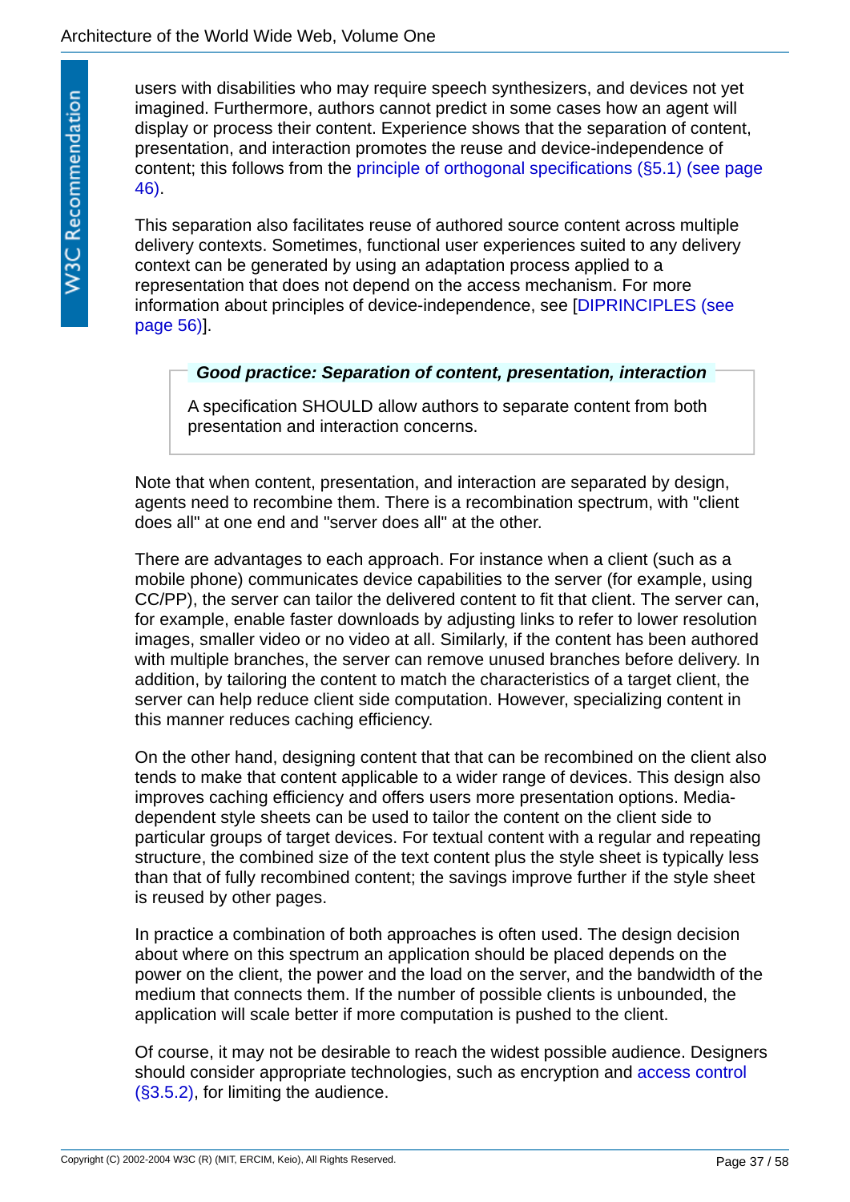users with disabilities who may require speech synthesizers, and devices not yet imagined. Furthermore, authors cannot predict in some cases how an agent will display or process their content. Experience shows that the separation of content, presentation, and interaction promotes the reuse and device-independence of content; this follows from the principle of orthogonal specifications (§5.1) (see page 46).

This separation also facilitates reuse of authored source content across multiple delivery contexts. Sometimes, functional user experiences suited to any delivery context can be generated by using an adaptation process applied to a representation that does not depend on the access mechanism. For more information about principles of device-independence, see [DIPRINCIPLES (see page 56)].

> ***Good practice: Separation of content, presentation, interaction***
>
> A specification SHOULD allow authors to separate content from both presentation and interaction concerns.

Note that when content, presentation, and interaction are separated by design, agents need to recombine them. There is a recombination spectrum, with "client does all" at one end and "server does all" at the other.

There are advantages to each approach. For instance when a client (such as a mobile phone) communicates device capabilities to the server (for example, using CC/PP), the server can tailor the delivered content to fit that client. The server can, for example, enable faster downloads by adjusting links to refer to lower resolution images, smaller video or no video at all. Similarly, if the content has been authored with multiple branches, the server can remove unused branches before delivery. In addition, by tailoring the content to match the characteristics of a target client, the server can help reduce client side computation. However, specializing content in this manner reduces caching efficiency.

On the other hand, designing content that that can be recombined on the client also tends to make that content applicable to a wider range of devices. This design also improves caching efficiency and offers users more presentation options. Media-dependent style sheets can be used to tailor the content on the client side to particular groups of target devices. For textual content with a regular and repeating structure, the combined size of the text content plus the style sheet is typically less than that of fully recombined content; the savings improve further if the style sheet is reused by other pages.

In practice a combination of both approaches is often used. The design decision about where on this spectrum an application should be placed depends on the power on the client, the power and the load on the server, and the bandwidth of the medium that connects them. If the number of possible clients is unbounded, the application will scale better if more computation is pushed to the client.

Of course, it may not be desirable to reach the widest possible audience. Designers should consider appropriate technologies, such as encryption and access control (§3.5.2), for limiting the audience.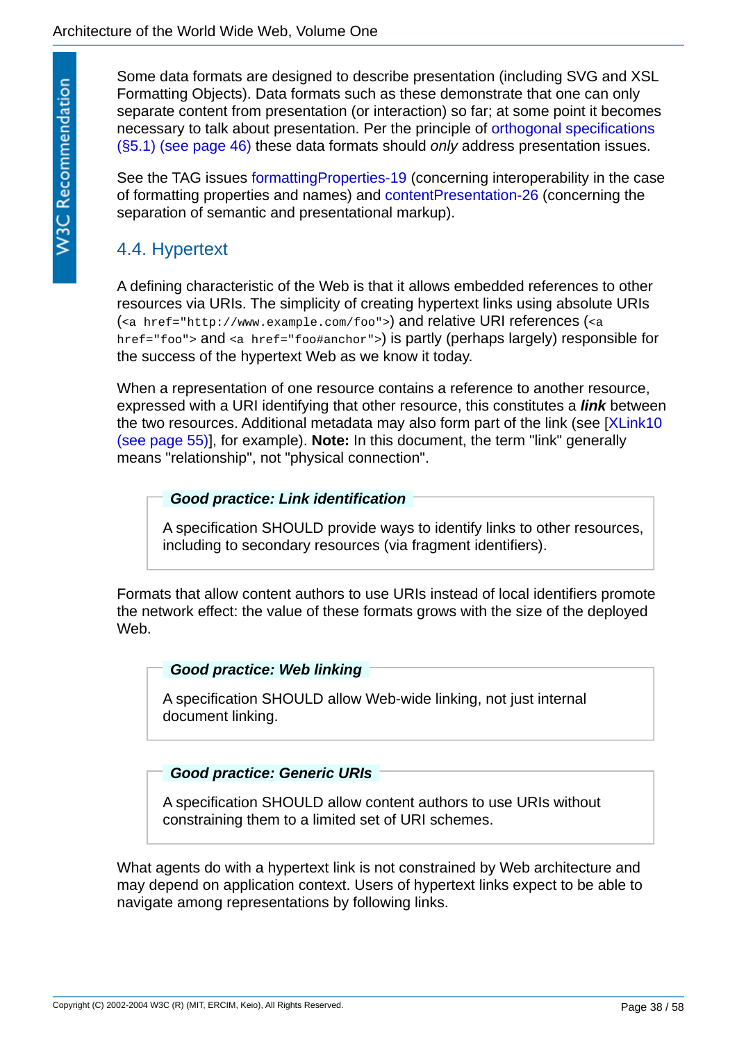Some data formats are designed to describe presentation (including SVG and XSL Formatting Objects). Data formats such as these demonstrate that one can only separate content from presentation (or interaction) so far; at some point it becomes necessary to talk about presentation. Per the principle of orthogonal specifications (§5.1) (see page 46) these data formats should *only* address presentation issues.

See the TAG issues formattingProperties-19 (concerning interoperability in the case of formatting properties and names) and contentPresentation-26 (concerning the separation of semantic and presentational markup).

## 4.4. Hypertext

A defining characteristic of the Web is that it allows embedded references to other resources via URIs. The simplicity of creating hypertext links using absolute URIs (`<a href="http://www.example.com/foo">`) and relative URI references (`<a href="foo">` and `<a href="foo#anchor">`) is partly (perhaps largely) responsible for the success of the hypertext Web as we know it today.

When a representation of one resource contains a reference to another resource, expressed with a URI identifying that other resource, this constitutes a ***link*** between the two resources. Additional metadata may also form part of the link (see [XLink10 (see page 55)], for example). **Note:** In this document, the term "link" generally means "relationship", not "physical connection".

> ***Good practice: Link identification***
>
> A specification SHOULD provide ways to identify links to other resources, including to secondary resources (via fragment identifiers).

Formats that allow content authors to use URIs instead of local identifiers promote the network effect: the value of these formats grows with the size of the deployed Web.

> ***Good practice: Web linking***
>
> A specification SHOULD allow Web-wide linking, not just internal document linking.

> ***Good practice: Generic URIs***
>
> A specification SHOULD allow content authors to use URIs without constraining them to a limited set of URI schemes.

What agents do with a hypertext link is not constrained by Web architecture and may depend on application context. Users of hypertext links expect to be able to navigate among representations by following links.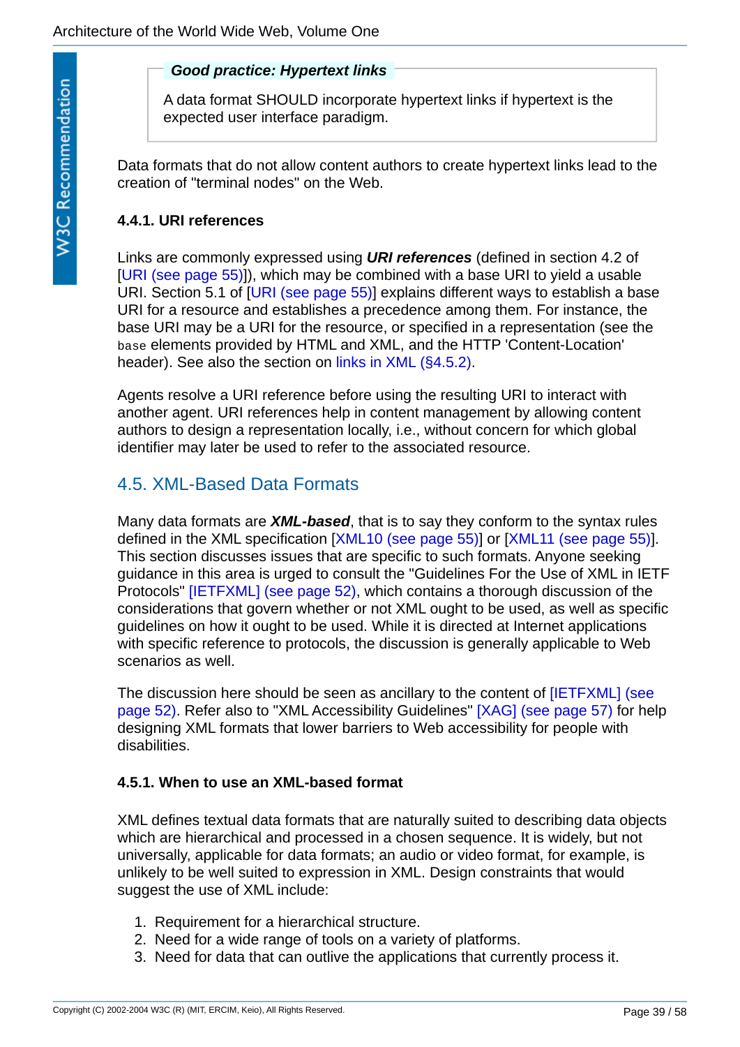**Good practice: Hypertext links**

A data format SHOULD incorporate hypertext links if hypertext is the expected user interface paradigm.

Data formats that do not allow content authors to create hypertext links lead to the creation of "terminal nodes" on the Web.

#### 4.4.1. URI references

Links are commonly expressed using ***URI references*** (defined in section 4.2 of [URI (see page 55)]), which may be combined with a base URI to yield a usable URI. Section 5.1 of [URI (see page 55)] explains different ways to establish a base URI for a resource and establishes a precedence among them. For instance, the base URI may be a URI for the resource, or specified in a representation (see the `base` elements provided by HTML and XML, and the HTTP 'Content-Location' header). See also the section on links in XML (§4.5.2).

Agents resolve a URI reference before using the resulting URI to interact with another agent. URI references help in content management by allowing content authors to design a representation locally, i.e., without concern for which global identifier may later be used to refer to the associated resource.

### 4.5. XML-Based Data Formats

Many data formats are ***XML-based***, that is to say they conform to the syntax rules defined in the XML specification [XML10 (see page 55)] or [XML11 (see page 55)]. This section discusses issues that are specific to such formats. Anyone seeking guidance in this area is urged to consult the "Guidelines For the Use of XML in IETF Protocols" [IETFXML] (see page 52), which contains a thorough discussion of the considerations that govern whether or not XML ought to be used, as well as specific guidelines on how it ought to be used. While it is directed at Internet applications with specific reference to protocols, the discussion is generally applicable to Web scenarios as well.

The discussion here should be seen as ancillary to the content of [IETFXML] (see page 52). Refer also to "XML Accessibility Guidelines" [XAG] (see page 57) for help designing XML formats that lower barriers to Web accessibility for people with disabilities.

#### 4.5.1. When to use an XML-based format

XML defines textual data formats that are naturally suited to describing data objects which are hierarchical and processed in a chosen sequence. It is widely, but not universally, applicable for data formats; an audio or video format, for example, is unlikely to be well suited to expression in XML. Design constraints that would suggest the use of XML include:

1. Requirement for a hierarchical structure.
2. Need for a wide range of tools on a variety of platforms.
3. Need for data that can outlive the applications that currently process it.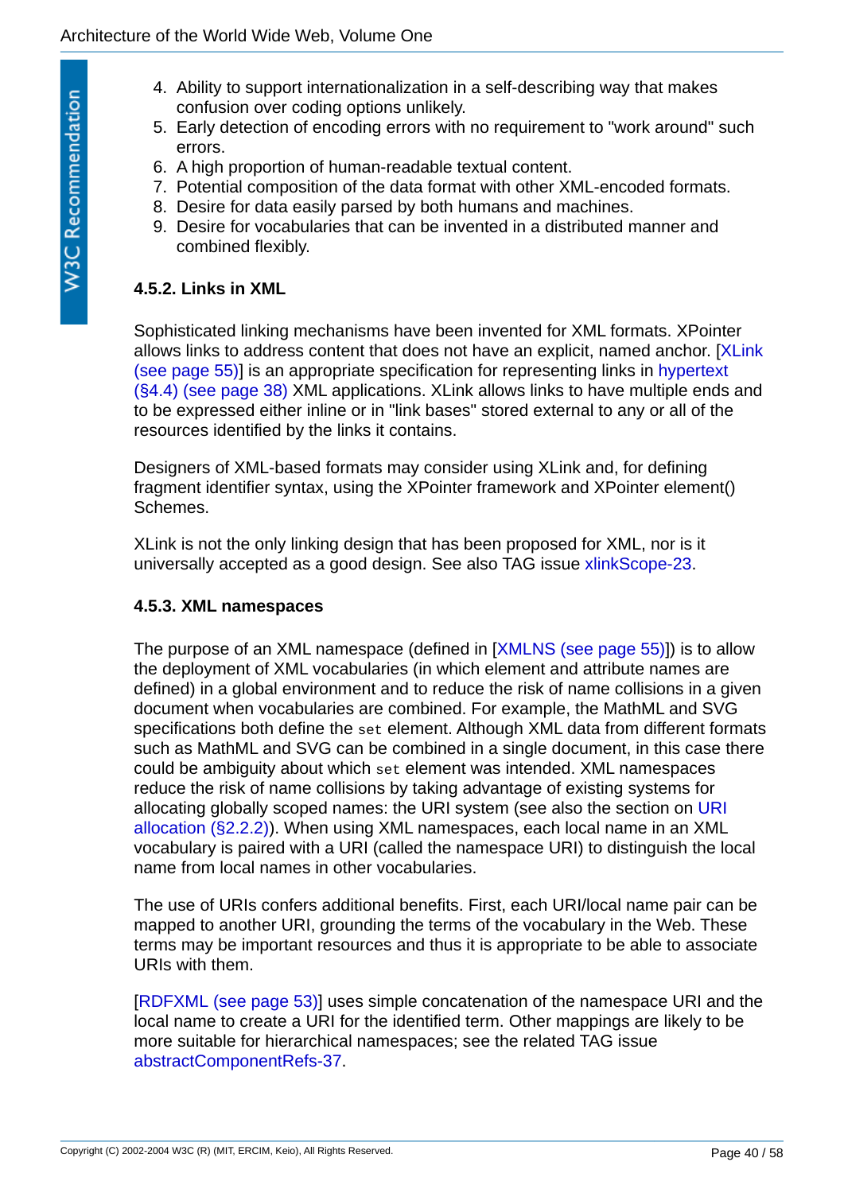4. Ability to support internationalization in a self-describing way that makes confusion over coding options unlikely.
5. Early detection of encoding errors with no requirement to "work around" such errors.
6. A high proportion of human-readable textual content.
7. Potential composition of the data format with other XML-encoded formats.
8. Desire for data easily parsed by both humans and machines.
9. Desire for vocabularies that can be invented in a distributed manner and combined flexibly.

### 4.5.2. Links in XML

Sophisticated linking mechanisms have been invented for XML formats. XPointer allows links to address content that does not have an explicit, named anchor. [XLink (see page 55)] is an appropriate specification for representing links in hypertext (§4.4) (see page 38) XML applications. XLink allows links to have multiple ends and to be expressed either inline or in "link bases" stored external to any or all of the resources identified by the links it contains.

Designers of XML-based formats may consider using XLink and, for defining fragment identifier syntax, using the XPointer framework and XPointer element() Schemes.

XLink is not the only linking design that has been proposed for XML, nor is it universally accepted as a good design. See also TAG issue xlinkScope-23.

### 4.5.3. XML namespaces

The purpose of an XML namespace (defined in [XMLNS (see page 55)]) is to allow the deployment of XML vocabularies (in which element and attribute names are defined) in a global environment and to reduce the risk of name collisions in a given document when vocabularies are combined. For example, the MathML and SVG specifications both define the `set` element. Although XML data from different formats such as MathML and SVG can be combined in a single document, in this case there could be ambiguity about which `set` element was intended. XML namespaces reduce the risk of name collisions by taking advantage of existing systems for allocating globally scoped names: the URI system (see also the section on URI allocation (§2.2.2)). When using XML namespaces, each local name in an XML vocabulary is paired with a URI (called the namespace URI) to distinguish the local name from local names in other vocabularies.

The use of URIs confers additional benefits. First, each URI/local name pair can be mapped to another URI, grounding the terms of the vocabulary in the Web. These terms may be important resources and thus it is appropriate to be able to associate URIs with them.

[RDFXML (see page 53)] uses simple concatenation of the namespace URI and the local name to create a URI for the identified term. Other mappings are likely to be more suitable for hierarchical namespaces; see the related TAG issue abstractComponentRefs-37.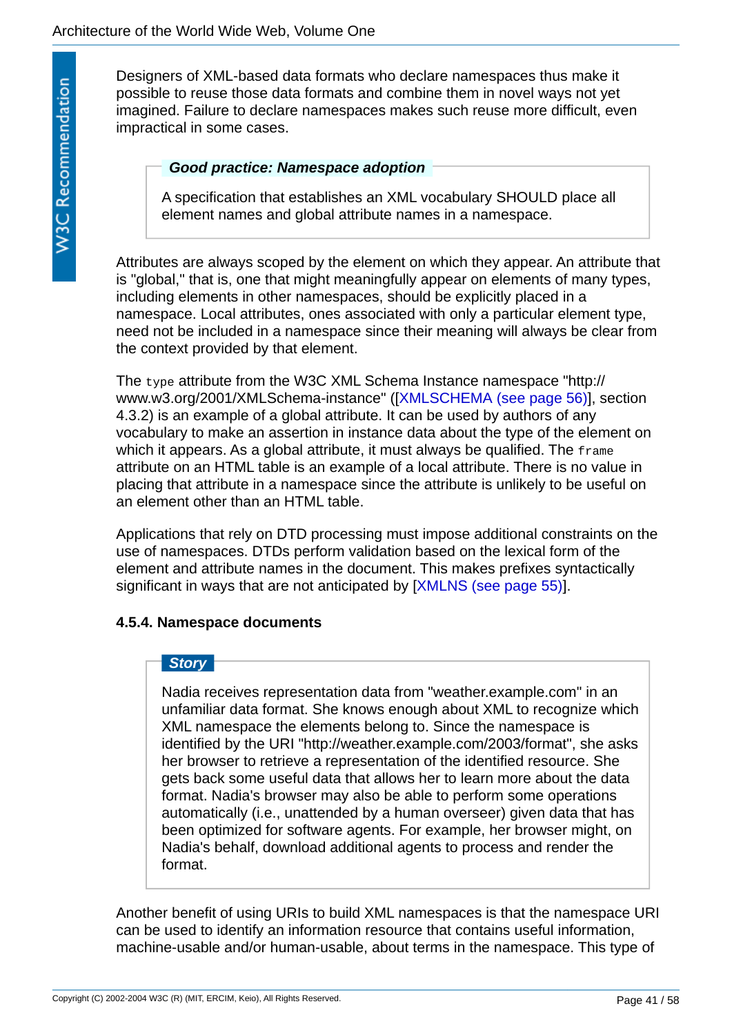Designers of XML-based data formats who declare namespaces thus make it possible to reuse those data formats and combine them in novel ways not yet imagined. Failure to declare namespaces makes such reuse more difficult, even impractical in some cases.

> ***Good practice: Namespace adoption***
>
> A specification that establishes an XML vocabulary SHOULD place all element names and global attribute names in a namespace.

Attributes are always scoped by the element on which they appear. An attribute that is "global," that is, one that might meaningfully appear on elements of many types, including elements in other namespaces, should be explicitly placed in a namespace. Local attributes, ones associated with only a particular element type, need not be included in a namespace since their meaning will always be clear from the context provided by that element.

The `type` attribute from the W3C XML Schema Instance namespace "http://www.w3.org/2001/XMLSchema-instance" ([XMLSCHEMA (see page 56)], section 4.3.2) is an example of a global attribute. It can be used by authors of any vocabulary to make an assertion in instance data about the type of the element on which it appears. As a global attribute, it must always be qualified. The `frame` attribute on an HTML table is an example of a local attribute. There is no value in placing that attribute in a namespace since the attribute is unlikely to be useful on an element other than an HTML table.

Applications that rely on DTD processing must impose additional constraints on the use of namespaces. DTDs perform validation based on the lexical form of the element and attribute names in the document. This makes prefixes syntactically significant in ways that are not anticipated by [XMLNS (see page 55)].

#### 4.5.4. Namespace documents

> ***Story***
>
> Nadia receives representation data from "weather.example.com" in an unfamiliar data format. She knows enough about XML to recognize which XML namespace the elements belong to. Since the namespace is identified by the URI "http://weather.example.com/2003/format", she asks her browser to retrieve a representation of the identified resource. She gets back some useful data that allows her to learn more about the data format. Nadia's browser may also be able to perform some operations automatically (i.e., unattended by a human overseer) given data that has been optimized for software agents. For example, her browser might, on Nadia's behalf, download additional agents to process and render the format.

Another benefit of using URIs to build XML namespaces is that the namespace URI can be used to identify an information resource that contains useful information, machine-usable and/or human-usable, about terms in the namespace. This type of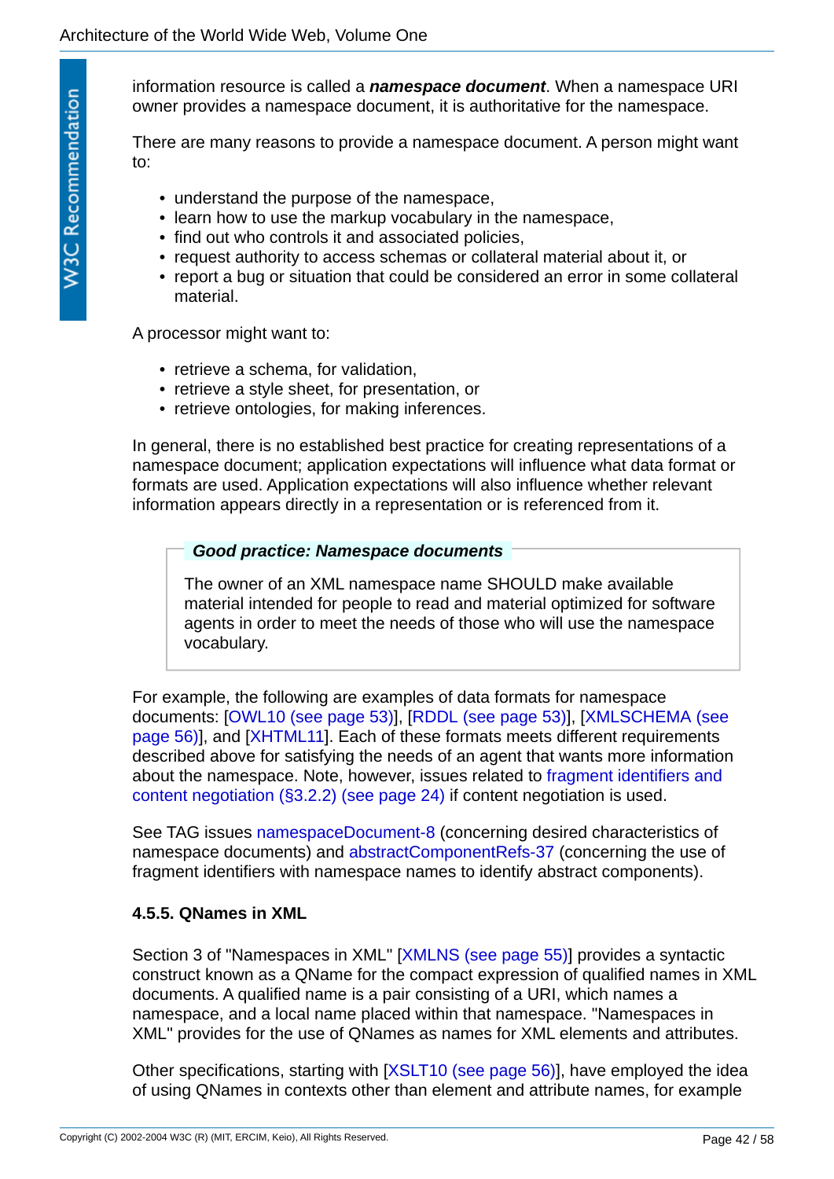information resource is called a ***namespace document***. When a namespace URI owner provides a namespace document, it is authoritative for the namespace.

There are many reasons to provide a namespace document. A person might want to:

- understand the purpose of the namespace,
- learn how to use the markup vocabulary in the namespace,
- find out who controls it and associated policies,
- request authority to access schemas or collateral material about it, or
- report a bug or situation that could be considered an error in some collateral material.

A processor might want to:

- retrieve a schema, for validation,
- retrieve a style sheet, for presentation, or
- retrieve ontologies, for making inferences.

In general, there is no established best practice for creating representations of a namespace document; application expectations will influence what data format or formats are used. Application expectations will also influence whether relevant information appears directly in a representation or is referenced from it.

> ***Good practice: Namespace documents***
>
> The owner of an XML namespace name SHOULD make available material intended for people to read and material optimized for software agents in order to meet the needs of those who will use the namespace vocabulary.

For example, the following are examples of data formats for namespace documents: [OWL10 (see page 53)], [RDDL (see page 53)], [XMLSCHEMA (see page 56)], and [XHTML11]. Each of these formats meets different requirements described above for satisfying the needs of an agent that wants more information about the namespace. Note, however, issues related to fragment identifiers and content negotiation (§3.2.2) (see page 24) if content negotiation is used.

See TAG issues namespaceDocument-8 (concerning desired characteristics of namespace documents) and abstractComponentRefs-37 (concerning the use of fragment identifiers with namespace names to identify abstract components).

#### 4.5.5. QNames in XML

Section 3 of "Namespaces in XML" [XMLNS (see page 55)] provides a syntactic construct known as a QName for the compact expression of qualified names in XML documents. A qualified name is a pair consisting of a URI, which names a namespace, and a local name placed within that namespace. "Namespaces in XML" provides for the use of QNames as names for XML elements and attributes.

Other specifications, starting with [XSLT10 (see page 56)], have employed the idea of using QNames in contexts other than element and attribute names, for example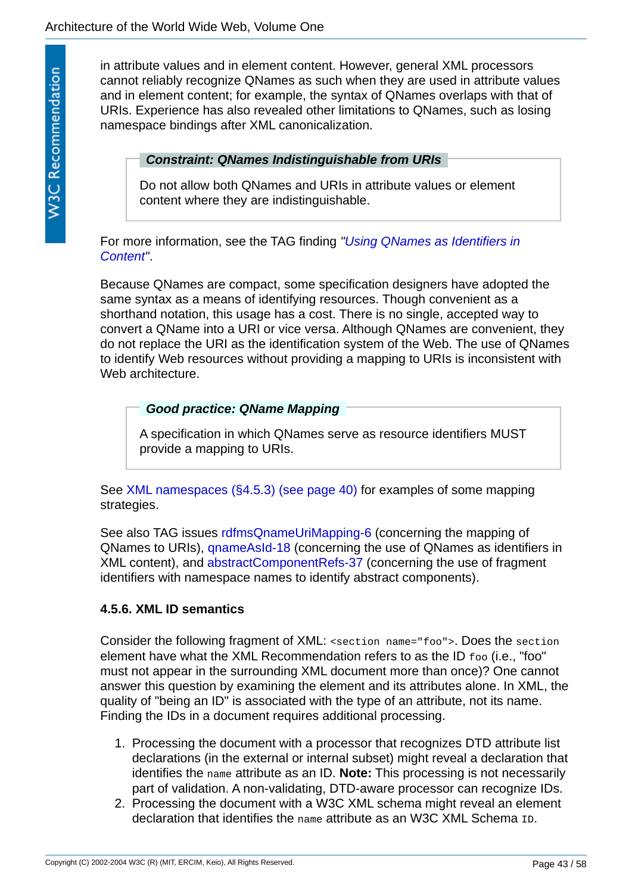in attribute values and in element content. However, general XML processors cannot reliably recognize QNames as such when they are used in attribute values and in element content; for example, the syntax of QNames overlaps with that of URIs. Experience has also revealed other limitations to QNames, such as losing namespace bindings after XML canonicalization.

> ***Constraint: QNames Indistinguishable from URIs***
>
> Do not allow both QNames and URIs in attribute values or element content where they are indistinguishable.

For more information, see the TAG finding *"Using QNames as Identifiers in Content"*.

Because QNames are compact, some specification designers have adopted the same syntax as a means of identifying resources. Though convenient as a shorthand notation, this usage has a cost. There is no single, accepted way to convert a QName into a URI or vice versa. Although QNames are convenient, they do not replace the URI as the identification system of the Web. The use of QNames to identify Web resources without providing a mapping to URIs is inconsistent with Web architecture.

> ***Good practice: QName Mapping***
>
> A specification in which QNames serve as resource identifiers MUST provide a mapping to URIs.

See XML namespaces (§4.5.3) (see page 40) for examples of some mapping strategies.

See also TAG issues rdfmsQnameUriMapping-6 (concerning the mapping of QNames to URIs), qnameAsId-18 (concerning the use of QNames as identifiers in XML content), and abstractComponentRefs-37 (concerning the use of fragment identifiers with namespace names to identify abstract components).

### 4.5.6. XML ID semantics

Consider the following fragment of XML: `<section name="foo">`. Does the `section` element have what the XML Recommendation refers to as the ID `foo` (i.e., "foo" must not appear in the surrounding XML document more than once)? One cannot answer this question by examining the element and its attributes alone. In XML, the quality of "being an ID" is associated with the type of an attribute, not its name. Finding the IDs in a document requires additional processing.

1. Processing the document with a processor that recognizes DTD attribute list declarations (in the external or internal subset) might reveal a declaration that identifies the `name` attribute as an ID. **Note:** This processing is not necessarily part of validation. A non-validating, DTD-aware processor can recognize IDs.
2. Processing the document with a W3C XML schema might reveal an element declaration that identifies the `name` attribute as an W3C XML Schema `ID`.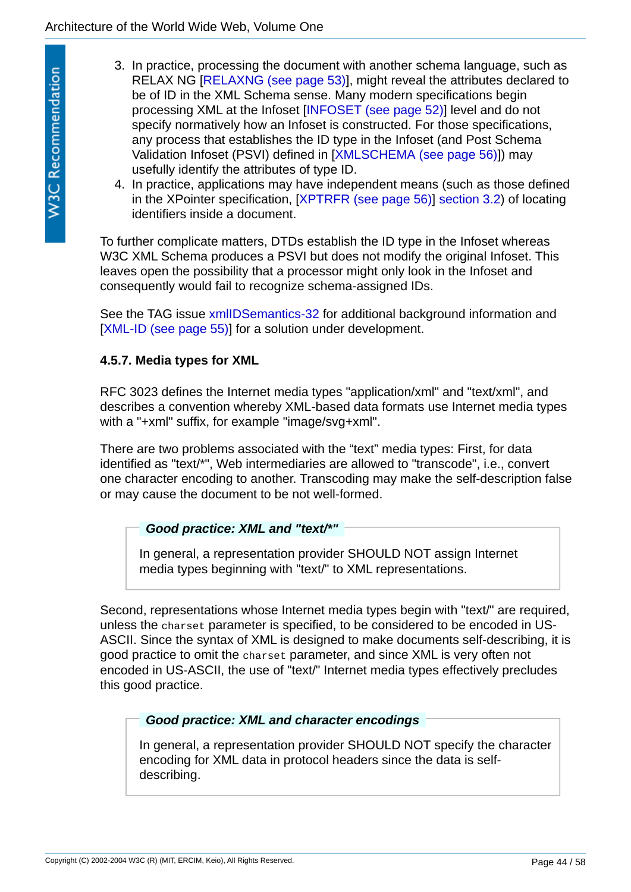3. In practice, processing the document with another schema language, such as RELAX NG [RELAXNG (see page 53)], might reveal the attributes declared to be of ID in the XML Schema sense. Many modern specifications begin processing XML at the Infoset [INFOSET (see page 52)] level and do not specify normatively how an Infoset is constructed. For those specifications, any process that establishes the ID type in the Infoset (and Post Schema Validation Infoset (PSVI) defined in [XMLSCHEMA (see page 56)]) may usefully identify the attributes of type ID.
4. In practice, applications may have independent means (such as those defined in the XPointer specification, [XPTRFR (see page 56)] section 3.2) of locating identifiers inside a document.

To further complicate matters, DTDs establish the ID type in the Infoset whereas W3C XML Schema produces a PSVI but does not modify the original Infoset. This leaves open the possibility that a processor might only look in the Infoset and consequently would fail to recognize schema-assigned IDs.

See the TAG issue xmlIDSemantics-32 for additional background information and [XML-ID (see page 55)] for a solution under development.

#### 4.5.7. Media types for XML

RFC 3023 defines the Internet media types "application/xml" and "text/xml", and describes a convention whereby XML-based data formats use Internet media types with a "+xml" suffix, for example "image/svg+xml".

There are two problems associated with the “text” media types: First, for data identified as "text/*", Web intermediaries are allowed to "transcode", i.e., convert one character encoding to another. Transcoding may make the self-description false or may cause the document to be not well-formed.

> ***Good practice: XML and "text/*"***
>
> In general, a representation provider SHOULD NOT assign Internet media types beginning with "text/" to XML representations.

Second, representations whose Internet media types begin with "text/" are required, unless the `charset` parameter is specified, to be considered to be encoded in US-ASCII. Since the syntax of XML is designed to make documents self-describing, it is good practice to omit the `charset` parameter, and since XML is very often not encoded in US-ASCII, the use of "text/" Internet media types effectively precludes this good practice.

> ***Good practice: XML and character encodings***
>
> In general, a representation provider SHOULD NOT specify the character encoding for XML data in protocol headers since the data is self-describing.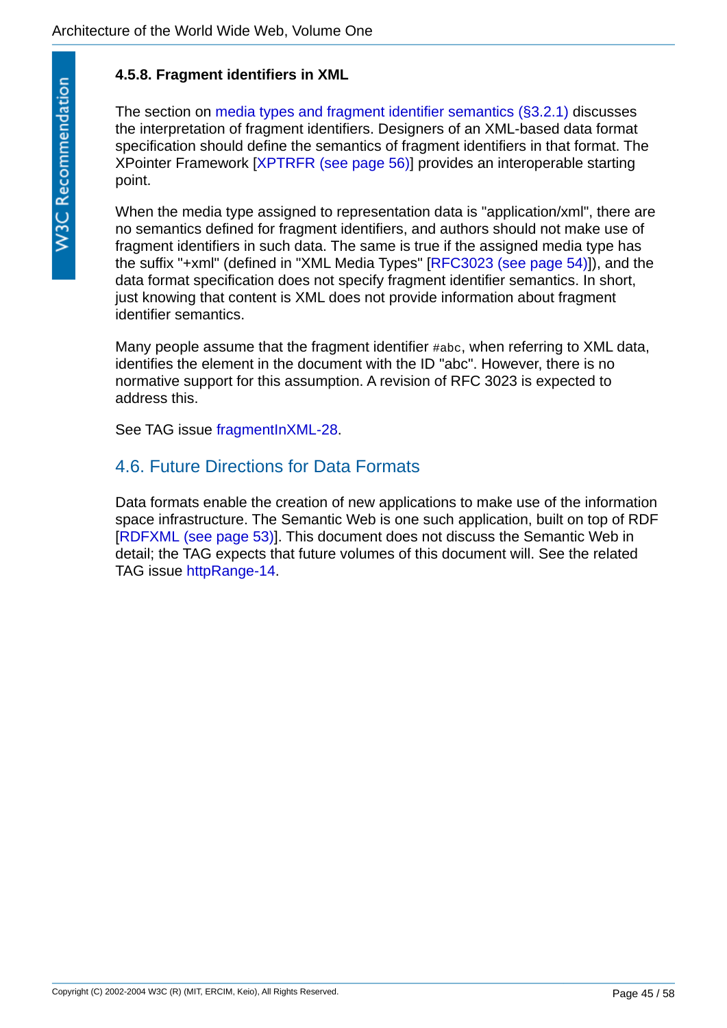#### 4.5.8. Fragment identifiers in XML

The section on media types and fragment identifier semantics (§3.2.1) discusses the interpretation of fragment identifiers. Designers of an XML-based data format specification should define the semantics of fragment identifiers in that format. The XPointer Framework [XPTRFR (see page 56)] provides an interoperable starting point.

When the media type assigned to representation data is "application/xml", there are no semantics defined for fragment identifiers, and authors should not make use of fragment identifiers in such data. The same is true if the assigned media type has the suffix "+xml" (defined in "XML Media Types" [RFC3023 (see page 54)]), and the data format specification does not specify fragment identifier semantics. In short, just knowing that content is XML does not provide information about fragment identifier semantics.

Many people assume that the fragment identifier `#abc`, when referring to XML data, identifies the element in the document with the ID "abc". However, there is no normative support for this assumption. A revision of RFC 3023 is expected to address this.

See TAG issue fragmentInXML-28.

### 4.6. Future Directions for Data Formats

Data formats enable the creation of new applications to make use of the information space infrastructure. The Semantic Web is one such application, built on top of RDF [RDFXML (see page 53)]. This document does not discuss the Semantic Web in detail; the TAG expects that future volumes of this document will. See the related TAG issue httpRange-14.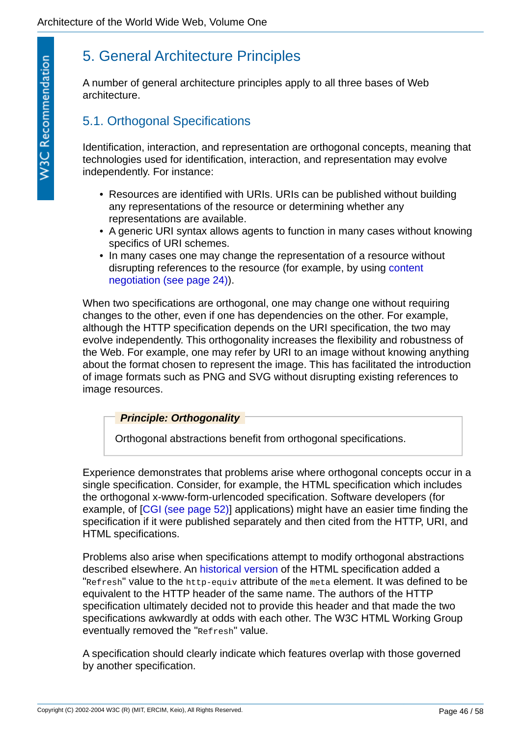## 5. General Architecture Principles

A number of general architecture principles apply to all three bases of Web architecture.

### 5.1. Orthogonal Specifications

Identification, interaction, and representation are orthogonal concepts, meaning that technologies used for identification, interaction, and representation may evolve independently. For instance:

- Resources are identified with URIs. URIs can be published without building any representations of the resource or determining whether any representations are available.
- A generic URI syntax allows agents to function in many cases without knowing specifics of URI schemes.
- In many cases one may change the representation of a resource without disrupting references to the resource (for example, by using content negotiation (see page 24)).

When two specifications are orthogonal, one may change one without requiring changes to the other, even if one has dependencies on the other. For example, although the HTTP specification depends on the URI specification, the two may evolve independently. This orthogonality increases the flexibility and robustness of the Web. For example, one may refer by URI to an image without knowing anything about the format chosen to represent the image. This has facilitated the introduction of image formats such as PNG and SVG without disrupting existing references to image resources.

> ***Principle: Orthogonality***
>
> Orthogonal abstractions benefit from orthogonal specifications.

Experience demonstrates that problems arise where orthogonal concepts occur in a single specification. Consider, for example, the HTML specification which includes the orthogonal x-www-form-urlencoded specification. Software developers (for example, of [CGI (see page 52)] applications) might have an easier time finding the specification if it were published separately and then cited from the HTTP, URI, and HTML specifications.

Problems also arise when specifications attempt to modify orthogonal abstractions described elsewhere. An historical version of the HTML specification added a "`Refresh`" value to the `http-equiv` attribute of the `meta` element. It was defined to be equivalent to the HTTP header of the same name. The authors of the HTTP specification ultimately decided not to provide this header and that made the two specifications awkwardly at odds with each other. The W3C HTML Working Group eventually removed the "`Refresh`" value.

A specification should clearly indicate which features overlap with those governed by another specification.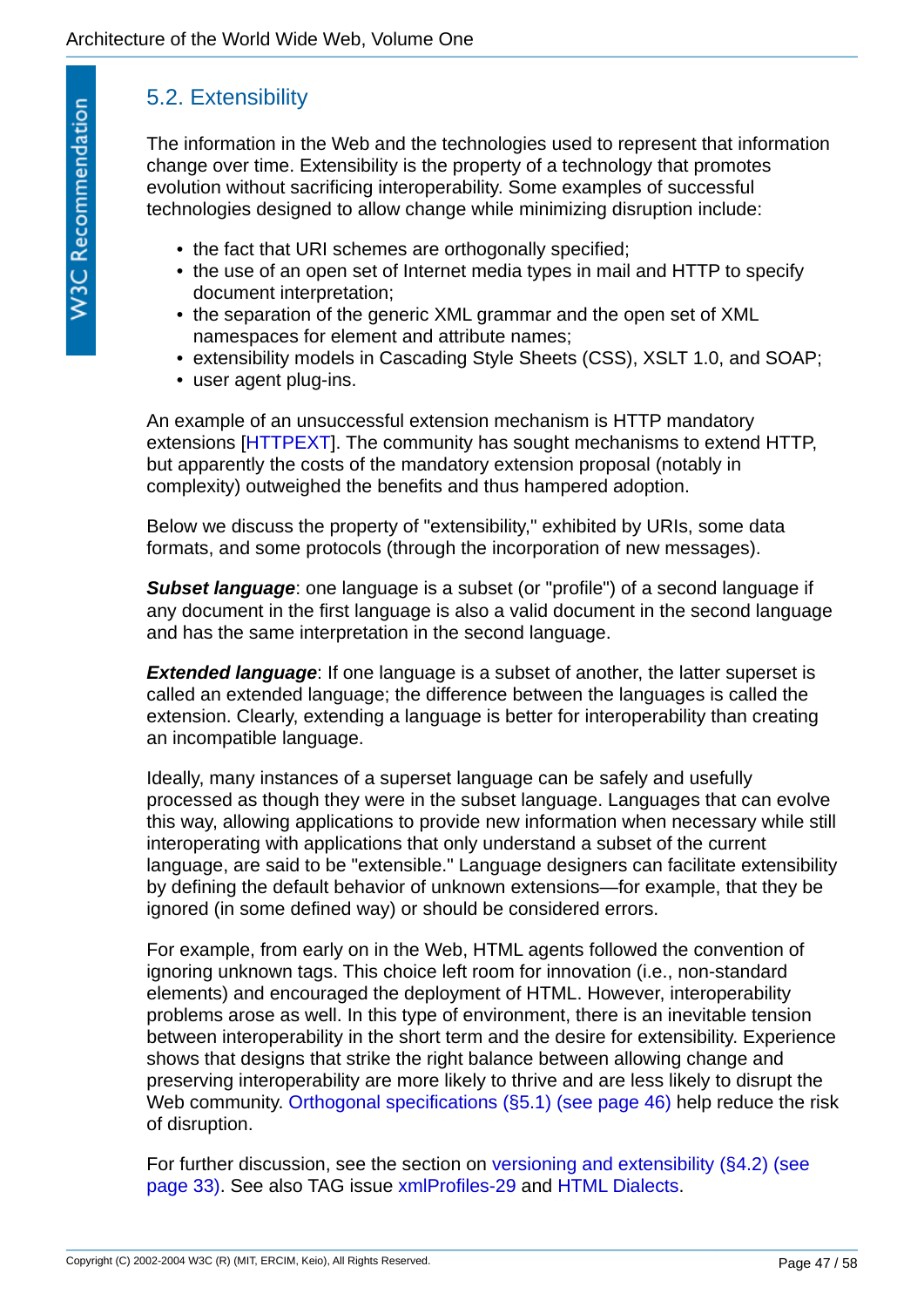## 5.2. Extensibility

The information in the Web and the technologies used to represent that information change over time. Extensibility is the property of a technology that promotes evolution without sacrificing interoperability. Some examples of successful technologies designed to allow change while minimizing disruption include:

- the fact that URI schemes are orthogonally specified;
- the use of an open set of Internet media types in mail and HTTP to specify document interpretation;
- the separation of the generic XML grammar and the open set of XML namespaces for element and attribute names;
- extensibility models in Cascading Style Sheets (CSS), XSLT 1.0, and SOAP;
- user agent plug-ins.

An example of an unsuccessful extension mechanism is HTTP mandatory extensions [HTTPEXT]. The community has sought mechanisms to extend HTTP, but apparently the costs of the mandatory extension proposal (notably in complexity) outweighed the benefits and thus hampered adoption.

Below we discuss the property of "extensibility," exhibited by URIs, some data formats, and some protocols (through the incorporation of new messages).

***Subset language***: one language is a subset (or "profile") of a second language if any document in the first language is also a valid document in the second language and has the same interpretation in the second language.

***Extended language***: If one language is a subset of another, the latter superset is called an extended language; the difference between the languages is called the extension. Clearly, extending a language is better for interoperability than creating an incompatible language.

Ideally, many instances of a superset language can be safely and usefully processed as though they were in the subset language. Languages that can evolve this way, allowing applications to provide new information when necessary while still interoperating with applications that only understand a subset of the current language, are said to be "extensible." Language designers can facilitate extensibility by defining the default behavior of unknown extensions—for example, that they be ignored (in some defined way) or should be considered errors.

For example, from early on in the Web, HTML agents followed the convention of ignoring unknown tags. This choice left room for innovation (i.e., non-standard elements) and encouraged the deployment of HTML. However, interoperability problems arose as well. In this type of environment, there is an inevitable tension between interoperability in the short term and the desire for extensibility. Experience shows that designs that strike the right balance between allowing change and preserving interoperability are more likely to thrive and are less likely to disrupt the Web community. Orthogonal specifications (§5.1) (see page 46) help reduce the risk of disruption.

For further discussion, see the section on versioning and extensibility (§4.2) (see page 33). See also TAG issue xmlProfiles-29 and HTML Dialects.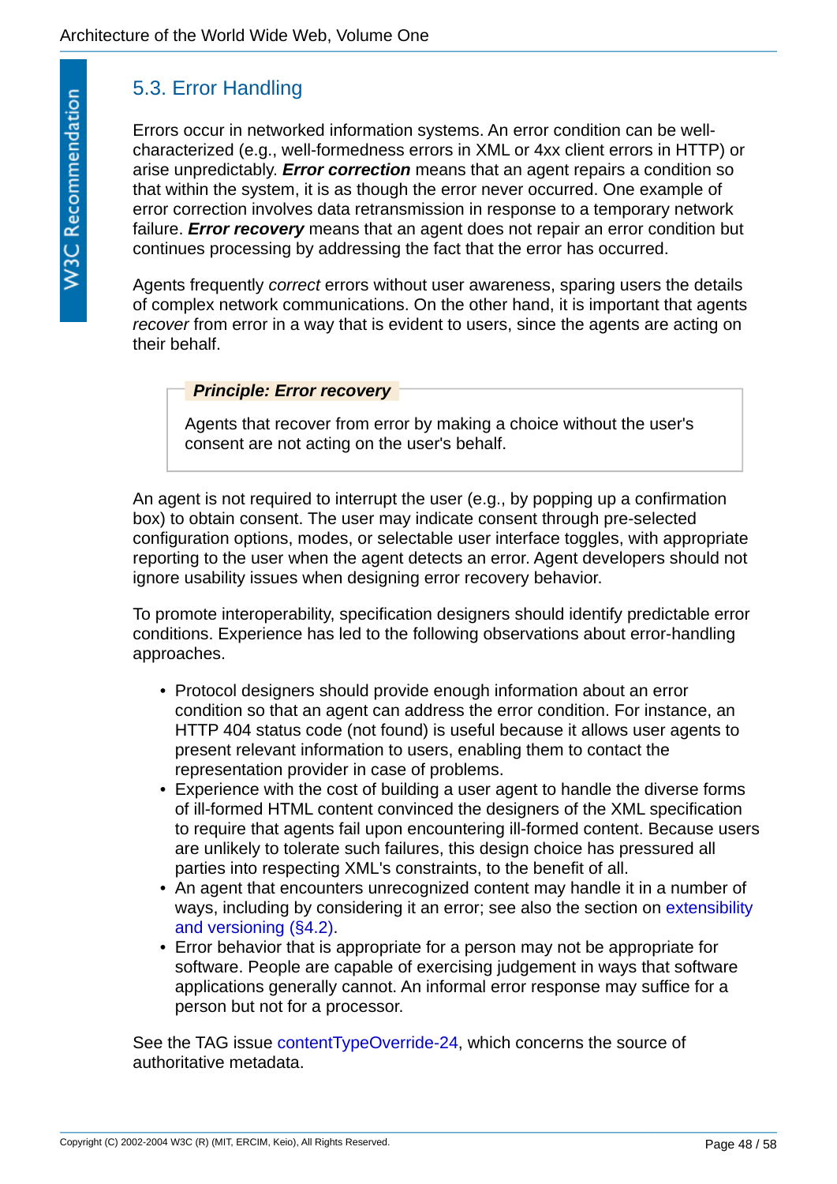## 5.3. Error Handling

Errors occur in networked information systems. An error condition can be well-characterized (e.g., well-formedness errors in XML or 4xx client errors in HTTP) or arise unpredictably. ***Error correction*** means that an agent repairs a condition so that within the system, it is as though the error never occurred. One example of error correction involves data retransmission in response to a temporary network failure. ***Error recovery*** means that an agent does not repair an error condition but continues processing by addressing the fact that the error has occurred.

Agents frequently *correct* errors without user awareness, sparing users the details of complex network communications. On the other hand, it is important that agents *recover* from error in a way that is evident to users, since the agents are acting on their behalf.

> ***Principle: Error recovery***
>
> Agents that recover from error by making a choice without the user's consent are not acting on the user's behalf.

An agent is not required to interrupt the user (e.g., by popping up a confirmation box) to obtain consent. The user may indicate consent through pre-selected configuration options, modes, or selectable user interface toggles, with appropriate reporting to the user when the agent detects an error. Agent developers should not ignore usability issues when designing error recovery behavior.

To promote interoperability, specification designers should identify predictable error conditions. Experience has led to the following observations about error-handling approaches.

- Protocol designers should provide enough information about an error condition so that an agent can address the error condition. For instance, an HTTP 404 status code (not found) is useful because it allows user agents to present relevant information to users, enabling them to contact the representation provider in case of problems.
- Experience with the cost of building a user agent to handle the diverse forms of ill-formed HTML content convinced the designers of the XML specification to require that agents fail upon encountering ill-formed content. Because users are unlikely to tolerate such failures, this design choice has pressured all parties into respecting XML's constraints, to the benefit of all.
- An agent that encounters unrecognized content may handle it in a number of ways, including by considering it an error; see also the section on extensibility and versioning (§4.2).
- Error behavior that is appropriate for a person may not be appropriate for software. People are capable of exercising judgement in ways that software applications generally cannot. An informal error response may suffice for a person but not for a processor.

See the TAG issue contentTypeOverride-24, which concerns the source of authoritative metadata.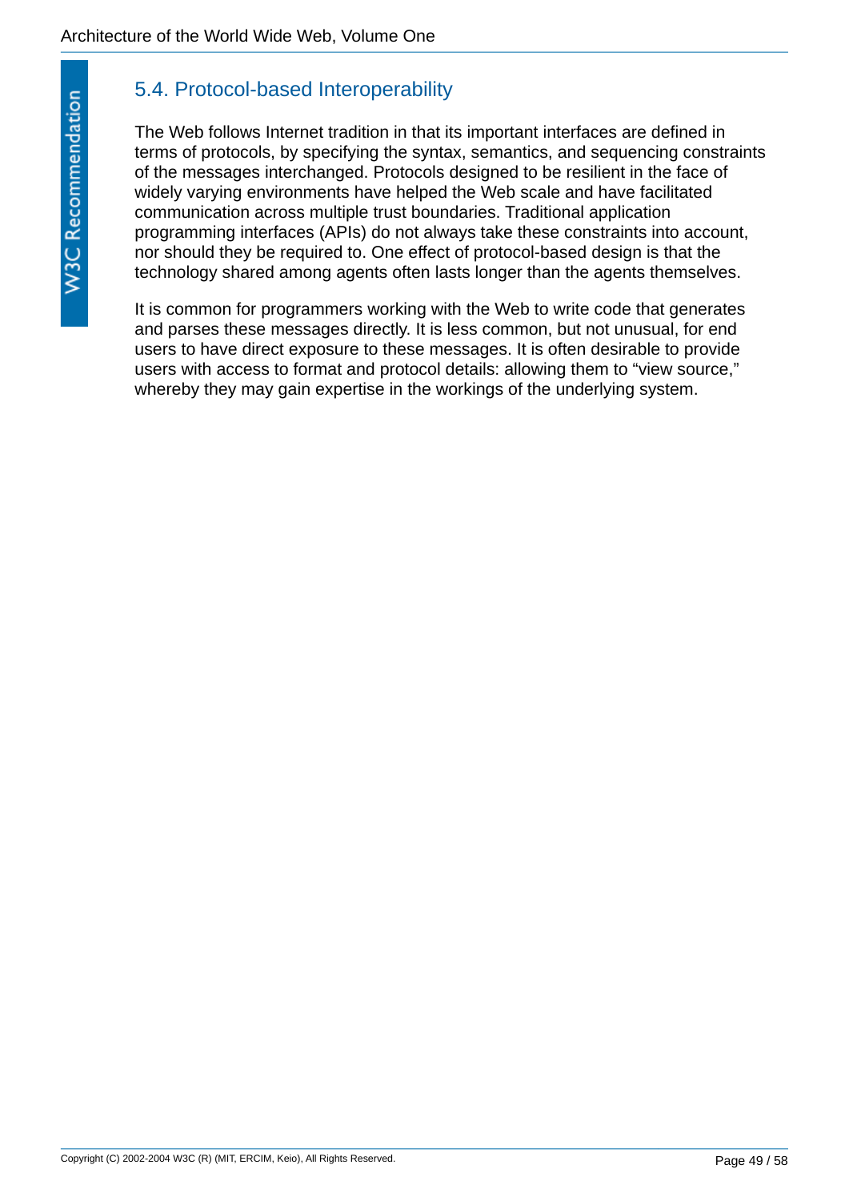## 5.4. Protocol-based Interoperability

The Web follows Internet tradition in that its important interfaces are defined in terms of protocols, by specifying the syntax, semantics, and sequencing constraints of the messages interchanged. Protocols designed to be resilient in the face of widely varying environments have helped the Web scale and have facilitated communication across multiple trust boundaries. Traditional application programming interfaces (APIs) do not always take these constraints into account, nor should they be required to. One effect of protocol-based design is that the technology shared among agents often lasts longer than the agents themselves.

It is common for programmers working with the Web to write code that generates and parses these messages directly. It is less common, but not unusual, for end users to have direct exposure to these messages. It is often desirable to provide users with access to format and protocol details: allowing them to “view source,” whereby they may gain expertise in the workings of the underlying system.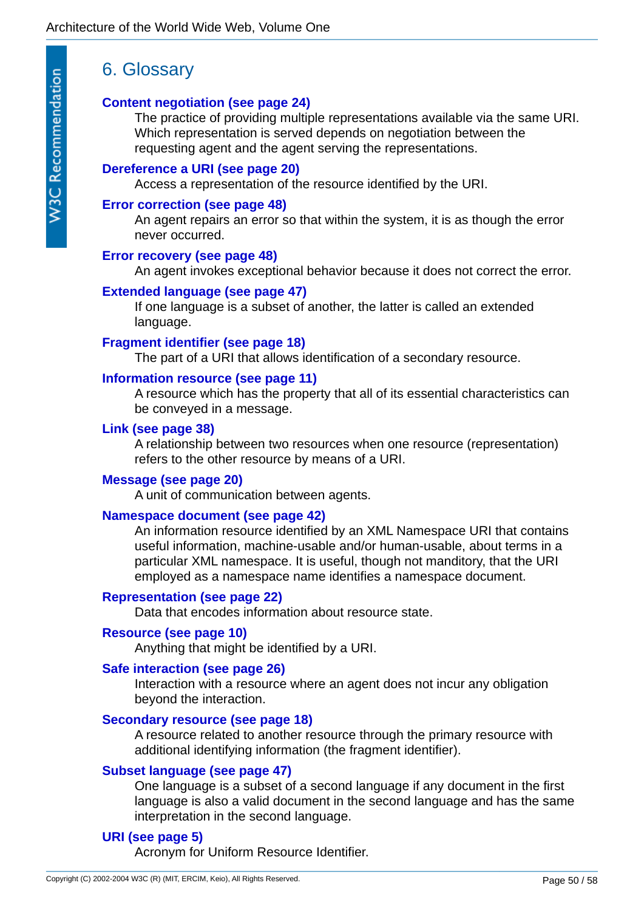# 6. Glossary

**Content negotiation (see page 24)**
: The practice of providing multiple representations available via the same URI. Which representation is served depends on negotiation between the requesting agent and the agent serving the representations.

**Dereference a URI (see page 20)**
: Access a representation of the resource identified by the URI.

**Error correction (see page 48)**
: An agent repairs an error so that within the system, it is as though the error never occurred.

**Error recovery (see page 48)**
: An agent invokes exceptional behavior because it does not correct the error.

**Extended language (see page 47)**
: If one language is a subset of another, the latter is called an extended language.

**Fragment identifier (see page 18)**
: The part of a URI that allows identification of a secondary resource.

**Information resource (see page 11)**
: A resource which has the property that all of its essential characteristics can be conveyed in a message.

**Link (see page 38)**
: A relationship between two resources when one resource (representation) refers to the other resource by means of a URI.

**Message (see page 20)**
: A unit of communication between agents.

**Namespace document (see page 42)**
: An information resource identified by an XML Namespace URI that contains useful information, machine-usable and/or human-usable, about terms in a particular XML namespace. It is useful, though not manditory, that the URI employed as a namespace name identifies a namespace document.

**Representation (see page 22)**
: Data that encodes information about resource state.

**Resource (see page 10)**
: Anything that might be identified by a URI.

**Safe interaction (see page 26)**
: Interaction with a resource where an agent does not incur any obligation beyond the interaction.

**Secondary resource (see page 18)**
: A resource related to another resource through the primary resource with additional identifying information (the fragment identifier).

**Subset language (see page 47)**
: One language is a subset of a second language if any document in the first language is also a valid document in the second language and has the same interpretation in the second language.

**URI (see page 5)**
: Acronym for Uniform Resource Identifier.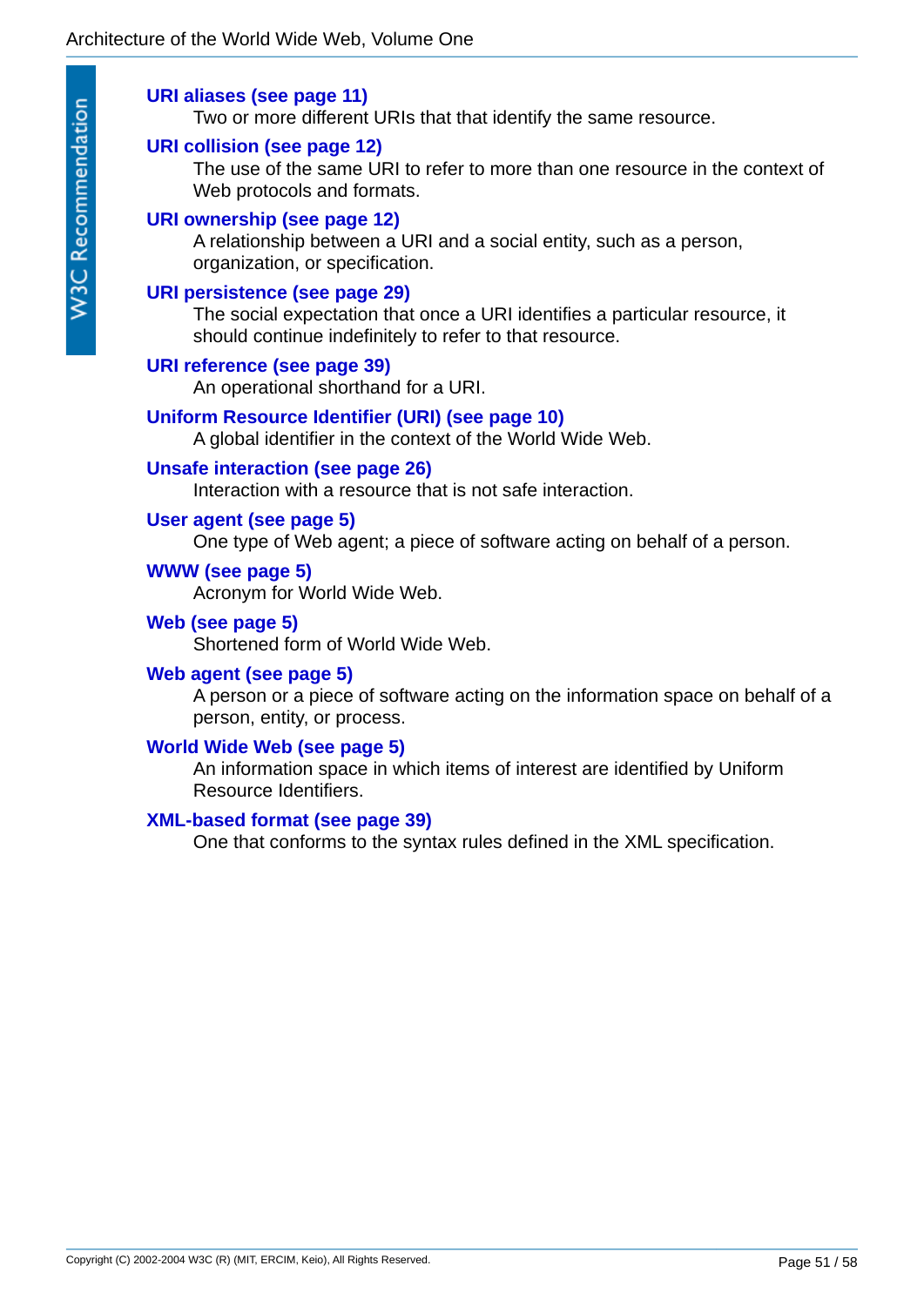**URI aliases (see page 11)**
: Two or more different URIs that that identify the same resource.

**URI collision (see page 12)**
: The use of the same URI to refer to more than one resource in the context of Web protocols and formats.

**URI ownership (see page 12)**
: A relationship between a URI and a social entity, such as a person, organization, or specification.

**URI persistence (see page 29)**
: The social expectation that once a URI identifies a particular resource, it should continue indefinitely to refer to that resource.

**URI reference (see page 39)**
: An operational shorthand for a URI.

**Uniform Resource Identifier (URI) (see page 10)**
: A global identifier in the context of the World Wide Web.

**Unsafe interaction (see page 26)**
: Interaction with a resource that is not safe interaction.

**User agent (see page 5)**
: One type of Web agent; a piece of software acting on behalf of a person.

**WWW (see page 5)**
: Acronym for World Wide Web.

**Web (see page 5)**
: Shortened form of World Wide Web.

**Web agent (see page 5)**
: A person or a piece of software acting on the information space on behalf of a person, entity, or process.

**World Wide Web (see page 5)**
: An information space in which items of interest are identified by Uniform Resource Identifiers.

**XML-based format (see page 39)**
: One that conforms to the syntax rules defined in the XML specification.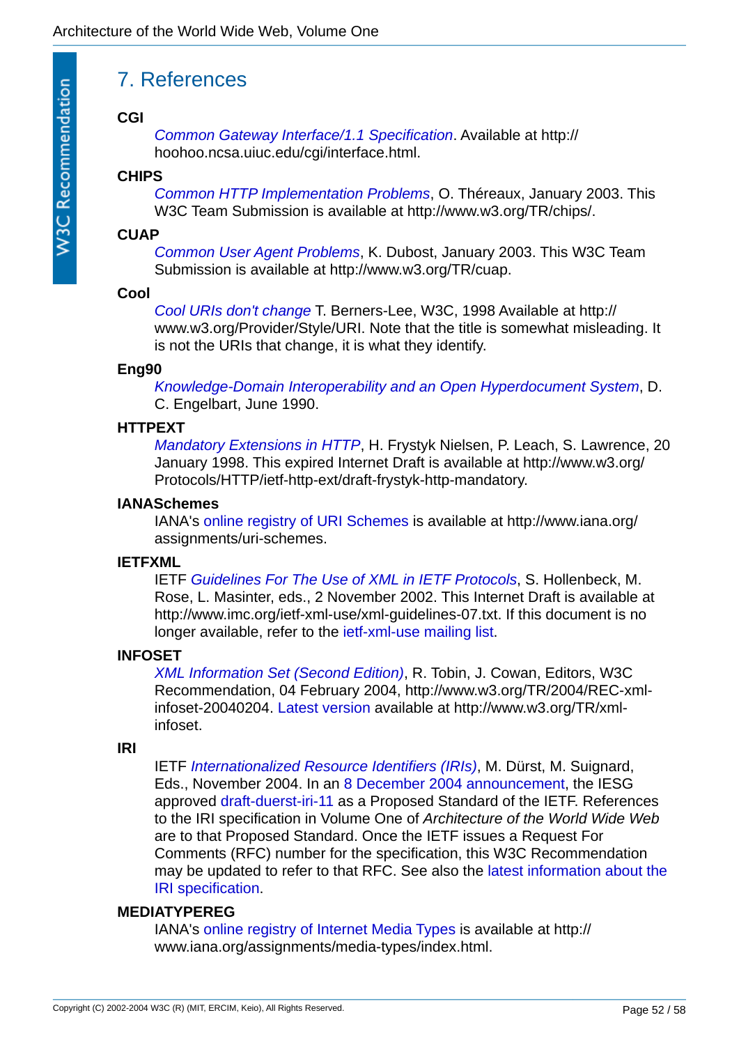## 7. References

**CGI**
: *Common Gateway Interface/1.1 Specification*. Available at http://hoohoo.ncsa.uiuc.edu/cgi/interface.html.

**CHIPS**
: *Common HTTP Implementation Problems*, O. Théreaux, January 2003. This W3C Team Submission is available at http://www.w3.org/TR/chips/.

**CUAP**
: *Common User Agent Problems*, K. Dubost, January 2003. This W3C Team Submission is available at http://www.w3.org/TR/cuap.

**Cool**
: *Cool URIs don't change* T. Berners-Lee, W3C, 1998 Available at http://www.w3.org/Provider/Style/URI. Note that the title is somewhat misleading. It is not the URIs that change, it is what they identify.

**Eng90**
: *Knowledge-Domain Interoperability and an Open Hyperdocument System*, D. C. Engelbart, June 1990.

**HTTPEXT**
: *Mandatory Extensions in HTTP*, H. Frystyk Nielsen, P. Leach, S. Lawrence, 20 January 1998. This expired Internet Draft is available at http://www.w3.org/Protocols/HTTP/ietf-http-ext/draft-frystyk-http-mandatory.

**IANASchemes**
: IANA's online registry of URI Schemes is available at http://www.iana.org/assignments/uri-schemes.

**IETFXML**
: IETF *Guidelines For The Use of XML in IETF Protocols*, S. Hollenbeck, M. Rose, L. Masinter, eds., 2 November 2002. This Internet Draft is available at http://www.imc.org/ietf-xml-use/xml-guidelines-07.txt. If this document is no longer available, refer to the ietf-xml-use mailing list.

**INFOSET**
: *XML Information Set (Second Edition)*, R. Tobin, J. Cowan, Editors, W3C Recommendation, 04 February 2004, http://www.w3.org/TR/2004/REC-xml-infoset-20040204. Latest version available at http://www.w3.org/TR/xml-infoset.

**IRI**
: IETF *Internationalized Resource Identifiers (IRIs)*, M. Dürst, M. Suignard, Eds., November 2004. In an 8 December 2004 announcement, the IESG approved draft-duerst-iri-11 as a Proposed Standard of the IETF. References to the IRI specification in Volume One of *Architecture of the World Wide Web* are to that Proposed Standard. Once the IETF issues a Request For Comments (RFC) number for the specification, this W3C Recommendation may be updated to refer to that RFC. See also the latest information about the IRI specification.

**MEDIATYPEREG**
: IANA's online registry of Internet Media Types is available at http://www.iana.org/assignments/media-types/index.html.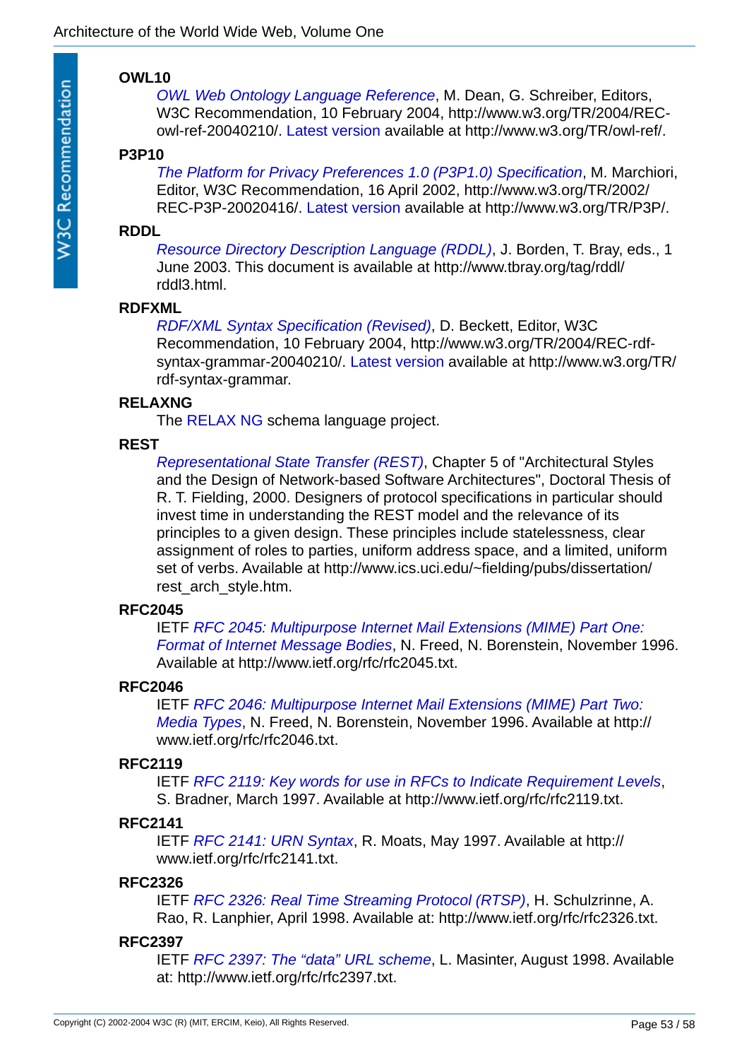**OWL10**
: *OWL Web Ontology Language Reference*, M. Dean, G. Schreiber, Editors, W3C Recommendation, 10 February 2004, http://www.w3.org/TR/2004/REC-owl-ref-20040210/. Latest version available at http://www.w3.org/TR/owl-ref/.

**P3P10**
: *The Platform for Privacy Preferences 1.0 (P3P1.0) Specification*, M. Marchiori, Editor, W3C Recommendation, 16 April 2002, http://www.w3.org/TR/2002/REC-P3P-20020416/. Latest version available at http://www.w3.org/TR/P3P/.

**RDDL**
: *Resource Directory Description Language (RDDL)*, J. Borden, T. Bray, eds., 1 June 2003. This document is available at http://www.tbray.org/tag/rddl/rddl3.html.

**RDFXML**
: *RDF/XML Syntax Specification (Revised)*, D. Beckett, Editor, W3C Recommendation, 10 February 2004, http://www.w3.org/TR/2004/REC-rdf-syntax-grammar-20040210/. Latest version available at http://www.w3.org/TR/rdf-syntax-grammar.

**RELAXNG**
: The RELAX NG schema language project.

**REST**
: *Representational State Transfer (REST)*, Chapter 5 of "Architectural Styles and the Design of Network-based Software Architectures", Doctoral Thesis of R. T. Fielding, 2000. Designers of protocol specifications in particular should invest time in understanding the REST model and the relevance of its principles to a given design. These principles include statelessness, clear assignment of roles to parties, uniform address space, and a limited, uniform set of verbs. Available at http://www.ics.uci.edu/~fielding/pubs/dissertation/rest_arch_style.htm.

**RFC2045**
: IETF *RFC 2045: Multipurpose Internet Mail Extensions (MIME) Part One: Format of Internet Message Bodies*, N. Freed, N. Borenstein, November 1996. Available at http://www.ietf.org/rfc/rfc2045.txt.

**RFC2046**
: IETF *RFC 2046: Multipurpose Internet Mail Extensions (MIME) Part Two: Media Types*, N. Freed, N. Borenstein, November 1996. Available at http://www.ietf.org/rfc/rfc2046.txt.

**RFC2119**
: IETF *RFC 2119: Key words for use in RFCs to Indicate Requirement Levels*, S. Bradner, March 1997. Available at http://www.ietf.org/rfc/rfc2119.txt.

**RFC2141**
: IETF *RFC 2141: URN Syntax*, R. Moats, May 1997. Available at http://www.ietf.org/rfc/rfc2141.txt.

**RFC2326**
: IETF *RFC 2326: Real Time Streaming Protocol (RTSP)*, H. Schulzrinne, A. Rao, R. Lanphier, April 1998. Available at: http://www.ietf.org/rfc/rfc2326.txt.

**RFC2397**
: IETF *RFC 2397: The “data” URL scheme*, L. Masinter, August 1998. Available at: http://www.ietf.org/rfc/rfc2397.txt.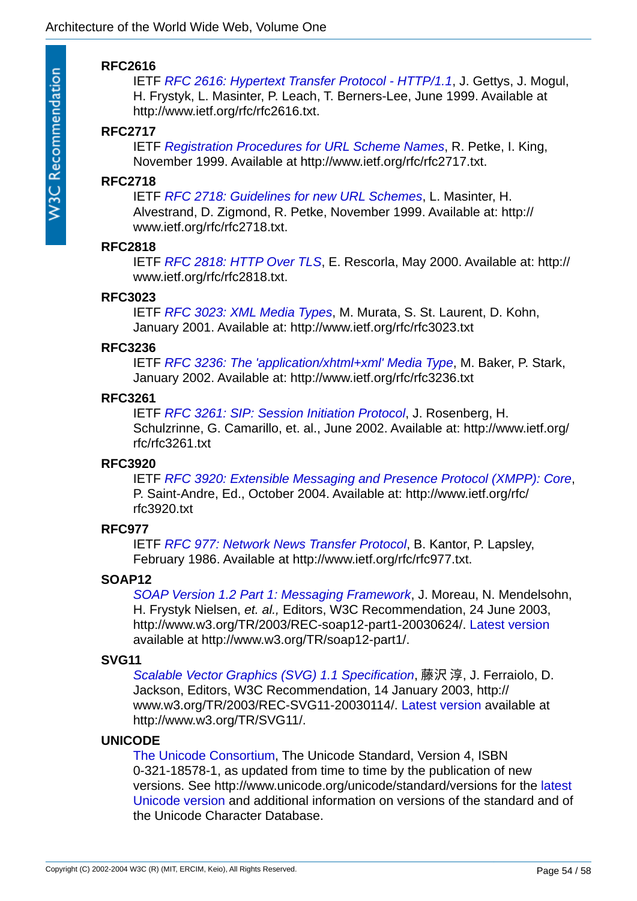**RFC2616**
: IETF *RFC 2616: Hypertext Transfer Protocol - HTTP/1.1*, J. Gettys, J. Mogul, H. Frystyk, L. Masinter, P. Leach, T. Berners-Lee, June 1999. Available at http://www.ietf.org/rfc/rfc2616.txt.

**RFC2717**
: IETF *Registration Procedures for URL Scheme Names*, R. Petke, I. King, November 1999. Available at http://www.ietf.org/rfc/rfc2717.txt.

**RFC2718**
: IETF *RFC 2718: Guidelines for new URL Schemes*, L. Masinter, H. Alvestrand, D. Zigmond, R. Petke, November 1999. Available at: http://www.ietf.org/rfc/rfc2718.txt.

**RFC2818**
: IETF *RFC 2818: HTTP Over TLS*, E. Rescorla, May 2000. Available at: http://www.ietf.org/rfc/rfc2818.txt.

**RFC3023**
: IETF *RFC 3023: XML Media Types*, M. Murata, S. St. Laurent, D. Kohn, January 2001. Available at: http://www.ietf.org/rfc/rfc3023.txt

**RFC3236**
: IETF *RFC 3236: The 'application/xhtml+xml' Media Type*, M. Baker, P. Stark, January 2002. Available at: http://www.ietf.org/rfc/rfc3236.txt

**RFC3261**
: IETF *RFC 3261: SIP: Session Initiation Protocol*, J. Rosenberg, H. Schulzrinne, G. Camarillo, et. al., June 2002. Available at: http://www.ietf.org/rfc/rfc3261.txt

**RFC3920**
: IETF *RFC 3920: Extensible Messaging and Presence Protocol (XMPP): Core*, P. Saint-Andre, Ed., October 2004. Available at: http://www.ietf.org/rfc/rfc3920.txt

**RFC977**
: IETF *RFC 977: Network News Transfer Protocol*, B. Kantor, P. Lapsley, February 1986. Available at http://www.ietf.org/rfc/rfc977.txt.

**SOAP12**
: *SOAP Version 1.2 Part 1: Messaging Framework*, J. Moreau, N. Mendelsohn, H. Frystyk Nielsen, *et. al.,* Editors, W3C Recommendation, 24 June 2003, http://www.w3.org/TR/2003/REC-soap12-part1-20030624/. Latest version available at http://www.w3.org/TR/soap12-part1/.

**SVG11**
: *Scalable Vector Graphics (SVG) 1.1 Specification*, 藤沢 淳, J. Ferraiolo, D. Jackson, Editors, W3C Recommendation, 14 January 2003, http://www.w3.org/TR/2003/REC-SVG11-20030114/. Latest version available at http://www.w3.org/TR/SVG11/.

**UNICODE**
: The Unicode Consortium, The Unicode Standard, Version 4, ISBN 0-321-18578-1, as updated from time to time by the publication of new versions. See http://www.unicode.org/unicode/standard/versions for the latest Unicode version and additional information on versions of the standard and of the Unicode Character Database.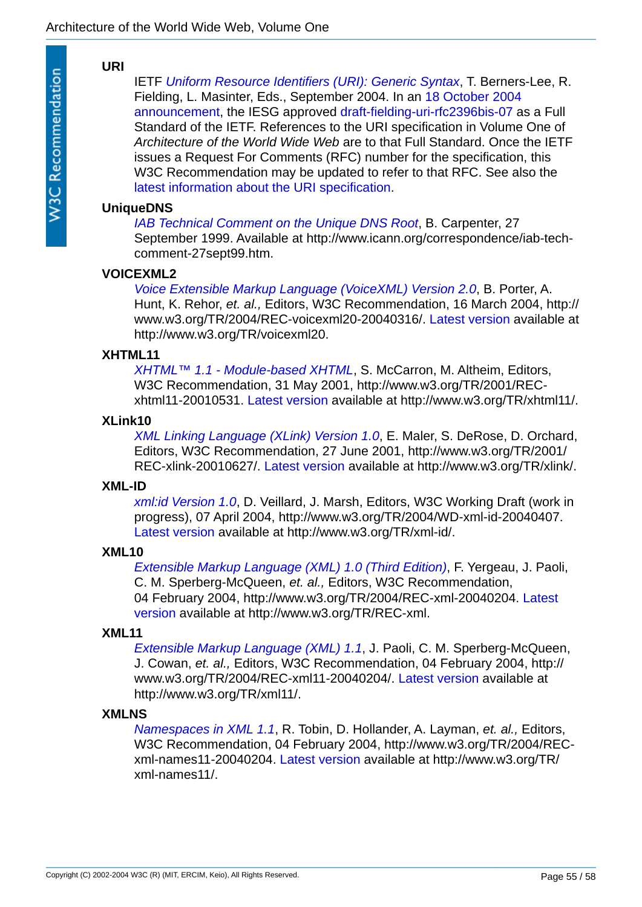**URI**

IETF *Uniform Resource Identifiers (URI): Generic Syntax*, T. Berners-Lee, R. Fielding, L. Masinter, Eds., September 2004. In an 18 October 2004 announcement, the IESG approved draft-fielding-uri-rfc2396bis-07 as a Full Standard of the IETF. References to the URI specification in Volume One of *Architecture of the World Wide Web* are to that Full Standard. Once the IETF issues a Request For Comments (RFC) number for the specification, this W3C Recommendation may be updated to refer to that RFC. See also the latest information about the URI specification.

**UniqueDNS**

*IAB Technical Comment on the Unique DNS Root*, B. Carpenter, 27 September 1999. Available at http://www.icann.org/correspondence/iab-tech-comment-27sept99.htm.

**VOICEXML2**

*Voice Extensible Markup Language (VoiceXML) Version 2.0*, B. Porter, A. Hunt, K. Rehor, *et. al.,* Editors, W3C Recommendation, 16 March 2004, http://www.w3.org/TR/2004/REC-voicexml20-20040316/. Latest version available at http://www.w3.org/TR/voicexml20.

**XHTML11**

*XHTML™ 1.1 - Module-based XHTML*, S. McCarron, M. Altheim, Editors, W3C Recommendation, 31 May 2001, http://www.w3.org/TR/2001/REC-xhtml11-20010531. Latest version available at http://www.w3.org/TR/xhtml11/.

**XLink10**

*XML Linking Language (XLink) Version 1.0*, E. Maler, S. DeRose, D. Orchard, Editors, W3C Recommendation, 27 June 2001, http://www.w3.org/TR/2001/REC-xlink-20010627/. Latest version available at http://www.w3.org/TR/xlink/.

**XML-ID**

*xml:id Version 1.0*, D. Veillard, J. Marsh, Editors, W3C Working Draft (work in progress), 07 April 2004, http://www.w3.org/TR/2004/WD-xml-id-20040407. Latest version available at http://www.w3.org/TR/xml-id/.

**XML10**

*Extensible Markup Language (XML) 1.0 (Third Edition)*, F. Yergeau, J. Paoli, C. M. Sperberg-McQueen, *et. al.,* Editors, W3C Recommendation, 04 February 2004, http://www.w3.org/TR/2004/REC-xml-20040204. Latest version available at http://www.w3.org/TR/REC-xml.

**XML11**

*Extensible Markup Language (XML) 1.1*, J. Paoli, C. M. Sperberg-McQueen, J. Cowan, *et. al.,* Editors, W3C Recommendation, 04 February 2004, http://www.w3.org/TR/2004/REC-xml11-20040204/. Latest version available at http://www.w3.org/TR/xml11/.

**XMLNS**

*Namespaces in XML 1.1*, R. Tobin, D. Hollander, A. Layman, *et. al.,* Editors, W3C Recommendation, 04 February 2004, http://www.w3.org/TR/2004/REC-xml-names11-20040204. Latest version available at http://www.w3.org/TR/xml-names11/.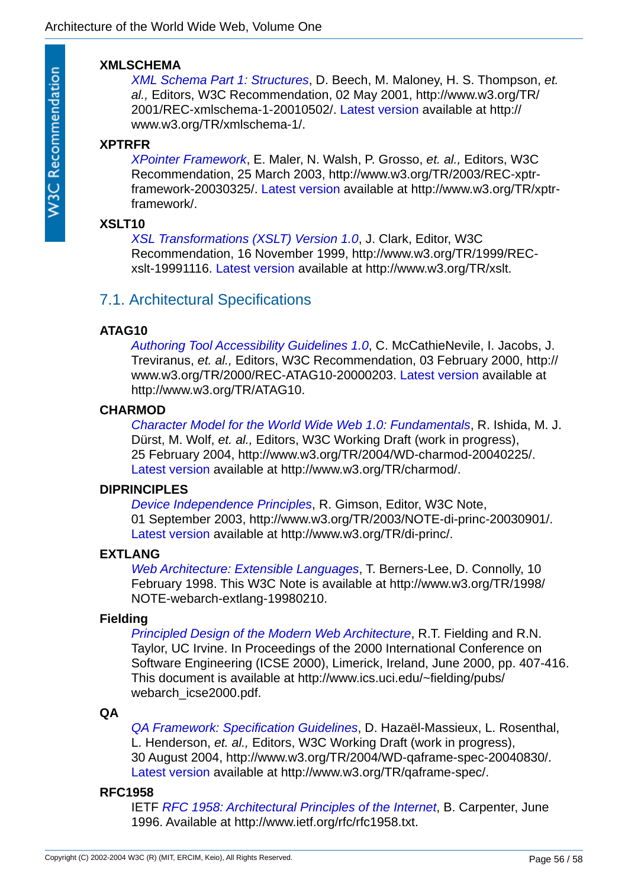**XMLSCHEMA**
: *XML Schema Part 1: Structures*, D. Beech, M. Maloney, H. S. Thompson, *et. al.,* Editors, W3C Recommendation, 02 May 2001, http://www.w3.org/TR/2001/REC-xmlschema-1-20010502/. Latest version available at http://www.w3.org/TR/xmlschema-1/.

**XPTRFR**
: *XPointer Framework*, E. Maler, N. Walsh, P. Grosso, *et. al.,* Editors, W3C Recommendation, 25 March 2003, http://www.w3.org/TR/2003/REC-xptr-framework-20030325/. Latest version available at http://www.w3.org/TR/xptr-framework/.

**XSLT10**
: *XSL Transformations (XSLT) Version 1.0*, J. Clark, Editor, W3C Recommendation, 16 November 1999, http://www.w3.org/TR/1999/REC-xslt-19991116. Latest version available at http://www.w3.org/TR/xslt.

## 7.1. Architectural Specifications

**ATAG10**
: *Authoring Tool Accessibility Guidelines 1.0*, C. McCathieNevile, I. Jacobs, J. Treviranus, *et. al.,* Editors, W3C Recommendation, 03 February 2000, http://www.w3.org/TR/2000/REC-ATAG10-20000203. Latest version available at http://www.w3.org/TR/ATAG10.

**CHARMOD**
: *Character Model for the World Wide Web 1.0: Fundamentals*, R. Ishida, M. J. Dürst, M. Wolf, *et. al.,* Editors, W3C Working Draft (work in progress), 25 February 2004, http://www.w3.org/TR/2004/WD-charmod-20040225/. Latest version available at http://www.w3.org/TR/charmod/.

**DIPRINCIPLES**
: *Device Independence Principles*, R. Gimson, Editor, W3C Note, 01 September 2003, http://www.w3.org/TR/2003/NOTE-di-princ-20030901/. Latest version available at http://www.w3.org/TR/di-princ/.

**EXTLANG**
: *Web Architecture: Extensible Languages*, T. Berners-Lee, D. Connolly, 10 February 1998. This W3C Note is available at http://www.w3.org/TR/1998/NOTE-webarch-extlang-19980210.

**Fielding**
: *Principled Design of the Modern Web Architecture*, R.T. Fielding and R.N. Taylor, UC Irvine. In Proceedings of the 2000 International Conference on Software Engineering (ICSE 2000), Limerick, Ireland, June 2000, pp. 407-416. This document is available at http://www.ics.uci.edu/~fielding/pubs/webarch_icse2000.pdf.

**QA**
: *QA Framework: Specification Guidelines*, D. Hazaël-Massieux, L. Rosenthal, L. Henderson, *et. al.,* Editors, W3C Working Draft (work in progress), 30 August 2004, http://www.w3.org/TR/2004/WD-qaframe-spec-20040830/. Latest version available at http://www.w3.org/TR/qaframe-spec/.

**RFC1958**
: IETF *RFC 1958: Architectural Principles of the Internet*, B. Carpenter, June 1996. Available at http://www.ietf.org/rfc/rfc1958.txt.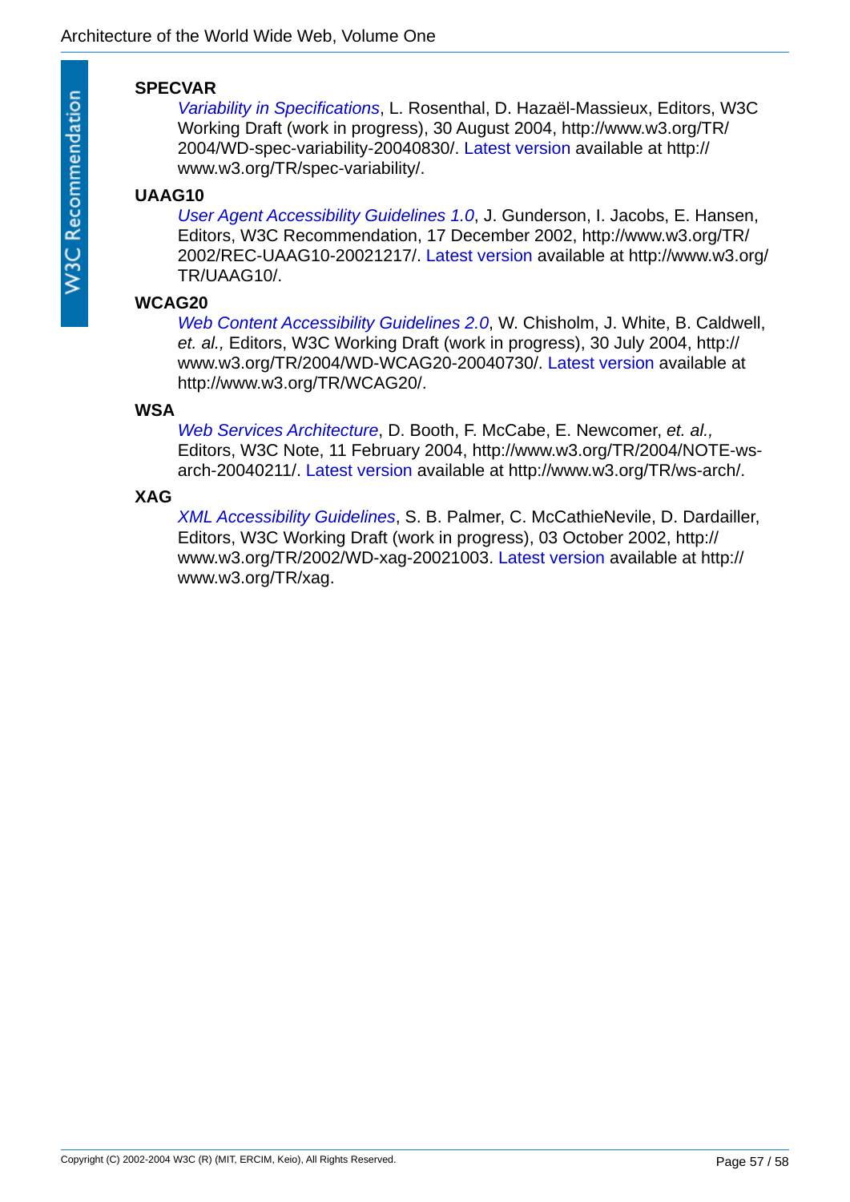**SPECVAR**

*Variability in Specifications*, L. Rosenthal, D. Hazaël-Massieux, Editors, W3C Working Draft (work in progress), 30 August 2004, http://www.w3.org/TR/2004/WD-spec-variability-20040830/. Latest version available at http://www.w3.org/TR/spec-variability/.

**UAAG10**

*User Agent Accessibility Guidelines 1.0*, J. Gunderson, I. Jacobs, E. Hansen, Editors, W3C Recommendation, 17 December 2002, http://www.w3.org/TR/2002/REC-UAAG10-20021217/. Latest version available at http://www.w3.org/TR/UAAG10/.

**WCAG20**

*Web Content Accessibility Guidelines 2.0*, W. Chisholm, J. White, B. Caldwell, *et. al.,* Editors, W3C Working Draft (work in progress), 30 July 2004, http://www.w3.org/TR/2004/WD-WCAG20-20040730/. Latest version available at http://www.w3.org/TR/WCAG20/.

**WSA**

*Web Services Architecture*, D. Booth, F. McCabe, E. Newcomer, *et. al.,* Editors, W3C Note, 11 February 2004, http://www.w3.org/TR/2004/NOTE-ws-arch-20040211/. Latest version available at http://www.w3.org/TR/ws-arch/.

**XAG**

*XML Accessibility Guidelines*, S. B. Palmer, C. McCathieNevile, D. Dardailler, Editors, W3C Working Draft (work in progress), 03 October 2002, http://www.w3.org/TR/2002/WD-xag-20021003. Latest version available at http://www.w3.org/TR/xag.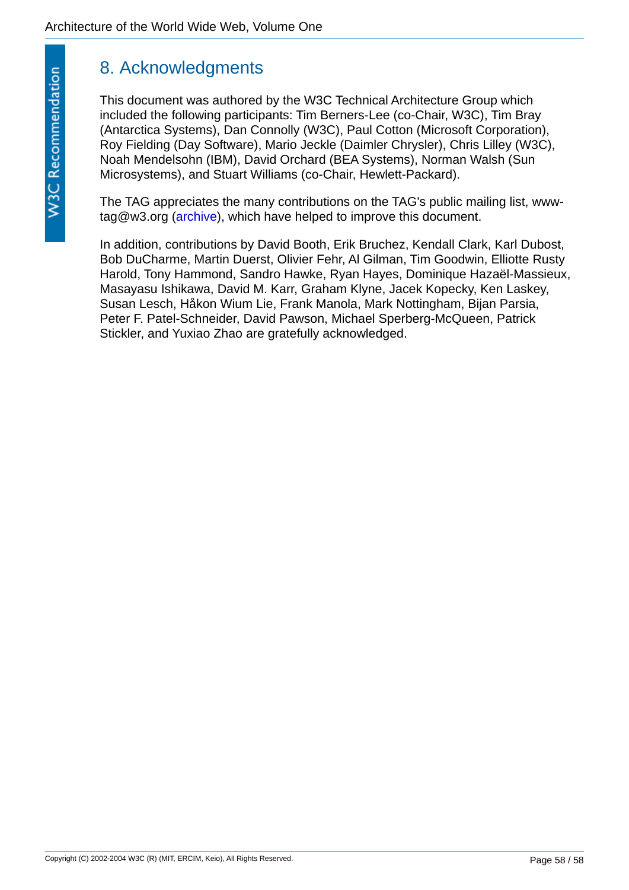## 8. Acknowledgments

This document was authored by the W3C Technical Architecture Group which included the following participants: Tim Berners-Lee (co-Chair, W3C), Tim Bray (Antarctica Systems), Dan Connolly (W3C), Paul Cotton (Microsoft Corporation), Roy Fielding (Day Software), Mario Jeckle (Daimler Chrysler), Chris Lilley (W3C), Noah Mendelsohn (IBM), David Orchard (BEA Systems), Norman Walsh (Sun Microsystems), and Stuart Williams (co-Chair, Hewlett-Packard).

The TAG appreciates the many contributions on the TAG's public mailing list, www-tag@w3.org (archive), which have helped to improve this document.

In addition, contributions by David Booth, Erik Bruchez, Kendall Clark, Karl Dubost, Bob DuCharme, Martin Duerst, Olivier Fehr, Al Gilman, Tim Goodwin, Elliotte Rusty Harold, Tony Hammond, Sandro Hawke, Ryan Hayes, Dominique Hazaël-Massieux, Masayasu Ishikawa, David M. Karr, Graham Klyne, Jacek Kopecky, Ken Laskey, Susan Lesch, Håkon Wium Lie, Frank Manola, Mark Nottingham, Bijan Parsia, Peter F. Patel-Schneider, David Pawson, Michael Sperberg-McQueen, Patrick Stickler, and Yuxiao Zhao are gratefully acknowledged.